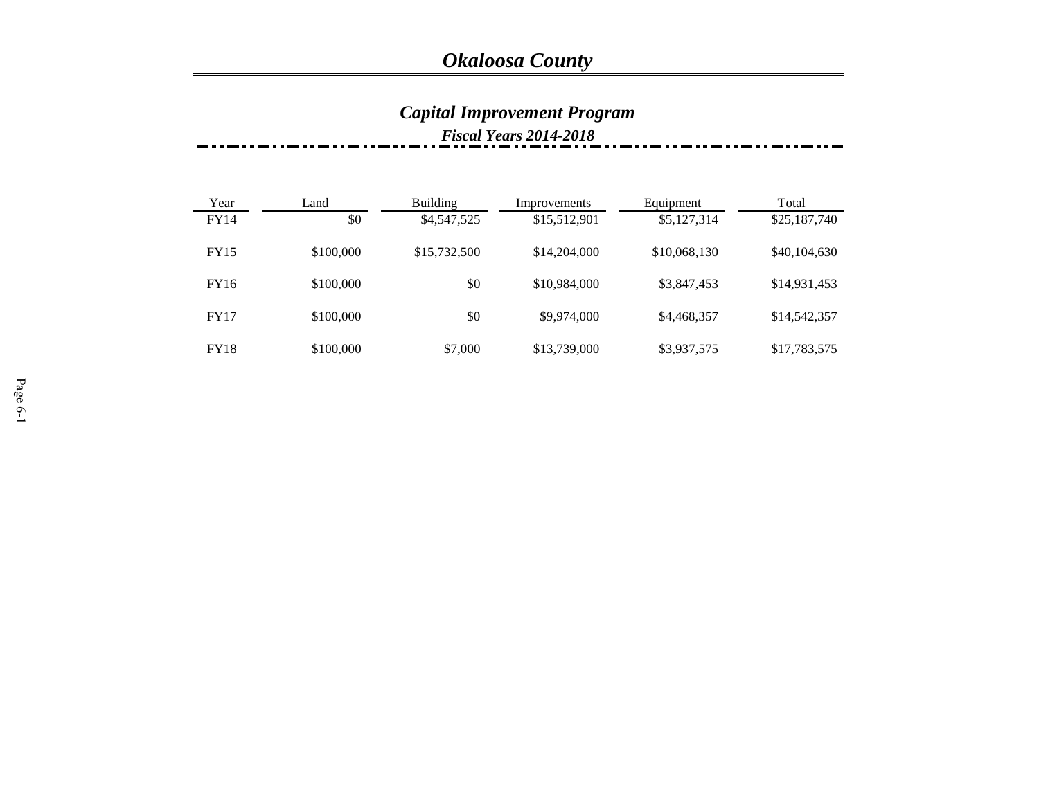# *Okaloosa County*

## *Capital Improvement Program*

### *Fiscal Years 2014-2018*

| Year | Land | Building | Improvements | Equipment | Total |
|---|---|---|---|---|---|
| FY14 | $0 | $4,547,525 | $15,512,901 | $5,127,314 | $25,187,740 |
| FY15 | $100,000 | $15,732,500 | $14,204,000 | $10,068,130 | $40,104,630 |
| FY16 | $100,000 | $0 | $10,984,000 | $3,847,453 | $14,931,453 |
| FY17 | $100,000 | $0 | $9,974,000 | $4,468,357 | $14,542,357 |
| FY18 | $100,000 | $7,000 | $13,739,000 | $3,937,575 | $17,783,575 |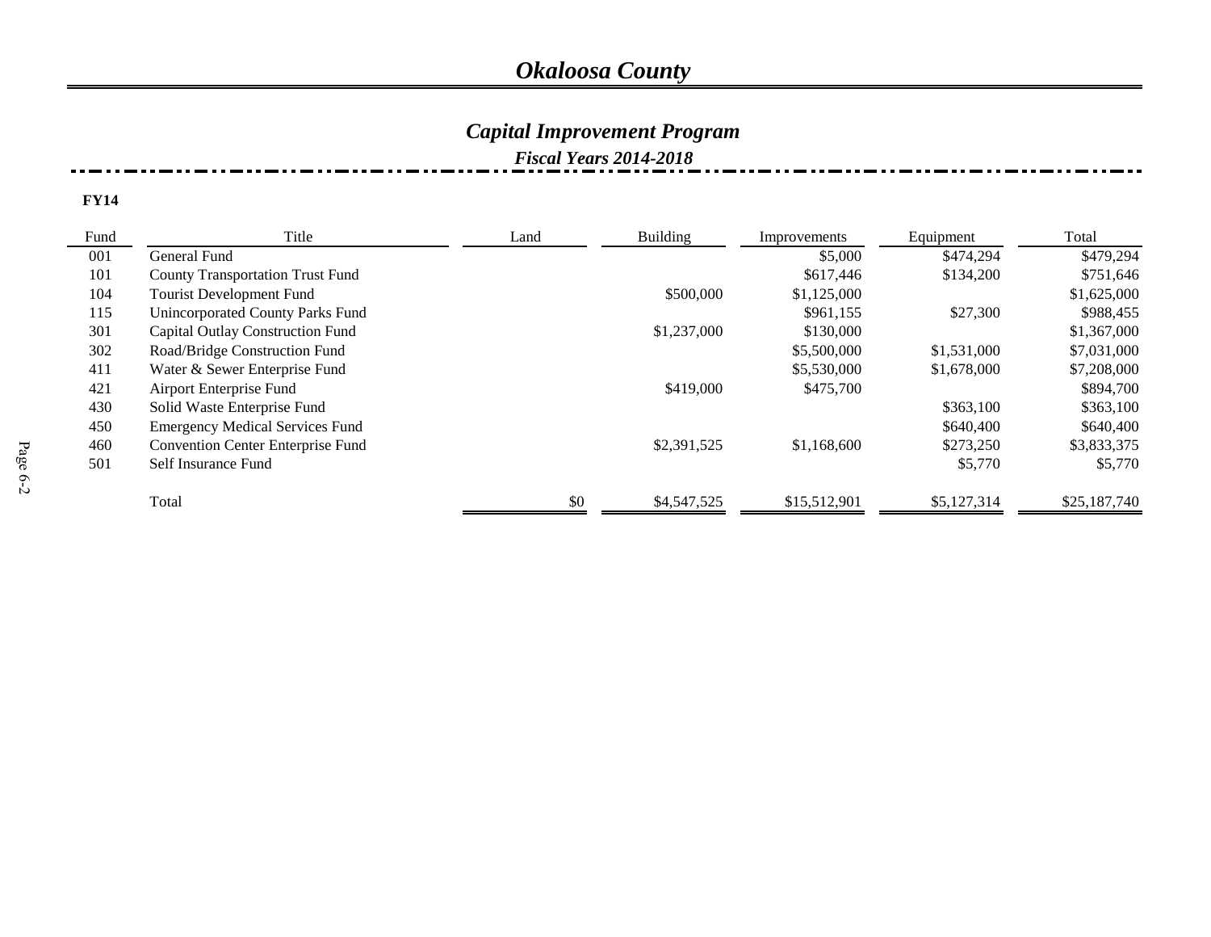# *Okaloosa County*

## *Capital Improvement Program*

### *Fiscal Years 2014-2018*

**FY14**

| Fund | Title | Land | Building | Improvements | Equipment | Total |
|---|---|---|---|---|---|---|
| 001 | General Fund | | | $5,000 | $474,294 | $479,294 |
| 101 | County Transportation Trust Fund | | | $617,446 | $134,200 | $751,646 |
| 104 | Tourist Development Fund | | $500,000 | $1,125,000 | | $1,625,000 |
| 115 | Unincorporated County Parks Fund | | | $961,155 | $27,300 | $988,455 |
| 301 | Capital Outlay Construction Fund | | $1,237,000 | $130,000 | | $1,367,000 |
| 302 | Road/Bridge Construction Fund | | | $5,500,000 | $1,531,000 | $7,031,000 |
| 411 | Water & Sewer Enterprise Fund | | | $5,530,000 | $1,678,000 | $7,208,000 |
| 421 | Airport Enterprise Fund | | $419,000 | $475,700 | | $894,700 |
| 430 | Solid Waste Enterprise Fund | | | | $363,100 | $363,100 |
| 450 | Emergency Medical Services Fund | | | | $640,400 | $640,400 |
| 460 | Convention Center Enterprise Fund | | $2,391,525 | $1,168,600 | $273,250 | $3,833,375 |
| 501 | Self Insurance Fund | | | | $5,770 | $5,770 |
| | Total | $0 | $4,547,525 | $15,512,901 | $5,127,314 | $25,187,740 |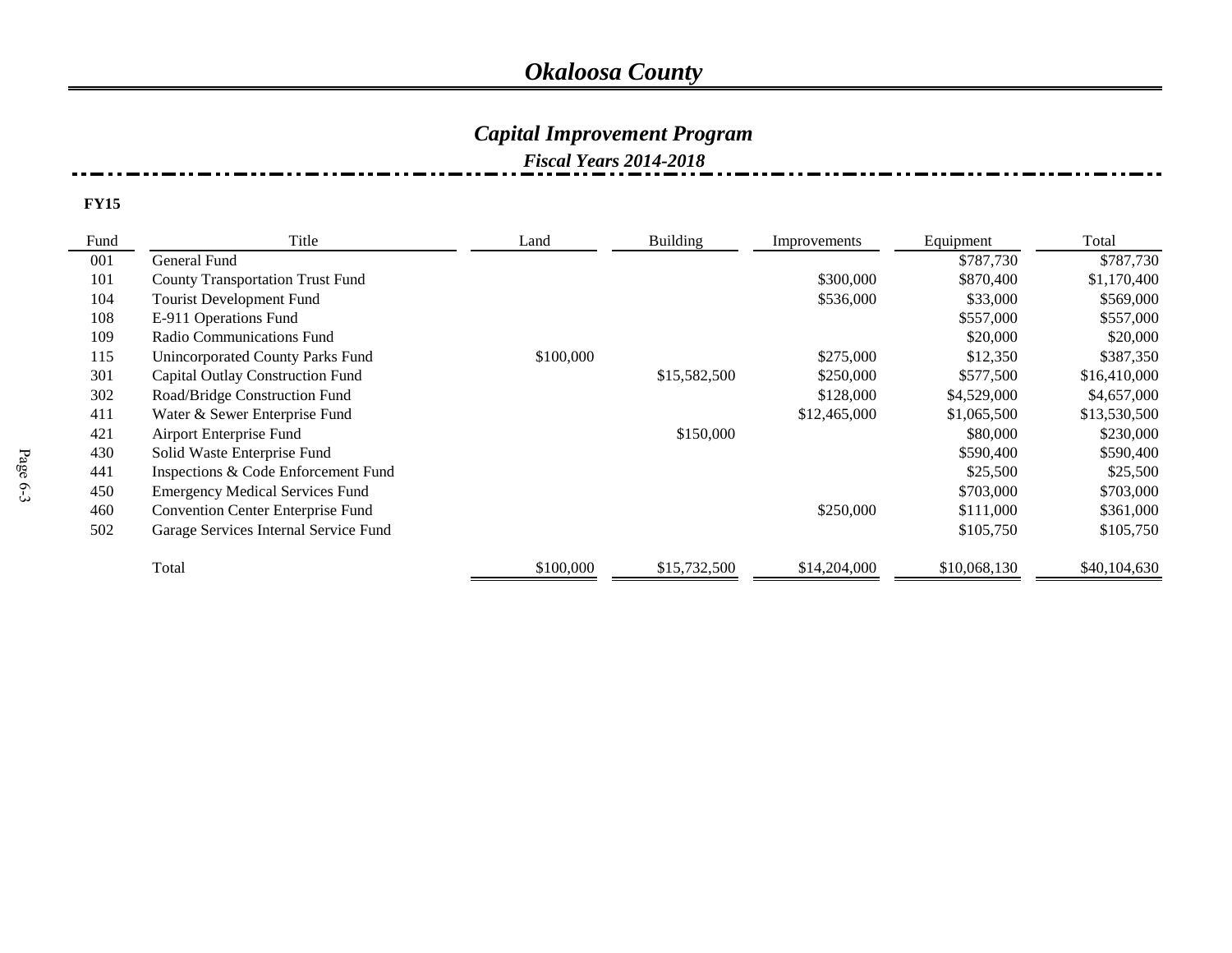# *Okaloosa County*

## *Capital Improvement Program*

### *Fiscal Years 2014-2018*

**FY15**

| Fund | Title | Land | Building | Improvements | Equipment | Total |
|---|---|---|---|---|---|---|
| 001 | General Fund | | | | $787,730 | $787,730 |
| 101 | County Transportation Trust Fund | | | $300,000 | $870,400 | $1,170,400 |
| 104 | Tourist Development Fund | | | $536,000 | $33,000 | $569,000 |
| 108 | E-911 Operations Fund | | | | $557,000 | $557,000 |
| 109 | Radio Communications Fund | | | | $20,000 | $20,000 |
| 115 | Unincorporated County Parks Fund | $100,000 | | $275,000 | $12,350 | $387,350 |
| 301 | Capital Outlay Construction Fund | | $15,582,500 | $250,000 | $577,500 | $16,410,000 |
| 302 | Road/Bridge Construction Fund | | | $128,000 | $4,529,000 | $4,657,000 |
| 411 | Water & Sewer Enterprise Fund | | | $12,465,000 | $1,065,500 | $13,530,500 |
| 421 | Airport Enterprise Fund | | $150,000 | | $80,000 | $230,000 |
| 430 | Solid Waste Enterprise Fund | | | | $590,400 | $590,400 |
| 441 | Inspections & Code Enforcement Fund | | | | $25,500 | $25,500 |
| 450 | Emergency Medical Services Fund | | | | $703,000 | $703,000 |
| 460 | Convention Center Enterprise Fund | | | $250,000 | $111,000 | $361,000 |
| 502 | Garage Services Internal Service Fund | | | | $105,750 | $105,750 |
| | Total | $100,000 | $15,732,500 | $14,204,000 | $10,068,130 | $40,104,630 |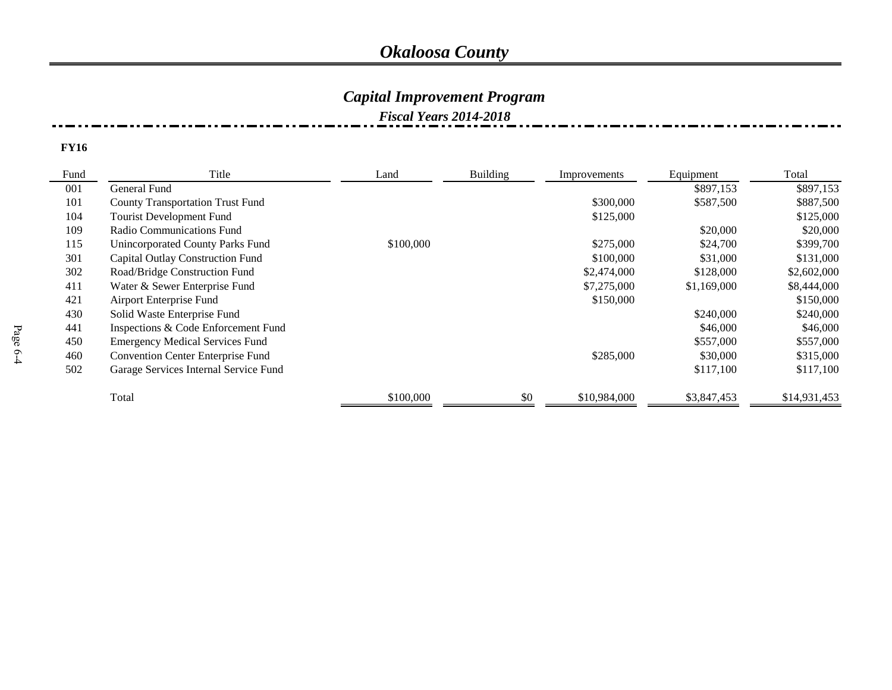# *Okaloosa County*

## *Capital Improvement Program*

### *Fiscal Years 2014-2018*

**FY16**

| Fund | Title | Land | Building | Improvements | Equipment | Total |
|---|---|---|---|---|---|---|
| 001 | General Fund | | | | $897,153 | $897,153 |
| 101 | County Transportation Trust Fund | | | $300,000 | $587,500 | $887,500 |
| 104 | Tourist Development Fund | | | $125,000 | | $125,000 |
| 109 | Radio Communications Fund | | | | $20,000 | $20,000 |
| 115 | Unincorporated County Parks Fund | $100,000 | | $275,000 | $24,700 | $399,700 |
| 301 | Capital Outlay Construction Fund | | | $100,000 | $31,000 | $131,000 |
| 302 | Road/Bridge Construction Fund | | | $2,474,000 | $128,000 | $2,602,000 |
| 411 | Water & Sewer Enterprise Fund | | | $7,275,000 | $1,169,000 | $8,444,000 |
| 421 | Airport Enterprise Fund | | | $150,000 | | $150,000 |
| 430 | Solid Waste Enterprise Fund | | | | $240,000 | $240,000 |
| 441 | Inspections & Code Enforcement Fund | | | | $46,000 | $46,000 |
| 450 | Emergency Medical Services Fund | | | | $557,000 | $557,000 |
| 460 | Convention Center Enterprise Fund | | | $285,000 | $30,000 | $315,000 |
| 502 | Garage Services Internal Service Fund | | | | $117,100 | $117,100 |
| | Total | $100,000 | $0 | $10,984,000 | $3,847,453 | $14,931,453 |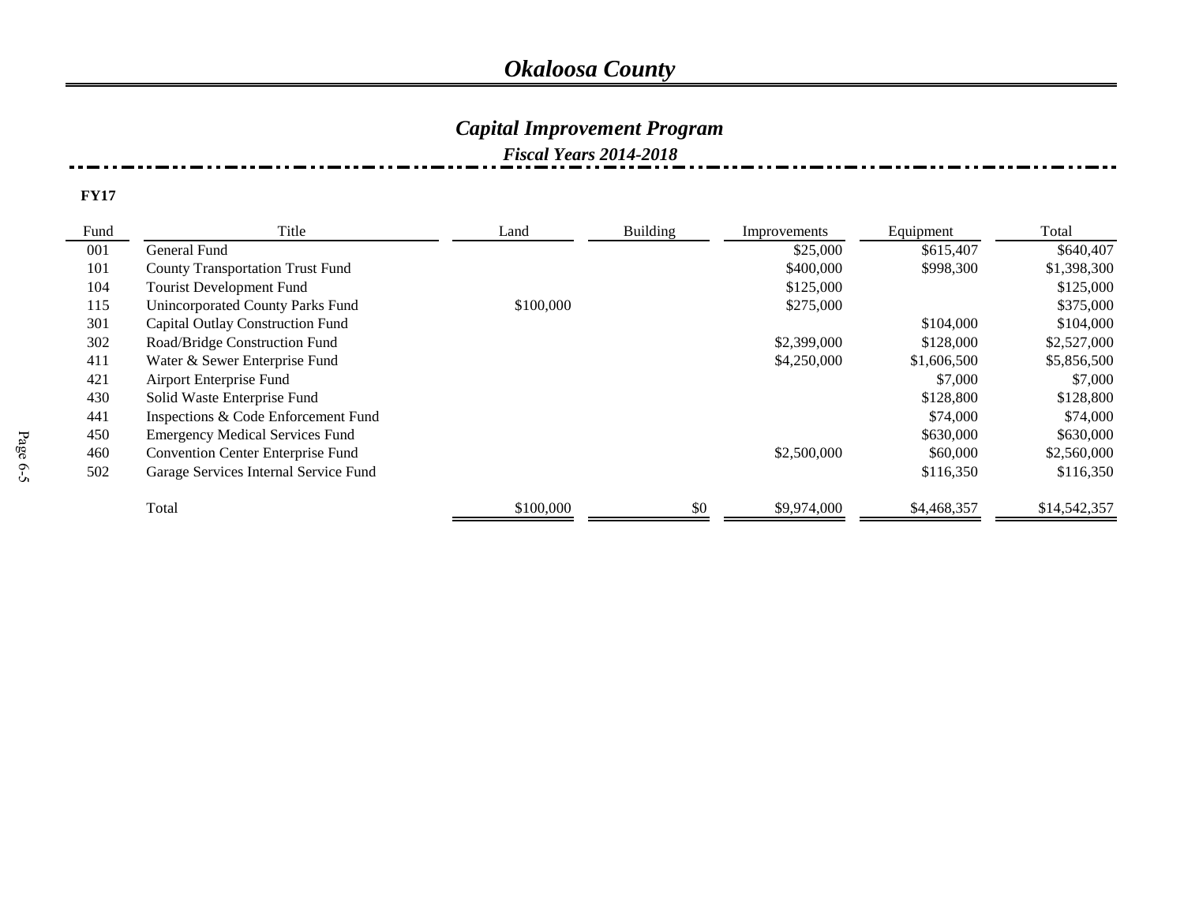# Okaloosa County

## Capital Improvement Program

### Fiscal Years 2014-2018

**FY17**

| Fund | Title | Land | Building | Improvements | Equipment | Total |
|---|---|---|---|---|---|---|
| 001 | General Fund | | | $25,000 | $615,407 | $640,407 |
| 101 | County Transportation Trust Fund | | | $400,000 | $998,300 | $1,398,300 |
| 104 | Tourist Development Fund | | | $125,000 | | $125,000 |
| 115 | Unincorporated County Parks Fund | $100,000 | | $275,000 | | $375,000 |
| 301 | Capital Outlay Construction Fund | | | | $104,000 | $104,000 |
| 302 | Road/Bridge Construction Fund | | | $2,399,000 | $128,000 | $2,527,000 |
| 411 | Water & Sewer Enterprise Fund | | | $4,250,000 | $1,606,500 | $5,856,500 |
| 421 | Airport Enterprise Fund | | | | $7,000 | $7,000 |
| 430 | Solid Waste Enterprise Fund | | | | $128,800 | $128,800 |
| 441 | Inspections & Code Enforcement Fund | | | | $74,000 | $74,000 |
| 450 | Emergency Medical Services Fund | | | | $630,000 | $630,000 |
| 460 | Convention Center Enterprise Fund | | | $2,500,000 | $60,000 | $2,560,000 |
| 502 | Garage Services Internal Service Fund | | | | $116,350 | $116,350 |
| | Total | $100,000 | $0 | $9,974,000 | $4,468,357 | $14,542,357 |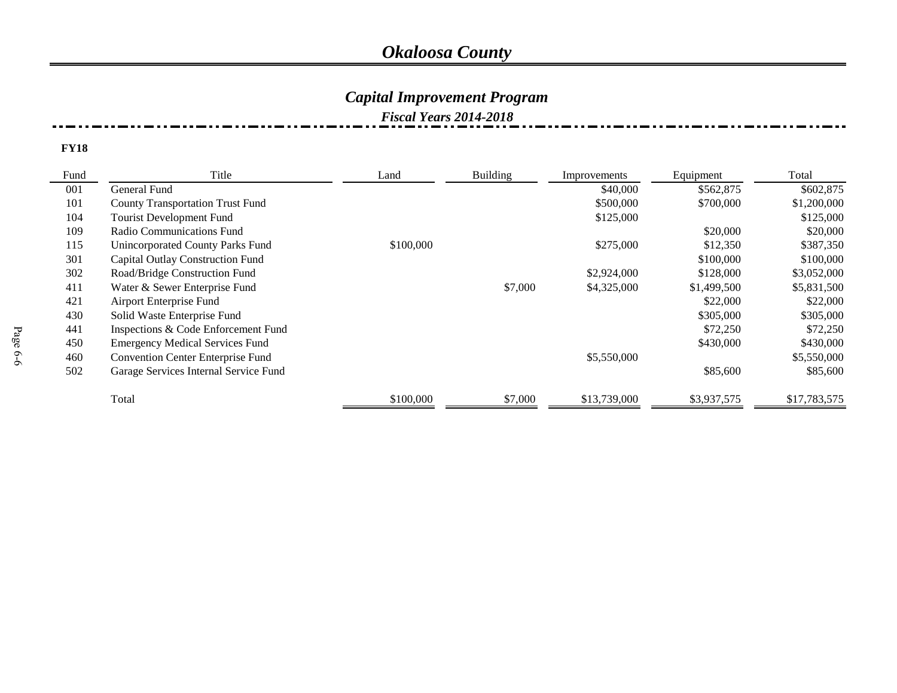# *Okaloosa County*

## *Capital Improvement Program*

### *Fiscal Years 2014-2018*

**FY18**

| Fund | Title | Land | Building | Improvements | Equipment | Total |
|---|---|---|---|---|---|---|
| 001 | General Fund | | | $40,000 | $562,875 | $602,875 |
| 101 | County Transportation Trust Fund | | | $500,000 | $700,000 | $1,200,000 |
| 104 | Tourist Development Fund | | | $125,000 | | $125,000 |
| 109 | Radio Communications Fund | | | | $20,000 | $20,000 |
| 115 | Unincorporated County Parks Fund | $100,000 | | $275,000 | $12,350 | $387,350 |
| 301 | Capital Outlay Construction Fund | | | | $100,000 | $100,000 |
| 302 | Road/Bridge Construction Fund | | | $2,924,000 | $128,000 | $3,052,000 |
| 411 | Water & Sewer Enterprise Fund | | $7,000 | $4,325,000 | $1,499,500 | $5,831,500 |
| 421 | Airport Enterprise Fund | | | | $22,000 | $22,000 |
| 430 | Solid Waste Enterprise Fund | | | | $305,000 | $305,000 |
| 441 | Inspections & Code Enforcement Fund | | | | $72,250 | $72,250 |
| 450 | Emergency Medical Services Fund | | | | $430,000 | $430,000 |
| 460 | Convention Center Enterprise Fund | | | $5,550,000 | | $5,550,000 |
| 502 | Garage Services Internal Service Fund | | | | $85,600 | $85,600 |
| | Total | $100,000 | $7,000 | $13,739,000 | $3,937,575 | $17,783,575 |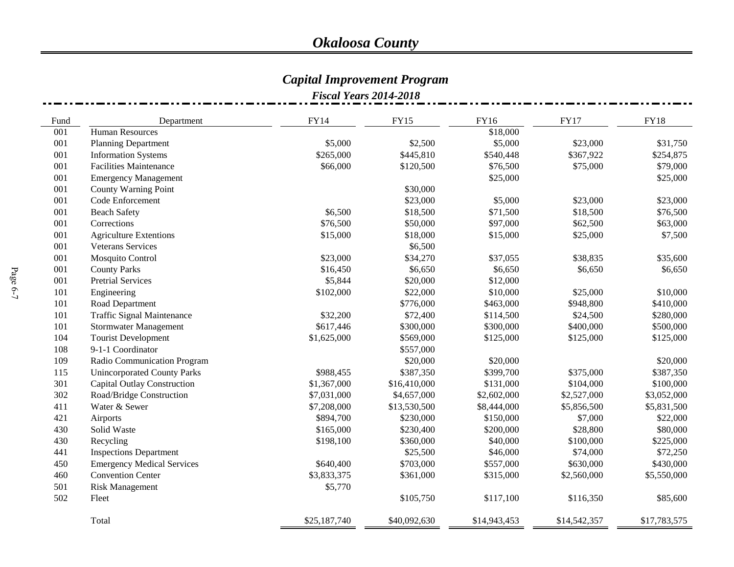# Okaloosa County

## Capital Improvement Program

### Fiscal Years 2014-2018

| Fund | Department | FY14 | FY15 | FY16 | FY17 | FY18 |
|---|---|---|---|---|---|---|
| 001 | Human Resources | | | $18,000 | | |
| 001 | Planning Department | $5,000 | $2,500 | $5,000 | $23,000 | $31,750 |
| 001 | Information Systems | $265,000 | $445,810 | $540,448 | $367,922 | $254,875 |
| 001 | Facilities Maintenance | $66,000 | $120,500 | $76,500 | $75,000 | $79,000 |
| 001 | Emergency Management | | | $25,000 | | $25,000 |
| 001 | County Warning Point | | $30,000 | | | |
| 001 | Code Enforcement | | $23,000 | $5,000 | $23,000 | $23,000 |
| 001 | Beach Safety | $6,500 | $18,500 | $71,500 | $18,500 | $76,500 |
| 001 | Corrections | $76,500 | $50,000 | $97,000 | $62,500 | $63,000 |
| 001 | Agriculture Extentions | $15,000 | $18,000 | $15,000 | $25,000 | $7,500 |
| 001 | Veterans Services | | $6,500 | | | |
| 001 | Mosquito Control | $23,000 | $34,270 | $37,055 | $38,835 | $35,600 |
| 001 | County Parks | $16,450 | $6,650 | $6,650 | $6,650 | $6,650 |
| 001 | Pretrial Services | $5,844 | $20,000 | $12,000 | | |
| 101 | Engineering | $102,000 | $22,000 | $10,000 | $25,000 | $10,000 |
| 101 | Road Department | | $776,000 | $463,000 | $948,800 | $410,000 |
| 101 | Traffic Signal Maintenance | $32,200 | $72,400 | $114,500 | $24,500 | $280,000 |
| 101 | Stormwater Management | $617,446 | $300,000 | $300,000 | $400,000 | $500,000 |
| 104 | Tourist Development | $1,625,000 | $569,000 | $125,000 | $125,000 | $125,000 |
| 108 | 9-1-1 Coordinator | | $557,000 | | | |
| 109 | Radio Communication Program | | $20,000 | $20,000 | | $20,000 |
| 115 | Unincorporated County Parks | $988,455 | $387,350 | $399,700 | $375,000 | $387,350 |
| 301 | Capital Outlay Construction | $1,367,000 | $16,410,000 | $131,000 | $104,000 | $100,000 |
| 302 | Road/Bridge Construction | $7,031,000 | $4,657,000 | $2,602,000 | $2,527,000 | $3,052,000 |
| 411 | Water & Sewer | $7,208,000 | $13,530,500 | $8,444,000 | $5,856,500 | $5,831,500 |
| 421 | Airports | $894,700 | $230,000 | $150,000 | $7,000 | $22,000 |
| 430 | Solid Waste | $165,000 | $230,400 | $200,000 | $28,800 | $80,000 |
| 430 | Recycling | $198,100 | $360,000 | $40,000 | $100,000 | $225,000 |
| 441 | Inspections Department | | $25,500 | $46,000 | $74,000 | $72,250 |
| 450 | Emergency Medical Services | $640,400 | $703,000 | $557,000 | $630,000 | $430,000 |
| 460 | Convention Center | $3,833,375 | $361,000 | $315,000 | $2,560,000 | $5,550,000 |
| 501 | Risk Management | $5,770 | | | | |
| 502 | Fleet | | $105,750 | $117,100 | $116,350 | $85,600 |
| | Total | $25,187,740 | $40,092,630 | $14,943,453 | $14,542,357 | $17,783,575 |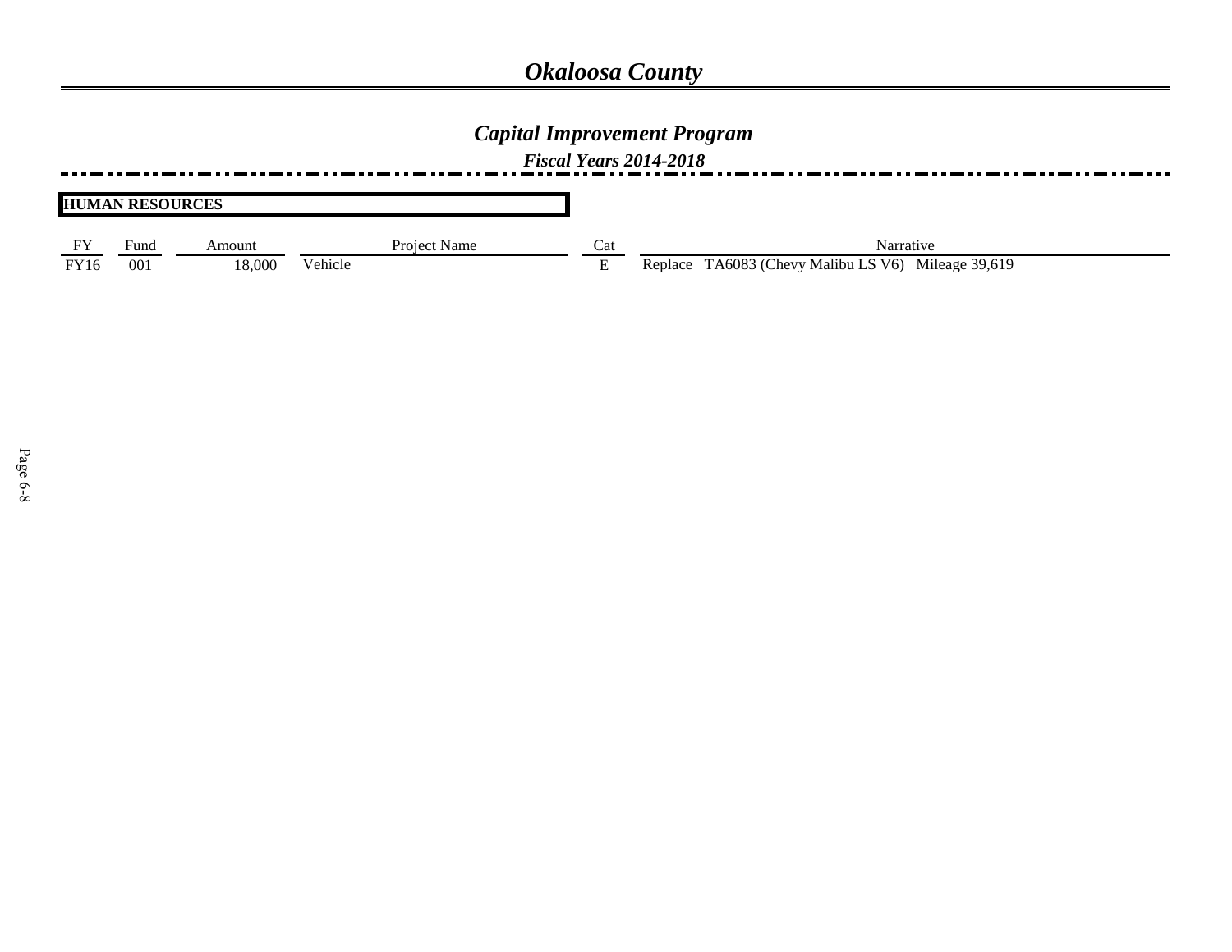# *Okaloosa County*

## *Capital Improvement Program*

### *Fiscal Years 2014-2018*

**HUMAN RESOURCES**

| FY | Fund | Amount | Project Name | Cat | Narrative |
|---|---|---|---|---|---|
| FY16 | 001 | 18,000 | Vehicle | E | Replace TA6083 (Chevy Malibu LS V6) Mileage 39,619 |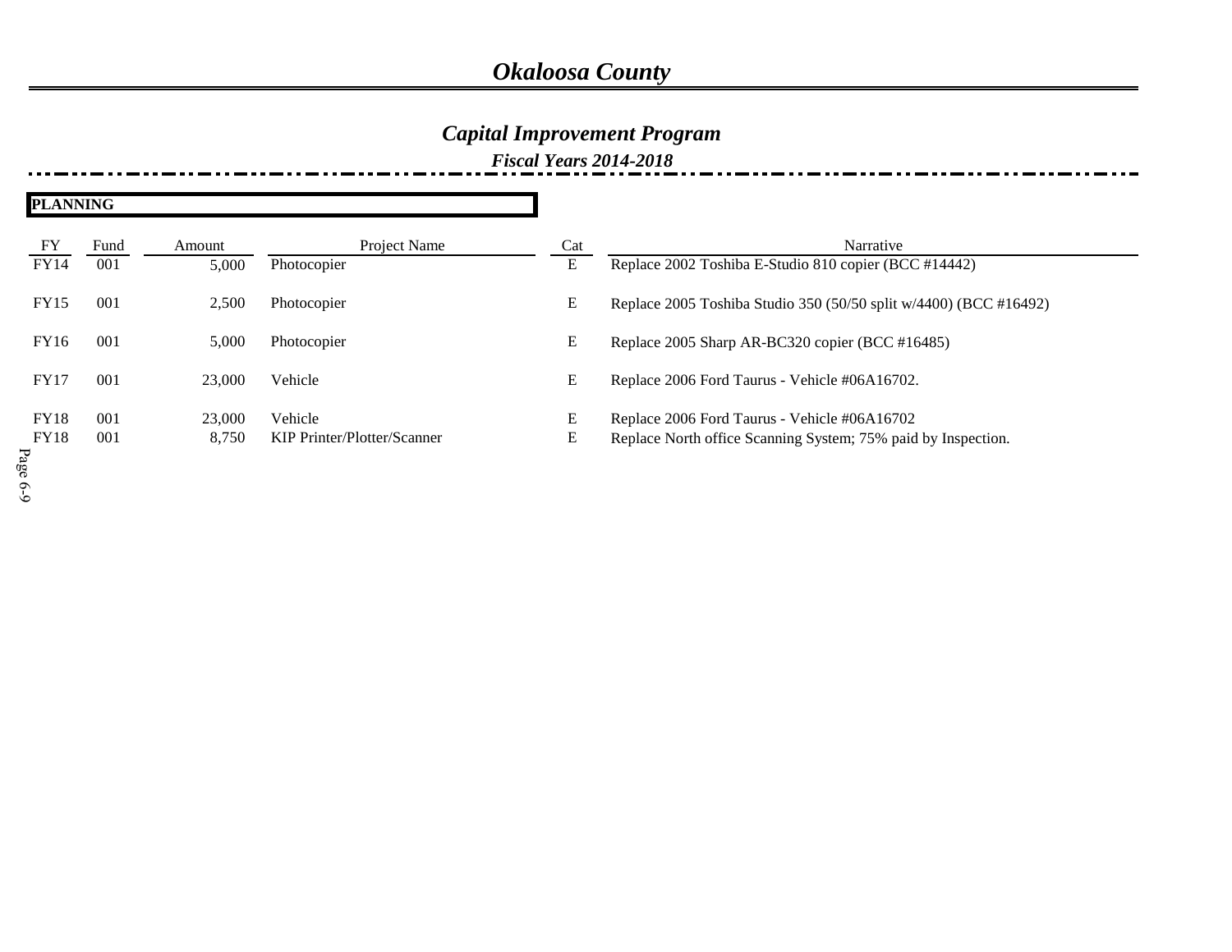# Okaloosa County

## Capital Improvement Program

### Fiscal Years 2014-2018

**PLANNING**

| FY | Fund | Amount | Project Name | Cat | Narrative |
|---|---|---|---|---|---|
| FY14 | 001 | 5,000 | Photocopier | E | Replace 2002 Toshiba E-Studio 810 copier (BCC #14442) |
| FY15 | 001 | 2,500 | Photocopier | E | Replace 2005 Toshiba Studio 350 (50/50 split w/4400) (BCC #16492) |
| FY16 | 001 | 5,000 | Photocopier | E | Replace 2005 Sharp AR-BC320 copier (BCC #16485) |
| FY17 | 001 | 23,000 | Vehicle | E | Replace 2006 Ford Taurus - Vehicle #06A16702. |
| FY18 | 001 | 23,000 | Vehicle | E | Replace 2006 Ford Taurus - Vehicle #06A16702 |
| FY18 | 001 | 8,750 | KIP Printer/Plotter/Scanner | E | Replace North office Scanning System; 75% paid by Inspection. |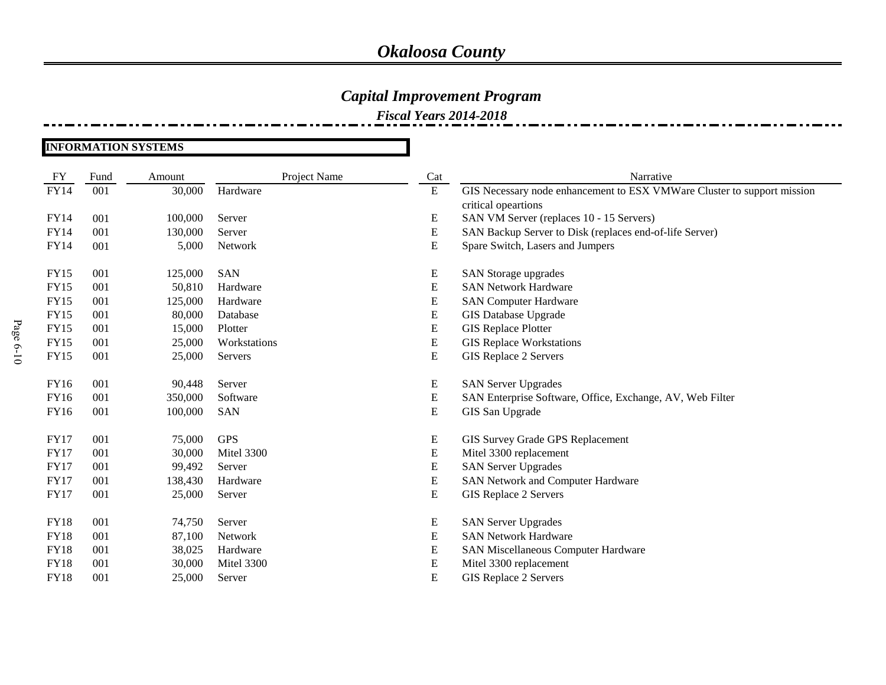# Okaloosa County

## Capital Improvement Program

### Fiscal Years 2014-2018

**INFORMATION SYSTEMS**

| FY | Fund | Amount | Project Name | Cat | Narrative |
|---|---|---|---|---|---|
| FY14 | 001 | 30,000 | Hardware | E | GIS Necessary node enhancement to ESX VMWare Cluster to support mission critical opeartions |
| FY14 | 001 | 100,000 | Server | E | SAN VM Server (replaces 10 - 15 Servers) |
| FY14 | 001 | 130,000 | Server | E | SAN Backup Server to Disk (replaces end-of-life Server) |
| FY14 | 001 | 5,000 | Network | E | Spare Switch, Lasers and Jumpers |
| FY15 | 001 | 125,000 | SAN | E | SAN Storage upgrades |
| FY15 | 001 | 50,810 | Hardware | E | SAN Network Hardware |
| FY15 | 001 | 125,000 | Hardware | E | SAN Computer Hardware |
| FY15 | 001 | 80,000 | Database | E | GIS Database Upgrade |
| FY15 | 001 | 15,000 | Plotter | E | GIS Replace Plotter |
| FY15 | 001 | 25,000 | Workstations | E | GIS Replace Workstations |
| FY15 | 001 | 25,000 | Servers | E | GIS Replace 2 Servers |
| FY16 | 001 | 90,448 | Server | E | SAN Server Upgrades |
| FY16 | 001 | 350,000 | Software | E | SAN Enterprise Software, Office, Exchange, AV, Web Filter |
| FY16 | 001 | 100,000 | SAN | E | GIS San Upgrade |
| FY17 | 001 | 75,000 | GPS | E | GIS Survey Grade GPS Replacement |
| FY17 | 001 | 30,000 | Mitel 3300 | E | Mitel 3300 replacement |
| FY17 | 001 | 99,492 | Server | E | SAN Server Upgrades |
| FY17 | 001 | 138,430 | Hardware | E | SAN Network and Computer Hardware |
| FY17 | 001 | 25,000 | Server | E | GIS Replace 2 Servers |
| FY18 | 001 | 74,750 | Server | E | SAN Server Upgrades |
| FY18 | 001 | 87,100 | Network | E | SAN Network Hardware |
| FY18 | 001 | 38,025 | Hardware | E | SAN Miscellaneous Computer Hardware |
| FY18 | 001 | 30,000 | Mitel 3300 | E | Mitel 3300 replacement |
| FY18 | 001 | 25,000 | Server | E | GIS Replace 2 Servers |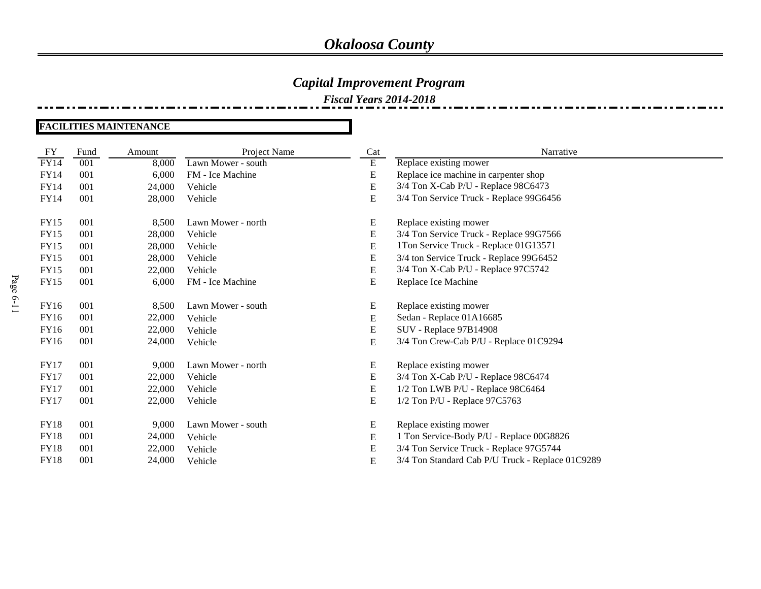# Okaloosa County

## Capital Improvement Program

### Fiscal Years 2014-2018

**FACILITIES MAINTENANCE**

| FY | Fund | Amount | Project Name | Cat | Narrative |
|---|---|---|---|---|---|
| FY14 | 001 | 8,000 | Lawn Mower - south | E | Replace existing mower |
| FY14 | 001 | 6,000 | FM - Ice Machine | E | Replace ice machine in carpenter shop |
| FY14 | 001 | 24,000 | Vehicle | E | 3/4 Ton X-Cab P/U - Replace 98C6473 |
| FY14 | 001 | 28,000 | Vehicle | E | 3/4 Ton Service Truck - Replace 99G6456 |
| FY15 | 001 | 8,500 | Lawn Mower - north | E | Replace existing mower |
| FY15 | 001 | 28,000 | Vehicle | E | 3/4 Ton Service Truck - Replace 99G7566 |
| FY15 | 001 | 28,000 | Vehicle | E | 1Ton Service Truck - Replace 01G13571 |
| FY15 | 001 | 28,000 | Vehicle | E | 3/4 ton Service Truck - Replace 99G6452 |
| FY15 | 001 | 22,000 | Vehicle | E | 3/4 Ton X-Cab P/U - Replace 97C5742 |
| FY15 | 001 | 6,000 | FM - Ice Machine | E | Replace Ice Machine |
| FY16 | 001 | 8,500 | Lawn Mower - south | E | Replace existing mower |
| FY16 | 001 | 22,000 | Vehicle | E | Sedan - Replace 01A16685 |
| FY16 | 001 | 22,000 | Vehicle | E | SUV - Replace 97B14908 |
| FY16 | 001 | 24,000 | Vehicle | E | 3/4 Ton Crew-Cab P/U - Replace 01C9294 |
| FY17 | 001 | 9,000 | Lawn Mower - north | E | Replace existing mower |
| FY17 | 001 | 22,000 | Vehicle | E | 3/4 Ton X-Cab P/U - Replace 98C6474 |
| FY17 | 001 | 22,000 | Vehicle | E | 1/2 Ton LWB P/U - Replace 98C6464 |
| FY17 | 001 | 22,000 | Vehicle | E | 1/2 Ton P/U - Replace 97C5763 |
| FY18 | 001 | 9,000 | Lawn Mower - south | E | Replace existing mower |
| FY18 | 001 | 24,000 | Vehicle | E | 1 Ton Service-Body P/U - Replace 00G8826 |
| FY18 | 001 | 22,000 | Vehicle | E | 3/4 Ton Service Truck - Replace 97G5744 |
| FY18 | 001 | 24,000 | Vehicle | E | 3/4 Ton Standard Cab P/U Truck - Replace 01C9289 |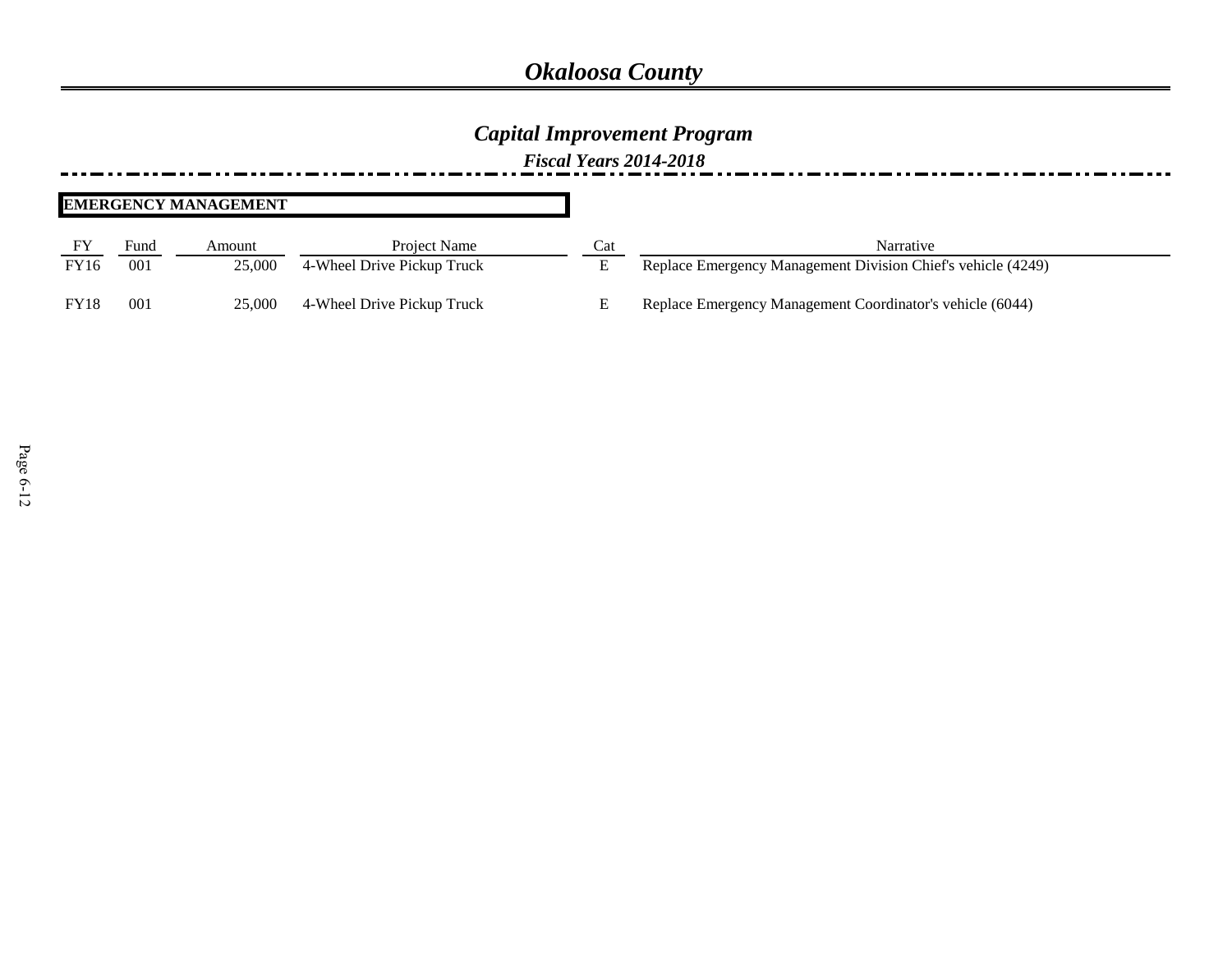# Okaloosa County

## Capital Improvement Program

### Fiscal Years 2014-2018

**EMERGENCY MANAGEMENT**

| FY | Fund | Amount | Project Name | Cat | Narrative |
|---|---|---|---|---|---|
| FY16 | 001 | 25,000 | 4-Wheel Drive Pickup Truck | E | Replace Emergency Management Division Chief's vehicle (4249) |
| FY18 | 001 | 25,000 | 4-Wheel Drive Pickup Truck | E | Replace Emergency Management Coordinator's vehicle (6044) |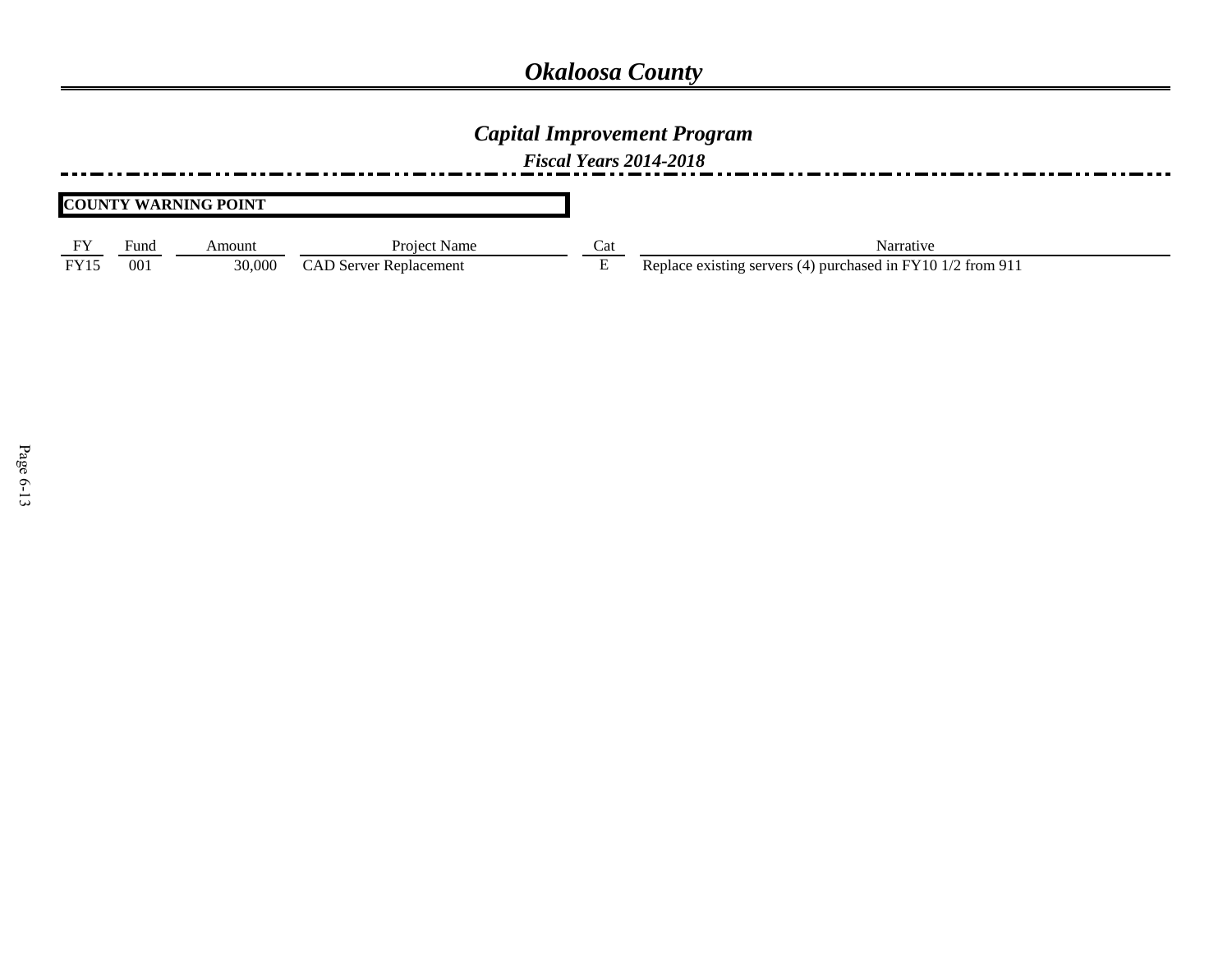# *Okaloosa County*

## *Capital Improvement Program*

### *Fiscal Years 2014-2018*

**COUNTY WARNING POINT**

| FY | Fund | Amount | Project Name | Cat | Narrative |
|---|---|---|---|---|---|
| FY15 | 001 | 30,000 | CAD Server Replacement | E | Replace existing servers (4) purchased in FY10 1/2 from 911 |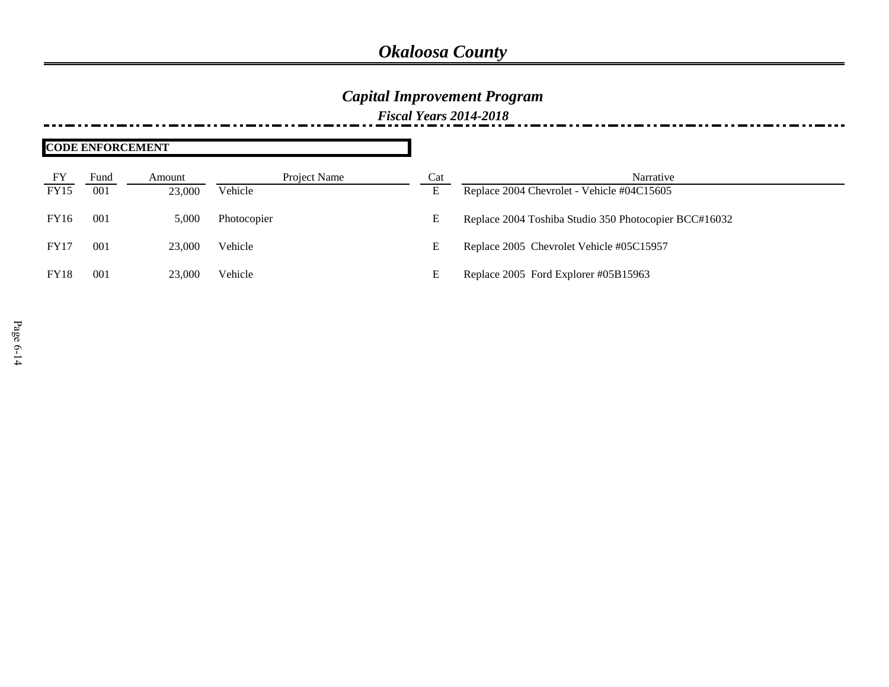# Okaloosa County

## Capital Improvement Program

### Fiscal Years 2014-2018

**CODE ENFORCEMENT**

| FY | Fund | Amount | Project Name | Cat | Narrative |
|---|---|---|---|---|---|
| FY15 | 001 | 23,000 | Vehicle | E | Replace 2004 Chevrolet - Vehicle #04C15605 |
| FY16 | 001 | 5,000 | Photocopier | E | Replace 2004 Toshiba Studio 350 Photocopier BCC#16032 |
| FY17 | 001 | 23,000 | Vehicle | E | Replace 2005 Chevrolet Vehicle #05C15957 |
| FY18 | 001 | 23,000 | Vehicle | E | Replace 2005 Ford Explorer #05B15963 |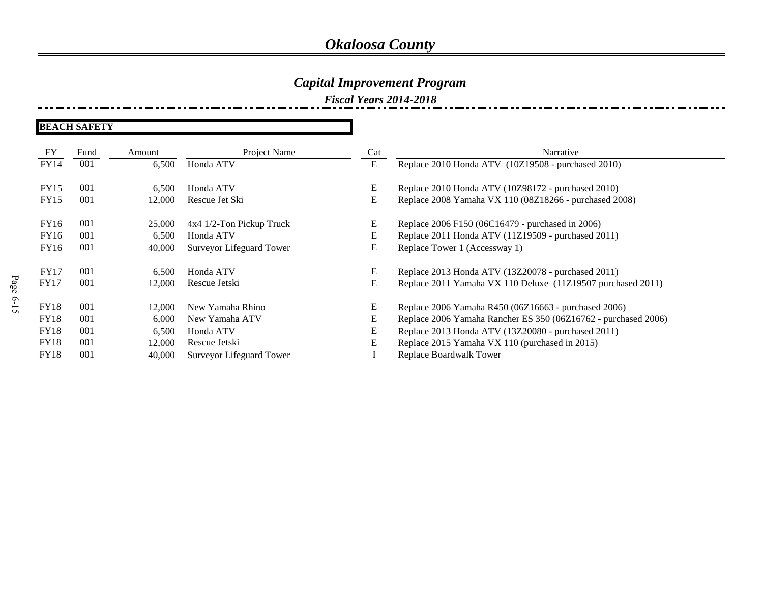# Okaloosa County

## Capital Improvement Program

### Fiscal Years 2014-2018

**BEACH SAFETY**

| FY | Fund | Amount | Project Name | Cat | Narrative |
|---|---|---|---|---|---|
| FY14 | 001 | 6,500 | Honda ATV | E | Replace 2010 Honda ATV (10Z19508 - purchased 2010) |
| FY15 | 001 | 6,500 | Honda ATV | E | Replace 2010 Honda ATV (10Z98172 - purchased 2010) |
| FY15 | 001 | 12,000 | Rescue Jet Ski | E | Replace 2008 Yamaha VX 110 (08Z18266 - purchased 2008) |
| FY16 | 001 | 25,000 | 4x4 1/2-Ton Pickup Truck | E | Replace 2006 F150 (06C16479 - purchased in 2006) |
| FY16 | 001 | 6,500 | Honda ATV | E | Replace 2011 Honda ATV (11Z19509 - purchased 2011) |
| FY16 | 001 | 40,000 | Surveyor Lifeguard Tower | E | Replace Tower 1 (Accessway 1) |
| FY17 | 001 | 6,500 | Honda ATV | E | Replace 2013 Honda ATV (13Z20078 - purchased 2011) |
| FY17 | 001 | 12,000 | Rescue Jetski | E | Replace 2011 Yamaha VX 110 Deluxe (11Z19507 purchased 2011) |
| FY18 | 001 | 12,000 | New Yamaha Rhino | E | Replace 2006 Yamaha R450 (06Z16663 - purchased 2006) |
| FY18 | 001 | 6,000 | New Yamaha ATV | E | Replace 2006 Yamaha Rancher ES 350 (06Z16762 - purchased 2006) |
| FY18 | 001 | 6,500 | Honda ATV | E | Replace 2013 Honda ATV (13Z20080 - purchased 2011) |
| FY18 | 001 | 12,000 | Rescue Jetski | E | Replace 2015 Yamaha VX 110 (purchased in 2015) |
| FY18 | 001 | 40,000 | Surveyor Lifeguard Tower | I | Replace Boardwalk Tower |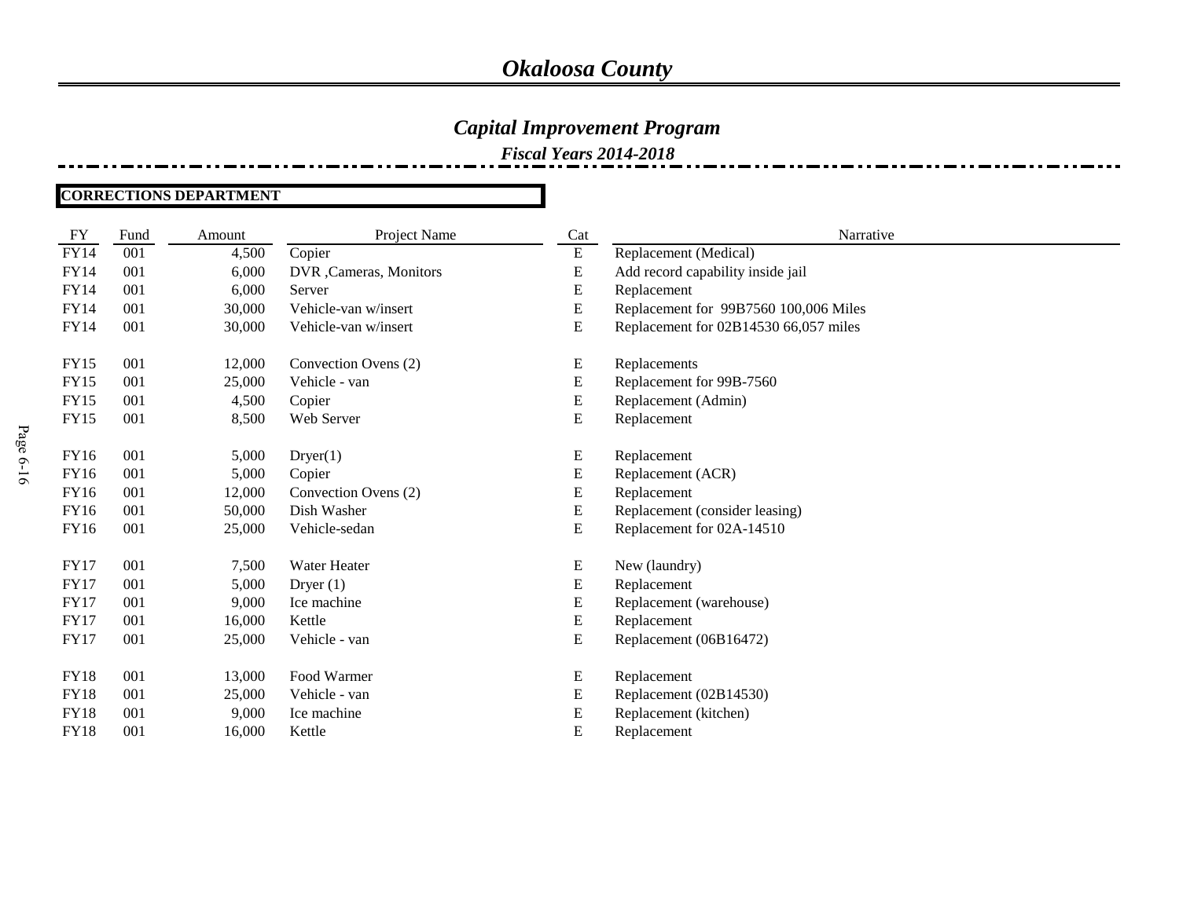# *Okaloosa County*

## *Capital Improvement Program*

### *Fiscal Years 2014-2018*

**CORRECTIONS DEPARTMENT**

| FY | Fund | Amount | Project Name | Cat | Narrative |
|---|---|---|---|---|---|
| FY14 | 001 | 4,500 | Copier | E | Replacement (Medical) |
| FY14 | 001 | 6,000 | DVR ,Cameras, Monitors | E | Add record capability inside jail |
| FY14 | 001 | 6,000 | Server | E | Replacement |
| FY14 | 001 | 30,000 | Vehicle-van w/insert | E | Replacement for 99B7560 100,006 Miles |
| FY14 | 001 | 30,000 | Vehicle-van w/insert | E | Replacement for 02B14530 66,057 miles |
| FY15 | 001 | 12,000 | Convection Ovens (2) | E | Replacements |
| FY15 | 001 | 25,000 | Vehicle - van | E | Replacement for 99B-7560 |
| FY15 | 001 | 4,500 | Copier | E | Replacement (Admin) |
| FY15 | 001 | 8,500 | Web Server | E | Replacement |
| FY16 | 001 | 5,000 | Dryer(1) | E | Replacement |
| FY16 | 001 | 5,000 | Copier | E | Replacement (ACR) |
| FY16 | 001 | 12,000 | Convection Ovens (2) | E | Replacement |
| FY16 | 001 | 50,000 | Dish Washer | E | Replacement (consider leasing) |
| FY16 | 001 | 25,000 | Vehicle-sedan | E | Replacement for 02A-14510 |
| FY17 | 001 | 7,500 | Water Heater | E | New (laundry) |
| FY17 | 001 | 5,000 | Dryer (1) | E | Replacement |
| FY17 | 001 | 9,000 | Ice machine | E | Replacement (warehouse) |
| FY17 | 001 | 16,000 | Kettle | E | Replacement |
| FY17 | 001 | 25,000 | Vehicle - van | E | Replacement (06B16472) |
| FY18 | 001 | 13,000 | Food Warmer | E | Replacement |
| FY18 | 001 | 25,000 | Vehicle - van | E | Replacement (02B14530) |
| FY18 | 001 | 9,000 | Ice machine | E | Replacement (kitchen) |
| FY18 | 001 | 16,000 | Kettle | E | Replacement |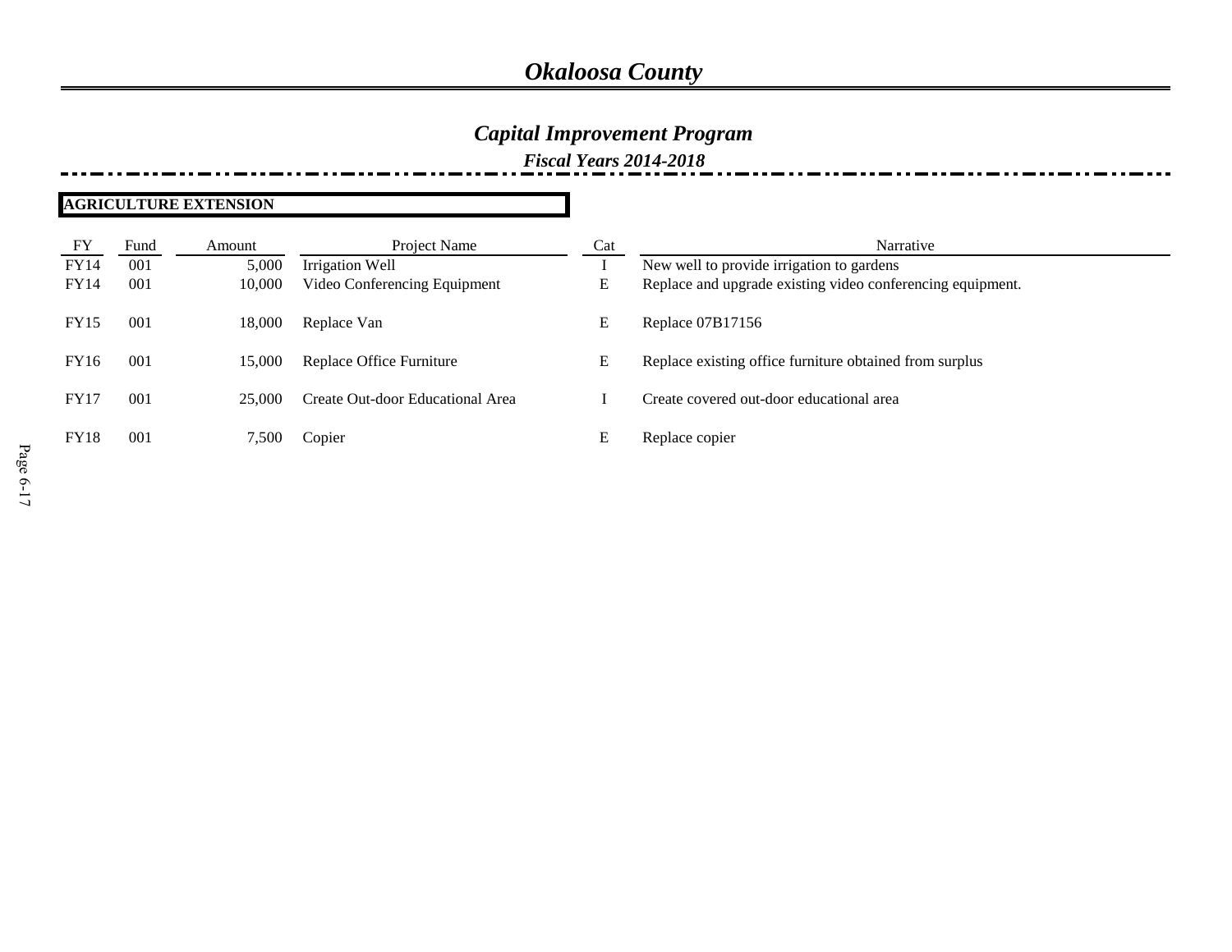# *Okaloosa County*

## *Capital Improvement Program*

### *Fiscal Years 2014-2018*

**AGRICULTURE EXTENSION**

| FY | Fund | Amount | Project Name | Cat | Narrative |
|---|---|---|---|---|---|
| FY14 | 001 | 5,000 | Irrigation Well | I | New well to provide irrigation to gardens |
| FY14 | 001 | 10,000 | Video Conferencing Equipment | E | Replace and upgrade existing video conferencing equipment. |
| FY15 | 001 | 18,000 | Replace Van | E | Replace 07B17156 |
| FY16 | 001 | 15,000 | Replace Office Furniture | E | Replace existing office furniture obtained from surplus |
| FY17 | 001 | 25,000 | Create Out-door Educational Area | I | Create covered out-door educational area |
| FY18 | 001 | 7,500 | Copier | E | Replace copier |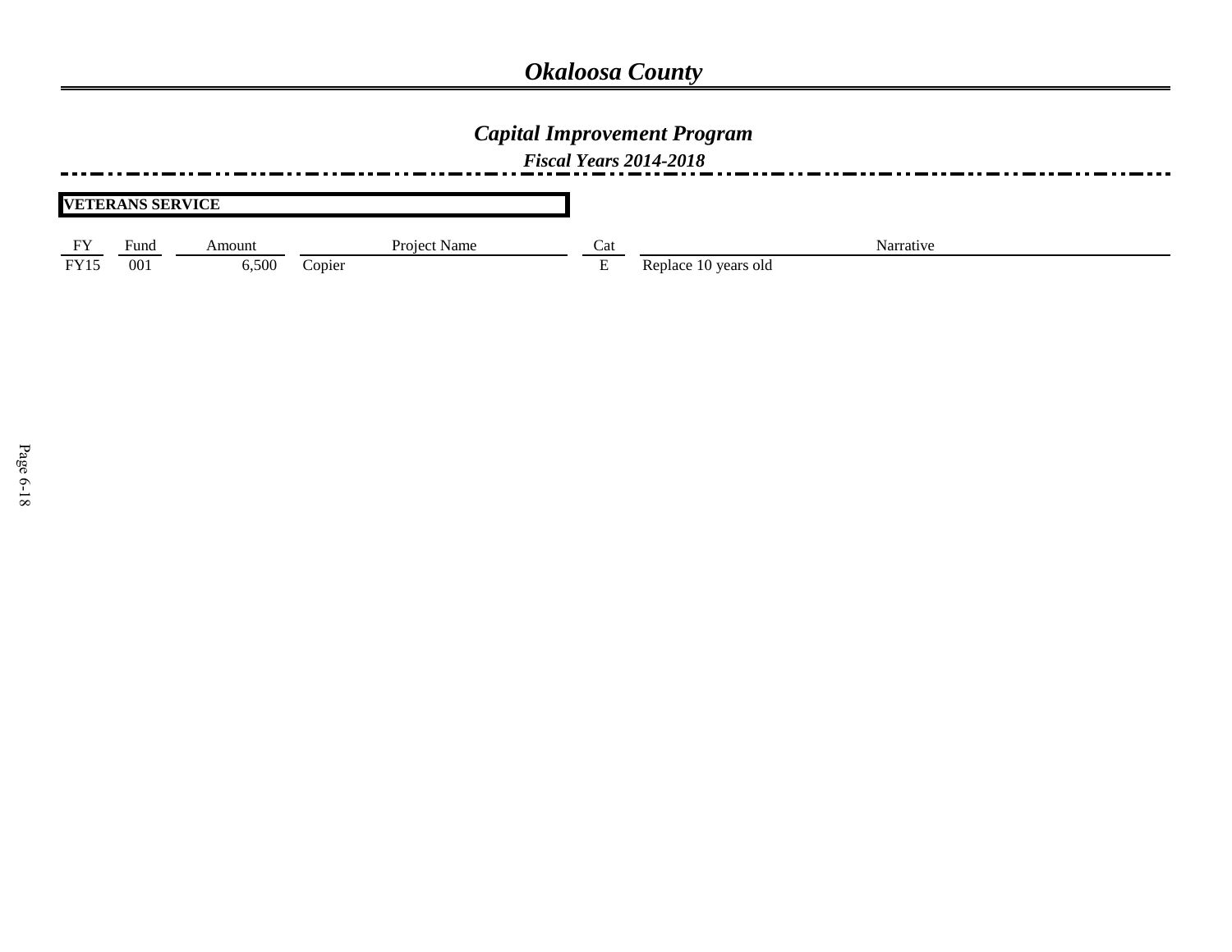# Okaloosa County

## Capital Improvement Program

### Fiscal Years 2014-2018

**VETERANS SERVICE**

| FY | Fund | Amount | Project Name | Cat | Narrative |
|---|---|---|---|---|---|
| FY15 | 001 | 6,500 | Copier | E | Replace 10 years old |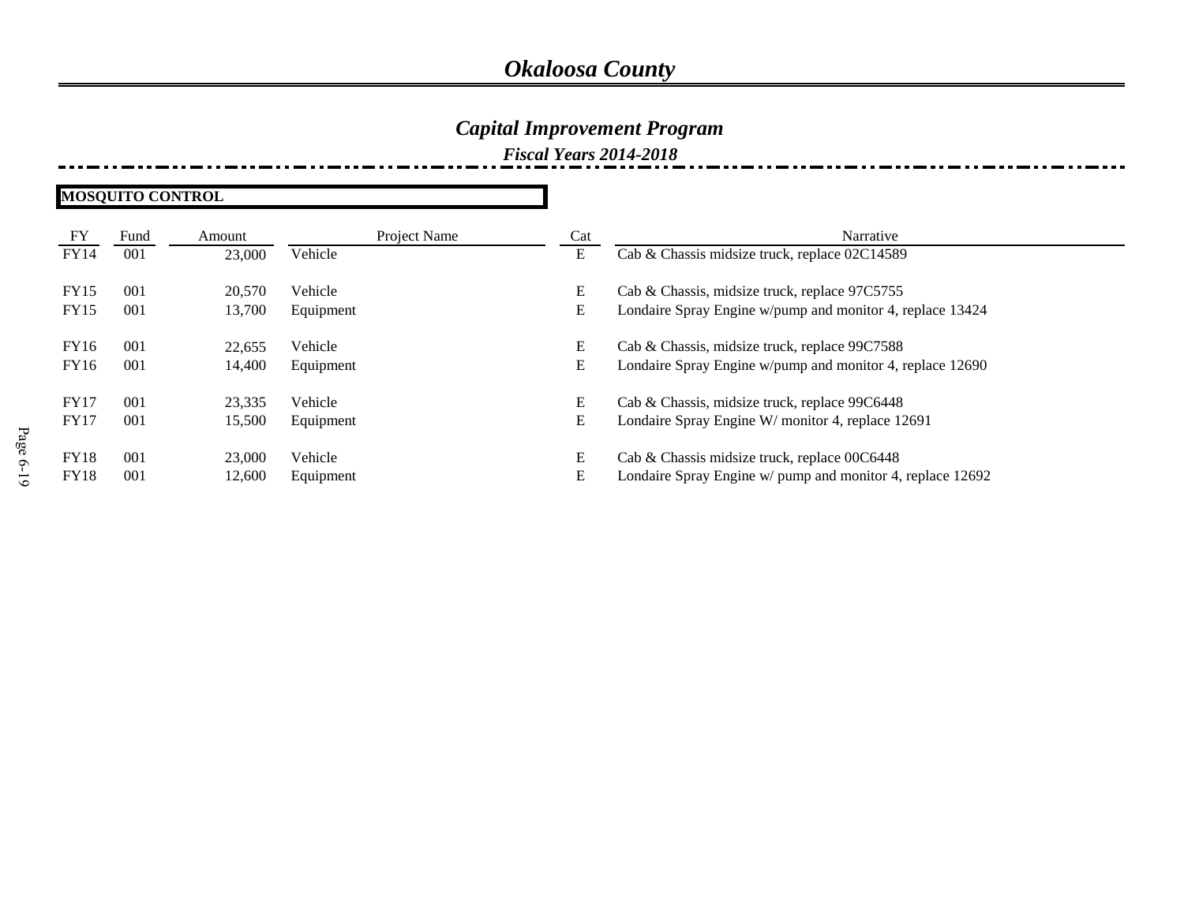# *Okaloosa County*

## *Capital Improvement Program*

### *Fiscal Years 2014-2018*

**MOSQUITO CONTROL**

| FY | Fund | Amount | Project Name | Cat | Narrative |
|---|---|---|---|---|---|
| FY14 | 001 | 23,000 | Vehicle | E | Cab & Chassis midsize truck, replace 02C14589 |
| FY15 | 001 | 20,570 | Vehicle | E | Cab & Chassis, midsize truck, replace 97C5755 |
| FY15 | 001 | 13,700 | Equipment | E | Londaire Spray Engine w/pump and monitor 4, replace 13424 |
| FY16 | 001 | 22,655 | Vehicle | E | Cab & Chassis, midsize truck, replace 99C7588 |
| FY16 | 001 | 14,400 | Equipment | E | Londaire Spray Engine w/pump and monitor 4, replace 12690 |
| FY17 | 001 | 23,335 | Vehicle | E | Cab & Chassis, midsize truck, replace 99C6448 |
| FY17 | 001 | 15,500 | Equipment | E | Londaire Spray Engine W/ monitor 4, replace 12691 |
| FY18 | 001 | 23,000 | Vehicle | E | Cab & Chassis midsize truck, replace 00C6448 |
| FY18 | 001 | 12,600 | Equipment | E | Londaire Spray Engine w/ pump and monitor 4, replace 12692 |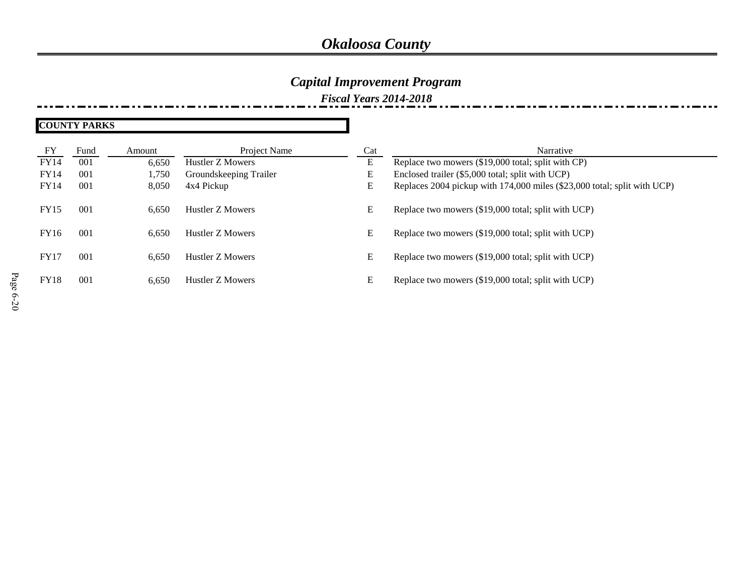# *Okaloosa County*

## *Capital Improvement Program*

### *Fiscal Years 2014-2018*

**COUNTY PARKS**

| FY | Fund | Amount | Project Name | Cat | Narrative |
|---|---|---|---|---|---|
| FY14 | 001 | 6,650 | Hustler Z Mowers | E | Replace two mowers ($19,000 total; split with CP) |
| FY14 | 001 | 1,750 | Groundskeeping Trailer | E | Enclosed trailer ($5,000 total; split with UCP) |
| FY14 | 001 | 8,050 | 4x4 Pickup | E | Replaces 2004 pickup with 174,000 miles ($23,000 total; split with UCP) |
| FY15 | 001 | 6,650 | Hustler Z Mowers | E | Replace two mowers ($19,000 total; split with UCP) |
| FY16 | 001 | 6,650 | Hustler Z Mowers | E | Replace two mowers ($19,000 total; split with UCP) |
| FY17 | 001 | 6,650 | Hustler Z Mowers | E | Replace two mowers ($19,000 total; split with UCP) |
| FY18 | 001 | 6,650 | Hustler Z Mowers | E | Replace two mowers ($19,000 total; split with UCP) |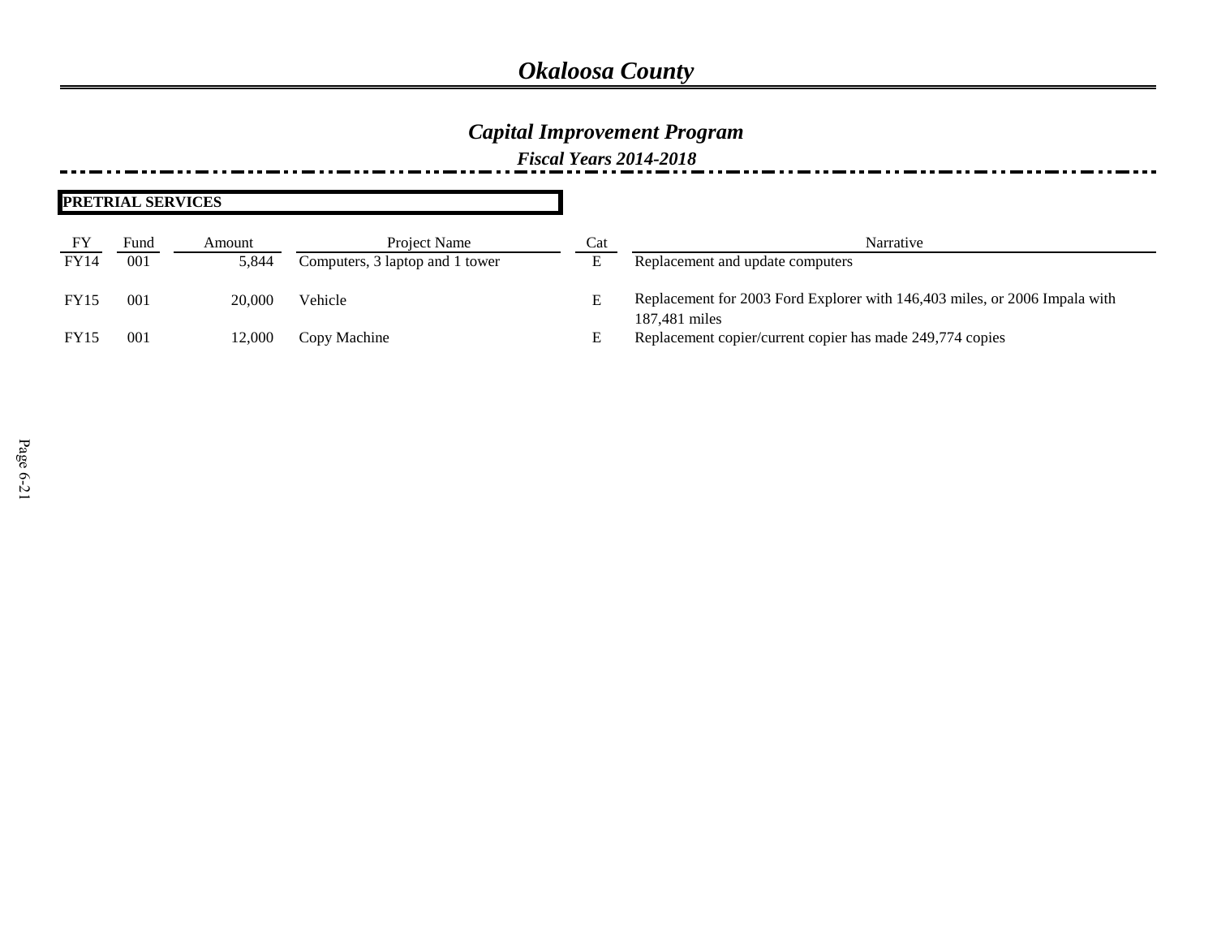# *Okaloosa County*

## *Capital Improvement Program*

### *Fiscal Years 2014-2018*

**PRETRIAL SERVICES**

| FY | Fund | Amount | Project Name | Cat | Narrative |
|---|---|---|---|---|---|
| FY14 | 001 | 5,844 | Computers, 3 laptop and 1 tower | E | Replacement and update computers |
| FY15 | 001 | 20,000 | Vehicle | E | Replacement for 2003 Ford Explorer with 146,403 miles, or 2006 Impala with 187,481 miles |
| FY15 | 001 | 12,000 | Copy Machine | E | Replacement copier/current copier has made 249,774 copies |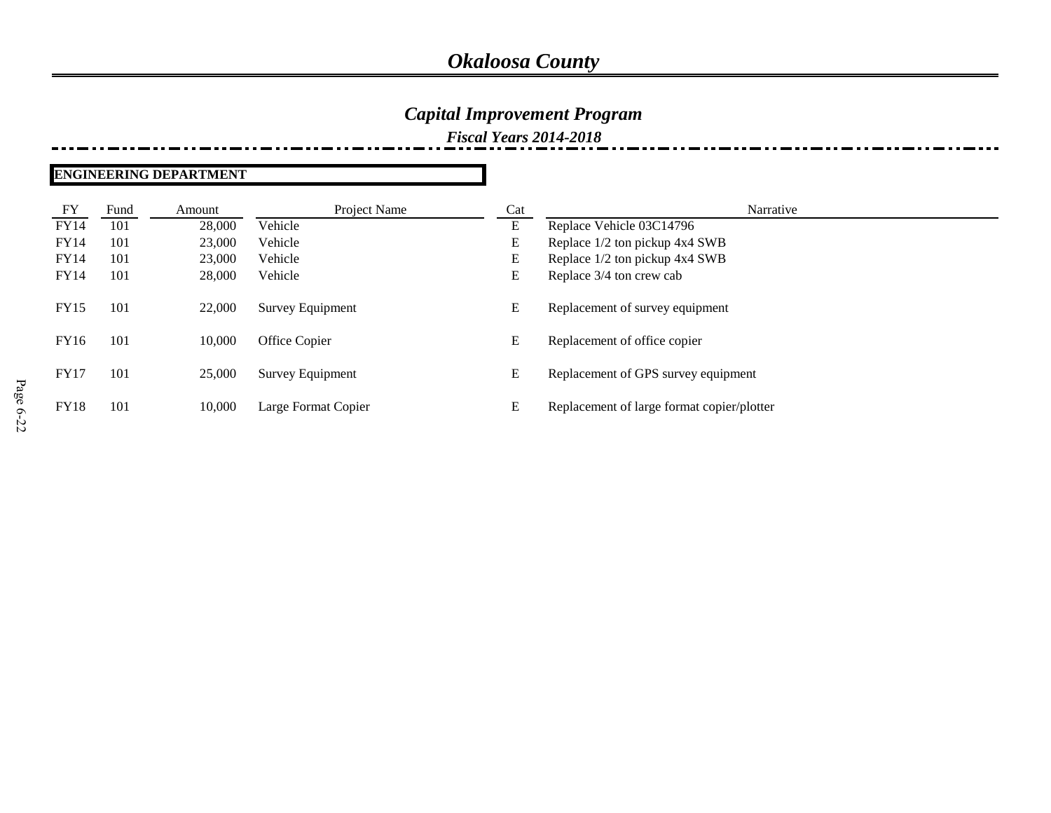# *Okaloosa County*

## *Capital Improvement Program*

### *Fiscal Years 2014-2018*

**ENGINEERING DEPARTMENT**

| FY | Fund | Amount | Project Name | Cat | Narrative |
|---|---|---|---|---|---|
| FY14 | 101 | 28,000 | Vehicle | E | Replace Vehicle 03C14796 |
| FY14 | 101 | 23,000 | Vehicle | E | Replace 1/2 ton pickup 4x4 SWB |
| FY14 | 101 | 23,000 | Vehicle | E | Replace 1/2 ton pickup 4x4 SWB |
| FY14 | 101 | 28,000 | Vehicle | E | Replace 3/4 ton crew cab |
| FY15 | 101 | 22,000 | Survey Equipment | E | Replacement of survey equipment |
| FY16 | 101 | 10,000 | Office Copier | E | Replacement of office copier |
| FY17 | 101 | 25,000 | Survey Equipment | E | Replacement of GPS survey equipment |
| FY18 | 101 | 10,000 | Large Format Copier | E | Replacement of large format copier/plotter |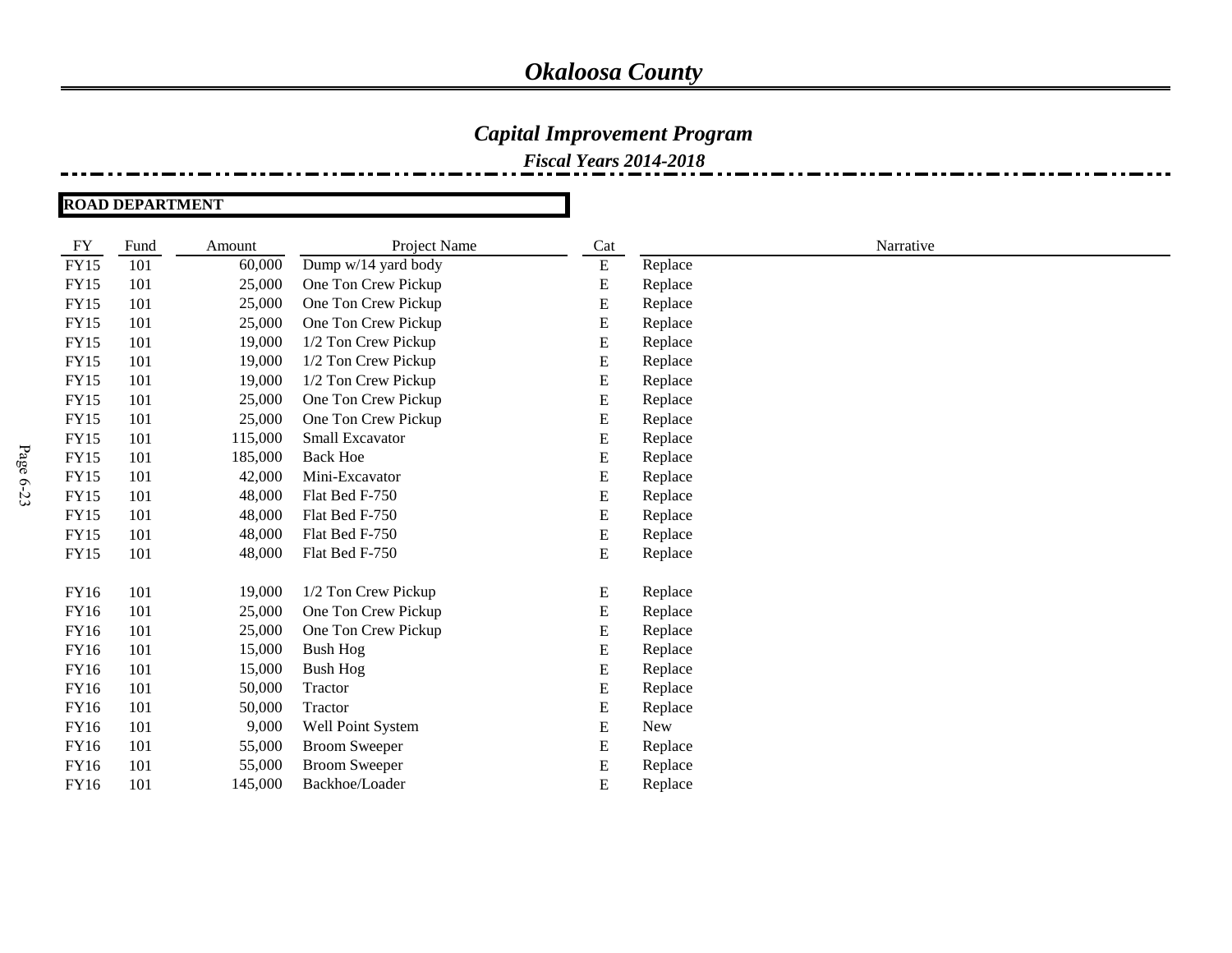# Okaloosa County

## Capital Improvement Program

### Fiscal Years 2014-2018

**ROAD DEPARTMENT**

| FY | Fund | Amount | Project Name | Cat | Narrative |
|---|---|---|---|---|---|
| FY15 | 101 | 60,000 | Dump w/14 yard body | E | Replace |
| FY15 | 101 | 25,000 | One Ton Crew Pickup | E | Replace |
| FY15 | 101 | 25,000 | One Ton Crew Pickup | E | Replace |
| FY15 | 101 | 25,000 | One Ton Crew Pickup | E | Replace |
| FY15 | 101 | 19,000 | 1/2 Ton Crew Pickup | E | Replace |
| FY15 | 101 | 19,000 | 1/2 Ton Crew Pickup | E | Replace |
| FY15 | 101 | 19,000 | 1/2 Ton Crew Pickup | E | Replace |
| FY15 | 101 | 25,000 | One Ton Crew Pickup | E | Replace |
| FY15 | 101 | 25,000 | One Ton Crew Pickup | E | Replace |
| FY15 | 101 | 115,000 | Small Excavator | E | Replace |
| FY15 | 101 | 185,000 | Back Hoe | E | Replace |
| FY15 | 101 | 42,000 | Mini-Excavator | E | Replace |
| FY15 | 101 | 48,000 | Flat Bed F-750 | E | Replace |
| FY15 | 101 | 48,000 | Flat Bed F-750 | E | Replace |
| FY15 | 101 | 48,000 | Flat Bed F-750 | E | Replace |
| FY15 | 101 | 48,000 | Flat Bed F-750 | E | Replace |
| | | | | | |
| FY16 | 101 | 19,000 | 1/2 Ton Crew Pickup | E | Replace |
| FY16 | 101 | 25,000 | One Ton Crew Pickup | E | Replace |
| FY16 | 101 | 25,000 | One Ton Crew Pickup | E | Replace |
| FY16 | 101 | 15,000 | Bush Hog | E | Replace |
| FY16 | 101 | 15,000 | Bush Hog | E | Replace |
| FY16 | 101 | 50,000 | Tractor | E | Replace |
| FY16 | 101 | 50,000 | Tractor | E | Replace |
| FY16 | 101 | 9,000 | Well Point System | E | New |
| FY16 | 101 | 55,000 | Broom Sweeper | E | Replace |
| FY16 | 101 | 55,000 | Broom Sweeper | E | Replace |
| FY16 | 101 | 145,000 | Backhoe/Loader | E | Replace |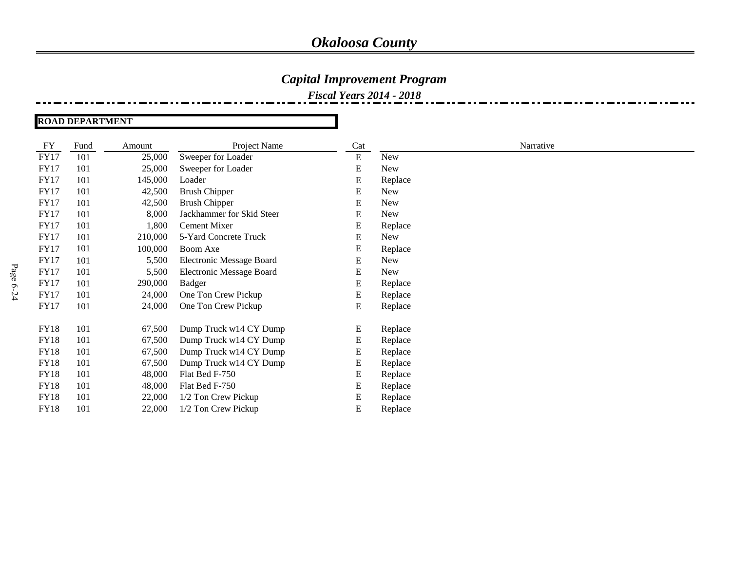# *Okaloosa County*

## *Capital Improvement Program*

### *Fiscal Years 2014 - 2018*

**ROAD DEPARTMENT**

| FY | Fund | Amount | Project Name | Cat | Narrative |
|---|---|---|---|---|---|
| FY17 | 101 | 25,000 | Sweeper for Loader | E | New |
| FY17 | 101 | 25,000 | Sweeper for Loader | E | New |
| FY17 | 101 | 145,000 | Loader | E | Replace |
| FY17 | 101 | 42,500 | Brush Chipper | E | New |
| FY17 | 101 | 42,500 | Brush Chipper | E | New |
| FY17 | 101 | 8,000 | Jackhammer for Skid Steer | E | New |
| FY17 | 101 | 1,800 | Cement Mixer | E | Replace |
| FY17 | 101 | 210,000 | 5-Yard Concrete Truck | E | New |
| FY17 | 101 | 100,000 | Boom Axe | E | Replace |
| FY17 | 101 | 5,500 | Electronic Message Board | E | New |
| FY17 | 101 | 5,500 | Electronic Message Board | E | New |
| FY17 | 101 | 290,000 | Badger | E | Replace |
| FY17 | 101 | 24,000 | One Ton Crew Pickup | E | Replace |
| FY17 | 101 | 24,000 | One Ton Crew Pickup | E | Replace |
| | | | | | |
| FY18 | 101 | 67,500 | Dump Truck w14 CY Dump | E | Replace |
| FY18 | 101 | 67,500 | Dump Truck w14 CY Dump | E | Replace |
| FY18 | 101 | 67,500 | Dump Truck w14 CY Dump | E | Replace |
| FY18 | 101 | 67,500 | Dump Truck w14 CY Dump | E | Replace |
| FY18 | 101 | 48,000 | Flat Bed F-750 | E | Replace |
| FY18 | 101 | 48,000 | Flat Bed F-750 | E | Replace |
| FY18 | 101 | 22,000 | 1/2 Ton Crew Pickup | E | Replace |
| FY18 | 101 | 22,000 | 1/2 Ton Crew Pickup | E | Replace |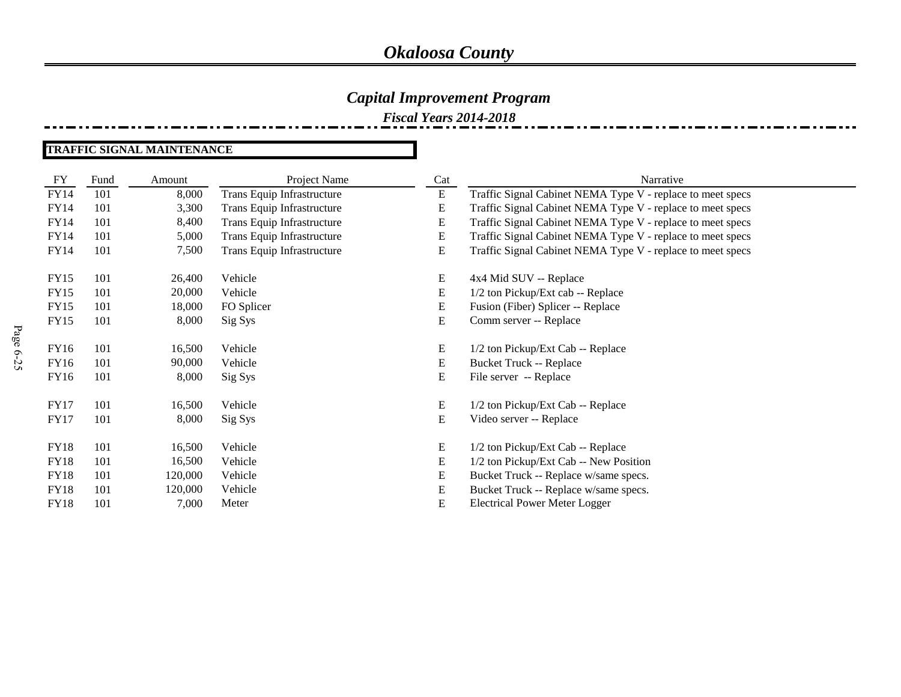# Okaloosa County

## Capital Improvement Program

### Fiscal Years 2014-2018

**TRAFFIC SIGNAL MAINTENANCE**

| FY | Fund | Amount | Project Name | Cat | Narrative |
|---|---|---|---|---|---|
| FY14 | 101 | 8,000 | Trans Equip Infrastructure | E | Traffic Signal Cabinet NEMA Type V - replace to meet specs |
| FY14 | 101 | 3,300 | Trans Equip Infrastructure | E | Traffic Signal Cabinet NEMA Type V - replace to meet specs |
| FY14 | 101 | 8,400 | Trans Equip Infrastructure | E | Traffic Signal Cabinet NEMA Type V - replace to meet specs |
| FY14 | 101 | 5,000 | Trans Equip Infrastructure | E | Traffic Signal Cabinet NEMA Type V - replace to meet specs |
| FY14 | 101 | 7,500 | Trans Equip Infrastructure | E | Traffic Signal Cabinet NEMA Type V - replace to meet specs |
| FY15 | 101 | 26,400 | Vehicle | E | 4x4 Mid SUV -- Replace |
| FY15 | 101 | 20,000 | Vehicle | E | 1/2 ton Pickup/Ext cab -- Replace |
| FY15 | 101 | 18,000 | FO Splicer | E | Fusion (Fiber) Splicer -- Replace |
| FY15 | 101 | 8,000 | Sig Sys | E | Comm server -- Replace |
| FY16 | 101 | 16,500 | Vehicle | E | 1/2 ton Pickup/Ext Cab -- Replace |
| FY16 | 101 | 90,000 | Vehicle | E | Bucket Truck -- Replace |
| FY16 | 101 | 8,000 | Sig Sys | E | File server -- Replace |
| FY17 | 101 | 16,500 | Vehicle | E | 1/2 ton Pickup/Ext Cab -- Replace |
| FY17 | 101 | 8,000 | Sig Sys | E | Video server -- Replace |
| FY18 | 101 | 16,500 | Vehicle | E | 1/2 ton Pickup/Ext Cab -- Replace |
| FY18 | 101 | 16,500 | Vehicle | E | 1/2 ton Pickup/Ext Cab -- New Position |
| FY18 | 101 | 120,000 | Vehicle | E | Bucket Truck -- Replace w/same specs. |
| FY18 | 101 | 120,000 | Vehicle | E | Bucket Truck -- Replace w/same specs. |
| FY18 | 101 | 7,000 | Meter | E | Electrical Power Meter Logger |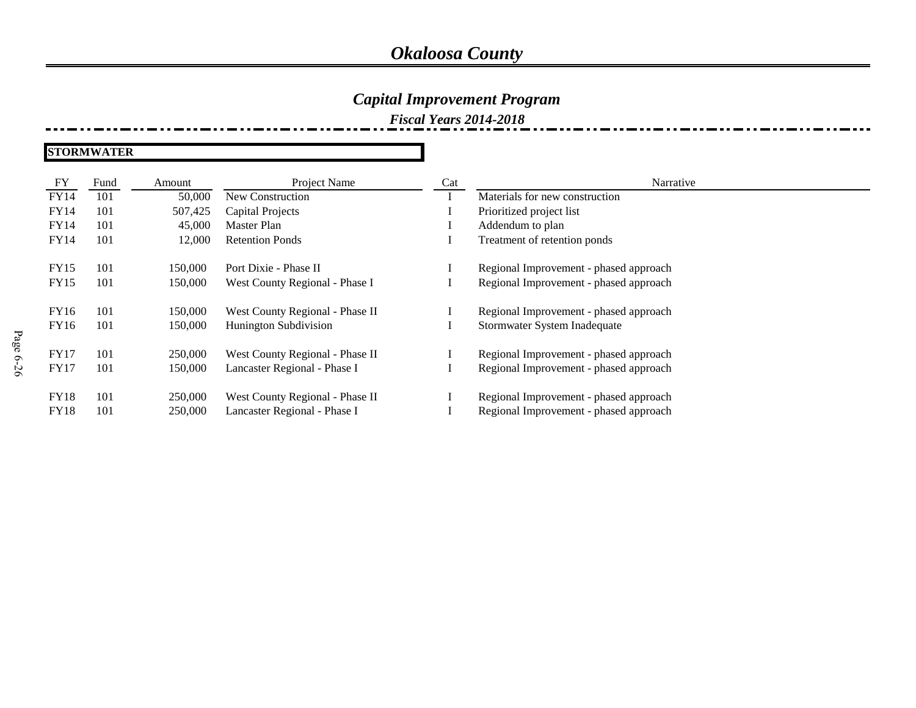# Okaloosa County

## Capital Improvement Program

### Fiscal Years 2014-2018

**STORMWATER**

| FY | Fund | Amount | Project Name | Cat | Narrative |
|---|---|---|---|---|---|
| FY14 | 101 | 50,000 | New Construction | I | Materials for new construction |
| FY14 | 101 | 507,425 | Capital Projects | I | Prioritized project list |
| FY14 | 101 | 45,000 | Master Plan | I | Addendum to plan |
| FY14 | 101 | 12,000 | Retention Ponds | I | Treatment of retention ponds |
| FY15 | 101 | 150,000 | Port Dixie - Phase II | I | Regional Improvement - phased approach |
| FY15 | 101 | 150,000 | West County Regional - Phase I | I | Regional Improvement - phased approach |
| FY16 | 101 | 150,000 | West County Regional - Phase II | I | Regional Improvement - phased approach |
| FY16 | 101 | 150,000 | Hunington Subdivision | I | Stormwater System Inadequate |
| FY17 | 101 | 250,000 | West County Regional - Phase II | I | Regional Improvement - phased approach |
| FY17 | 101 | 150,000 | Lancaster Regional - Phase I | I | Regional Improvement - phased approach |
| FY18 | 101 | 250,000 | West County Regional - Phase II | I | Regional Improvement - phased approach |
| FY18 | 101 | 250,000 | Lancaster Regional - Phase I | I | Regional Improvement - phased approach |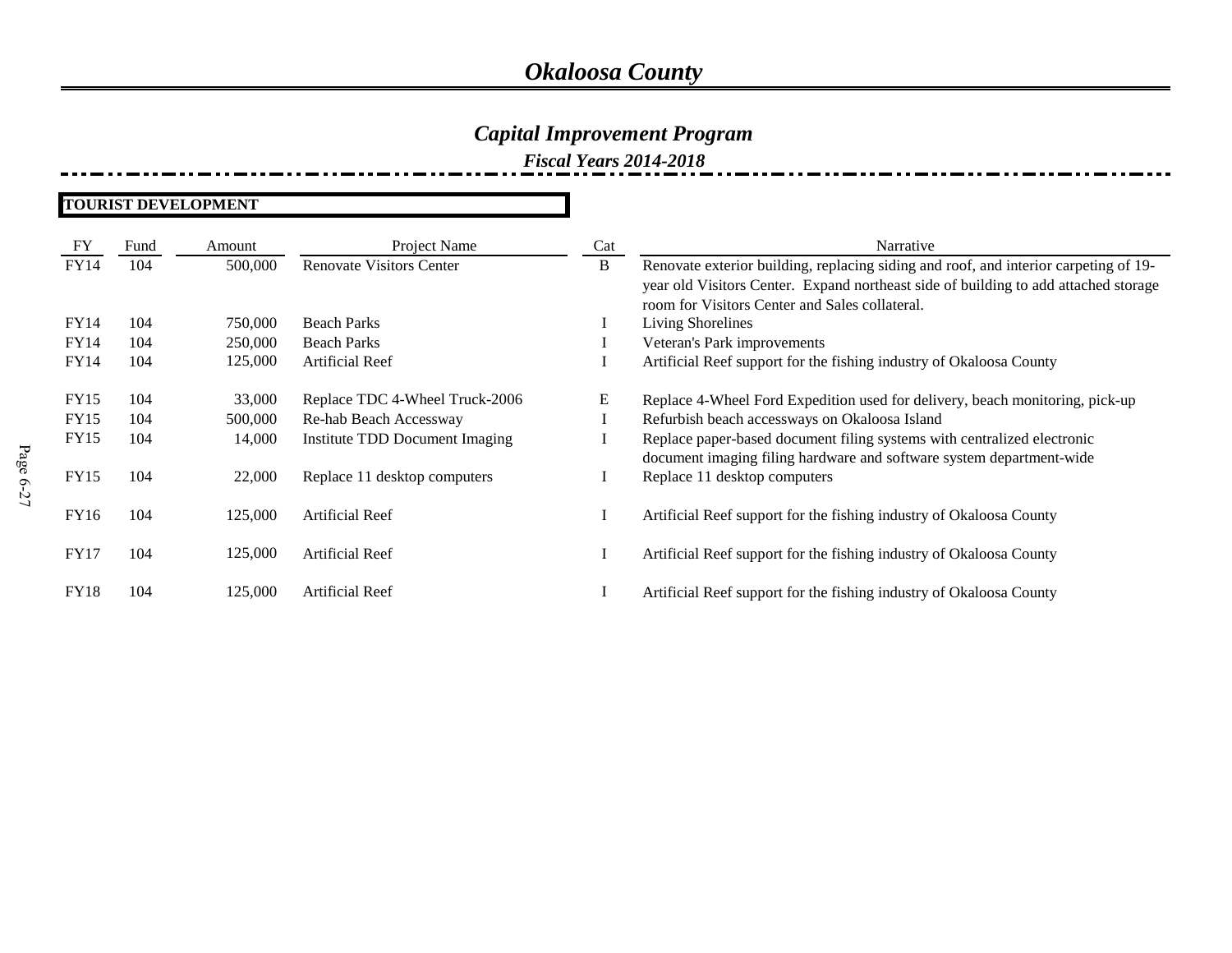# Okaloosa County

## Capital Improvement Program

### Fiscal Years 2014-2018

**TOURIST DEVELOPMENT**

| FY | Fund | Amount | Project Name | Cat | Narrative |
|---|---|---|---|---|---|
| FY14 | 104 | 500,000 | Renovate Visitors Center | B | Renovate exterior building, replacing siding and roof, and interior carpeting of 19-year old Visitors Center. Expand northeast side of building to add attached storage room for Visitors Center and Sales collateral. |
| FY14 | 104 | 750,000 | Beach Parks | I | Living Shorelines |
| FY14 | 104 | 250,000 | Beach Parks | I | Veteran's Park improvements |
| FY14 | 104 | 125,000 | Artificial Reef | I | Artificial Reef support for the fishing industry of Okaloosa County |
| FY15 | 104 | 33,000 | Replace TDC 4-Wheel Truck-2006 | E | Replace 4-Wheel Ford Expedition used for delivery, beach monitoring, pick-up |
| FY15 | 104 | 500,000 | Re-hab Beach Accessway | I | Refurbish beach accessways on Okaloosa Island |
| FY15 | 104 | 14,000 | Institute TDD Document Imaging | I | Replace paper-based document filing systems with centralized electronic document imaging filing hardware and software system department-wide |
| FY15 | 104 | 22,000 | Replace 11 desktop computers | I | Replace 11 desktop computers |
| FY16 | 104 | 125,000 | Artificial Reef | I | Artificial Reef support for the fishing industry of Okaloosa County |
| FY17 | 104 | 125,000 | Artificial Reef | I | Artificial Reef support for the fishing industry of Okaloosa County |
| FY18 | 104 | 125,000 | Artificial Reef | I | Artificial Reef support for the fishing industry of Okaloosa County |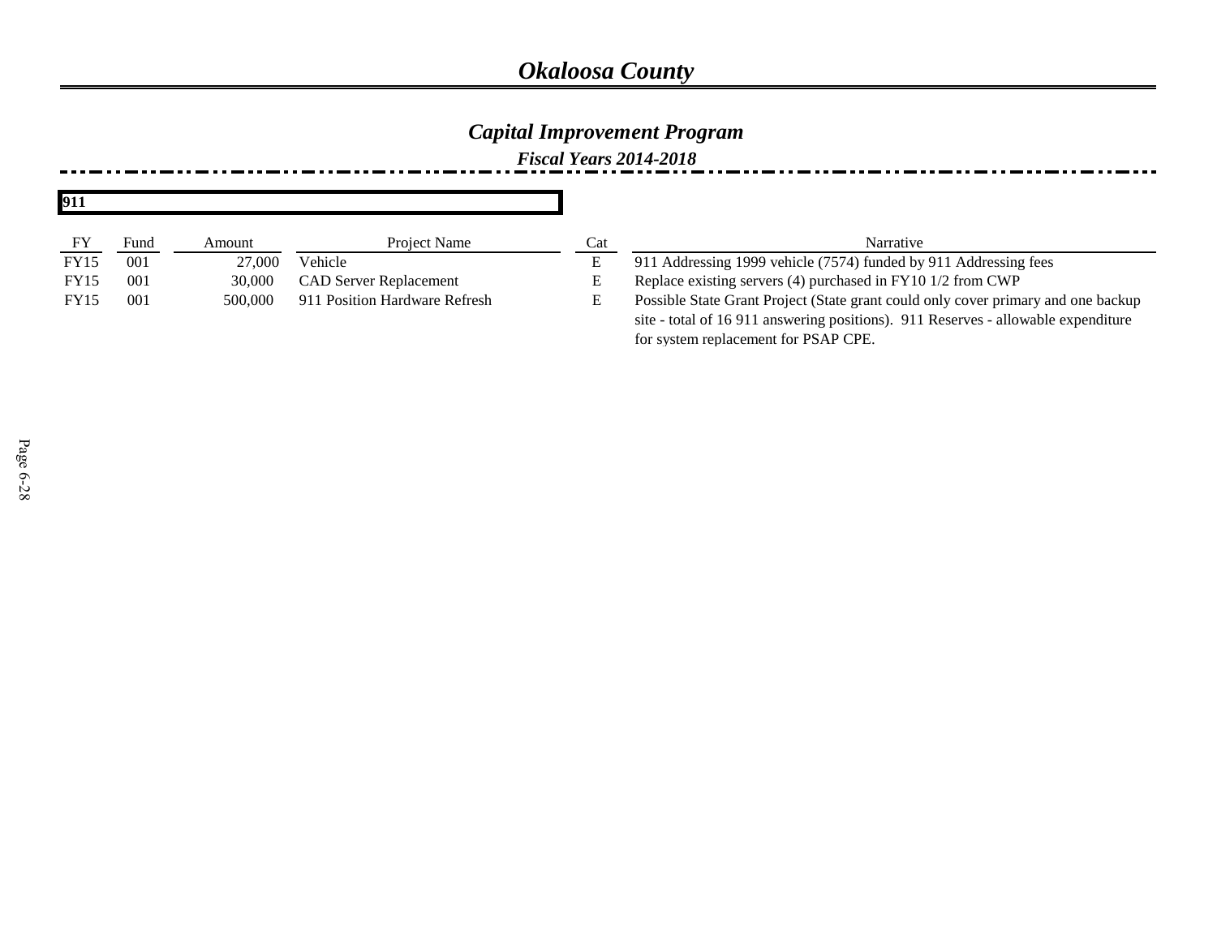# *Okaloosa County*

## *Capital Improvement Program*

### *Fiscal Years 2014-2018*

**911**

| FY | Fund | Amount | Project Name | Cat | Narrative |
|---|---|---|---|---|---|
| FY15 | 001 | 27,000 | Vehicle | E | 911 Addressing 1999 vehicle (7574) funded by 911 Addressing fees |
| FY15 | 001 | 30,000 | CAD Server Replacement | E | Replace existing servers (4) purchased in FY10 1/2 from CWP |
| FY15 | 001 | 500,000 | 911 Position Hardware Refresh | E | Possible State Grant Project (State grant could only cover primary and one backup site - total of 16 911 answering positions). 911 Reserves - allowable expenditure for system replacement for PSAP CPE. |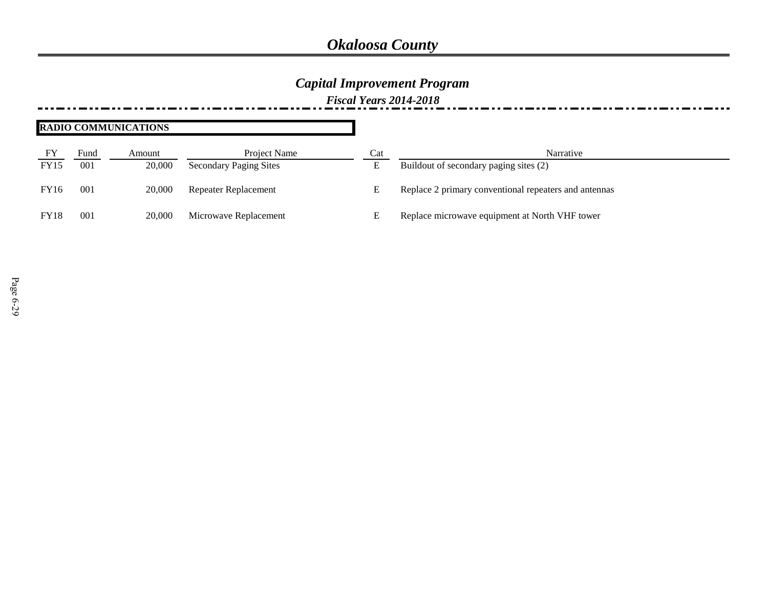# Okaloosa County

## Capital Improvement Program

### Fiscal Years 2014-2018

**RADIO COMMUNICATIONS**

| FY | Fund | Amount | Project Name | Cat | Narrative |
|---|---|---|---|---|---|
| FY15 | 001 | 20,000 | Secondary Paging Sites | E | Buildout of secondary paging sites (2) |
| FY16 | 001 | 20,000 | Repeater Replacement | E | Replace 2 primary conventional repeaters and antennas |
| FY18 | 001 | 20,000 | Microwave Replacement | E | Replace microwave equipment at North VHF tower |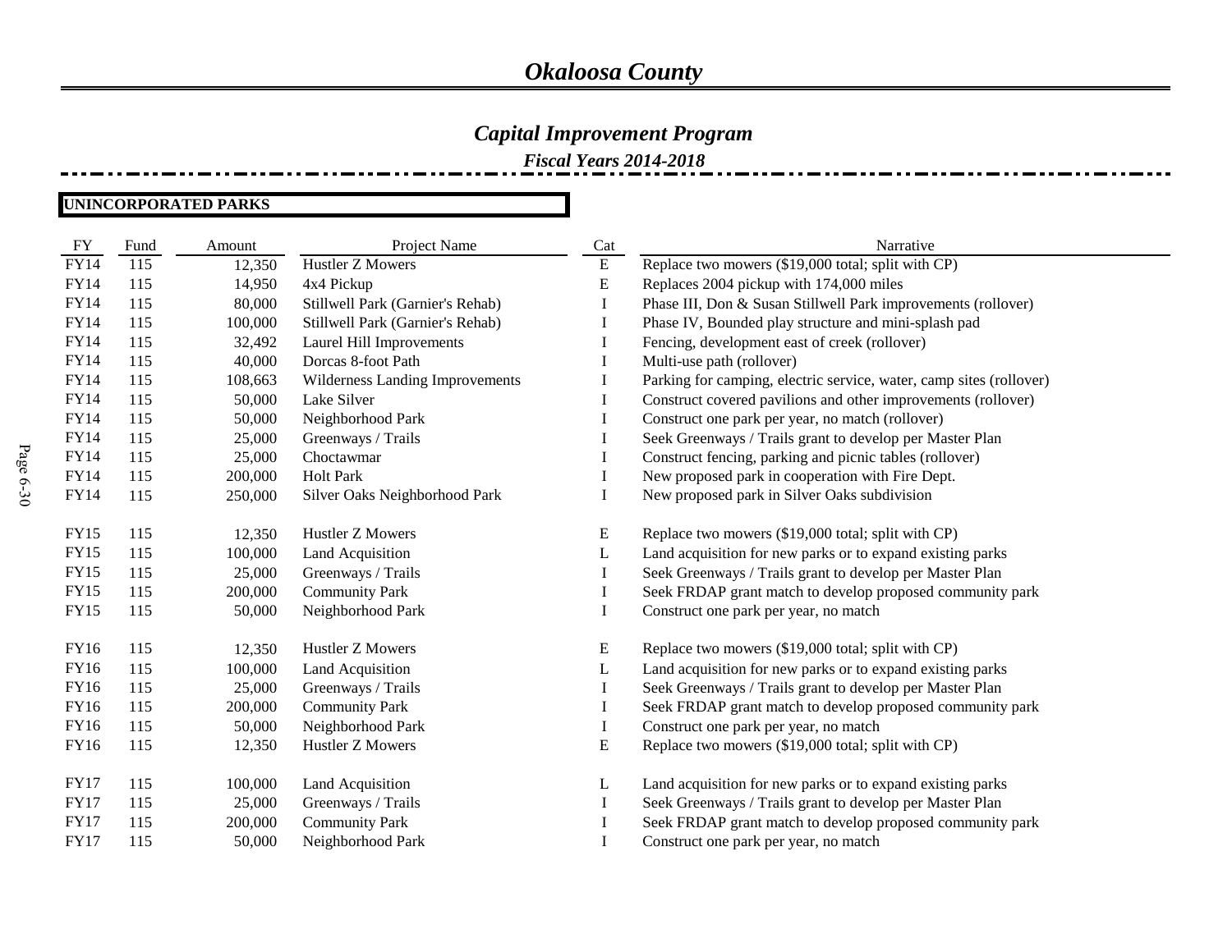# *Okaloosa County*

## *Capital Improvement Program*

### *Fiscal Years 2014-2018*

**UNINCORPORATED PARKS**

| FY | Fund | Amount | Project Name | Cat | Narrative |
|---|---|---|---|---|---|
| FY14 | 115 | 12,350 | Hustler Z Mowers | E | Replace two mowers ($19,000 total; split with CP) |
| FY14 | 115 | 14,950 | 4x4 Pickup | E | Replaces 2004 pickup with 174,000 miles |
| FY14 | 115 | 80,000 | Stillwell Park (Garnier's Rehab) | I | Phase III, Don & Susan Stillwell Park improvements (rollover) |
| FY14 | 115 | 100,000 | Stillwell Park (Garnier's Rehab) | I | Phase IV, Bounded play structure and mini-splash pad |
| FY14 | 115 | 32,492 | Laurel Hill Improvements | I | Fencing, development east of creek (rollover) |
| FY14 | 115 | 40,000 | Dorcas 8-foot Path | I | Multi-use path (rollover) |
| FY14 | 115 | 108,663 | Wilderness Landing Improvements | I | Parking for camping, electric service, water, camp sites (rollover) |
| FY14 | 115 | 50,000 | Lake Silver | I | Construct covered pavilions and other improvements (rollover) |
| FY14 | 115 | 50,000 | Neighborhood Park | I | Construct one park per year, no match (rollover) |
| FY14 | 115 | 25,000 | Greenways / Trails | I | Seek Greenways / Trails grant to develop per Master Plan |
| FY14 | 115 | 25,000 | Choctawmar | I | Construct fencing, parking and picnic tables (rollover) |
| FY14 | 115 | 200,000 | Holt Park | I | New proposed park in cooperation with Fire Dept. |
| FY14 | 115 | 250,000 | Silver Oaks Neighborhood Park | I | New proposed park in Silver Oaks subdivision |
| FY15 | 115 | 12,350 | Hustler Z Mowers | E | Replace two mowers ($19,000 total; split with CP) |
| FY15 | 115 | 100,000 | Land Acquisition | L | Land acquisition for new parks or to expand existing parks |
| FY15 | 115 | 25,000 | Greenways / Trails | I | Seek Greenways / Trails grant to develop per Master Plan |
| FY15 | 115 | 200,000 | Community Park | I | Seek FRDAP grant match to develop proposed community park |
| FY15 | 115 | 50,000 | Neighborhood Park | I | Construct one park per year, no match |
| FY16 | 115 | 12,350 | Hustler Z Mowers | E | Replace two mowers ($19,000 total; split with CP) |
| FY16 | 115 | 100,000 | Land Acquisition | L | Land acquisition for new parks or to expand existing parks |
| FY16 | 115 | 25,000 | Greenways / Trails | I | Seek Greenways / Trails grant to develop per Master Plan |
| FY16 | 115 | 200,000 | Community Park | I | Seek FRDAP grant match to develop proposed community park |
| FY16 | 115 | 50,000 | Neighborhood Park | I | Construct one park per year, no match |
| FY16 | 115 | 12,350 | Hustler Z Mowers | E | Replace two mowers ($19,000 total; split with CP) |
| FY17 | 115 | 100,000 | Land Acquisition | L | Land acquisition for new parks or to expand existing parks |
| FY17 | 115 | 25,000 | Greenways / Trails | I | Seek Greenways / Trails grant to develop per Master Plan |
| FY17 | 115 | 200,000 | Community Park | I | Seek FRDAP grant match to develop proposed community park |
| FY17 | 115 | 50,000 | Neighborhood Park | I | Construct one park per year, no match |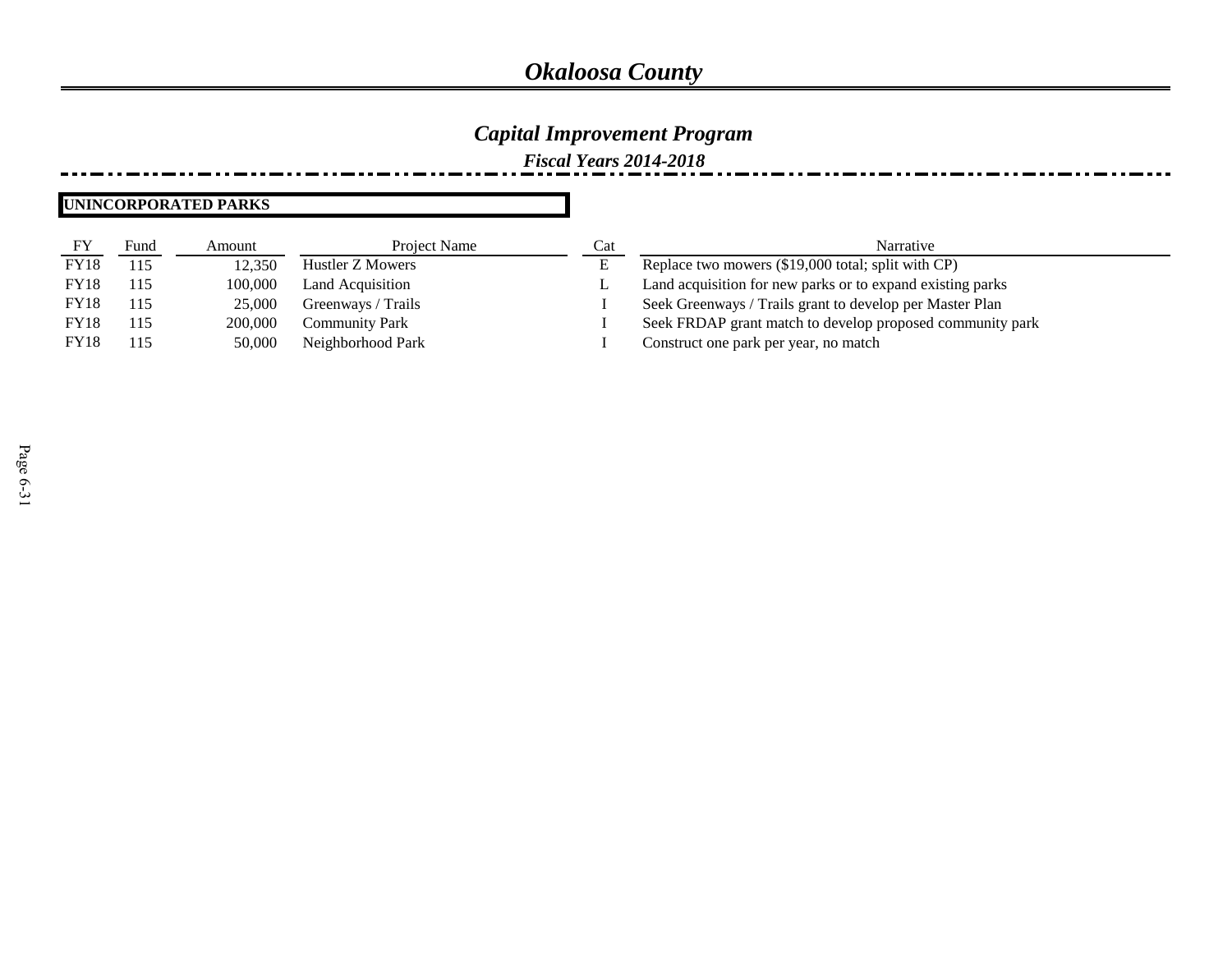# *Okaloosa County*

## *Capital Improvement Program*

### *Fiscal Years 2014-2018*

**UNINCORPORATED PARKS**

| FY | Fund | Amount | Project Name | Cat | Narrative |
|---|---|---|---|---|---|
| FY18 | 115 | 12,350 | Hustler Z Mowers | E | Replace two mowers ($19,000 total; split with CP) |
| FY18 | 115 | 100,000 | Land Acquisition | L | Land acquisition for new parks or to expand existing parks |
| FY18 | 115 | 25,000 | Greenways / Trails | I | Seek Greenways / Trails grant to develop per Master Plan |
| FY18 | 115 | 200,000 | Community Park | I | Seek FRDAP grant match to develop proposed community park |
| FY18 | 115 | 50,000 | Neighborhood Park | I | Construct one park per year, no match |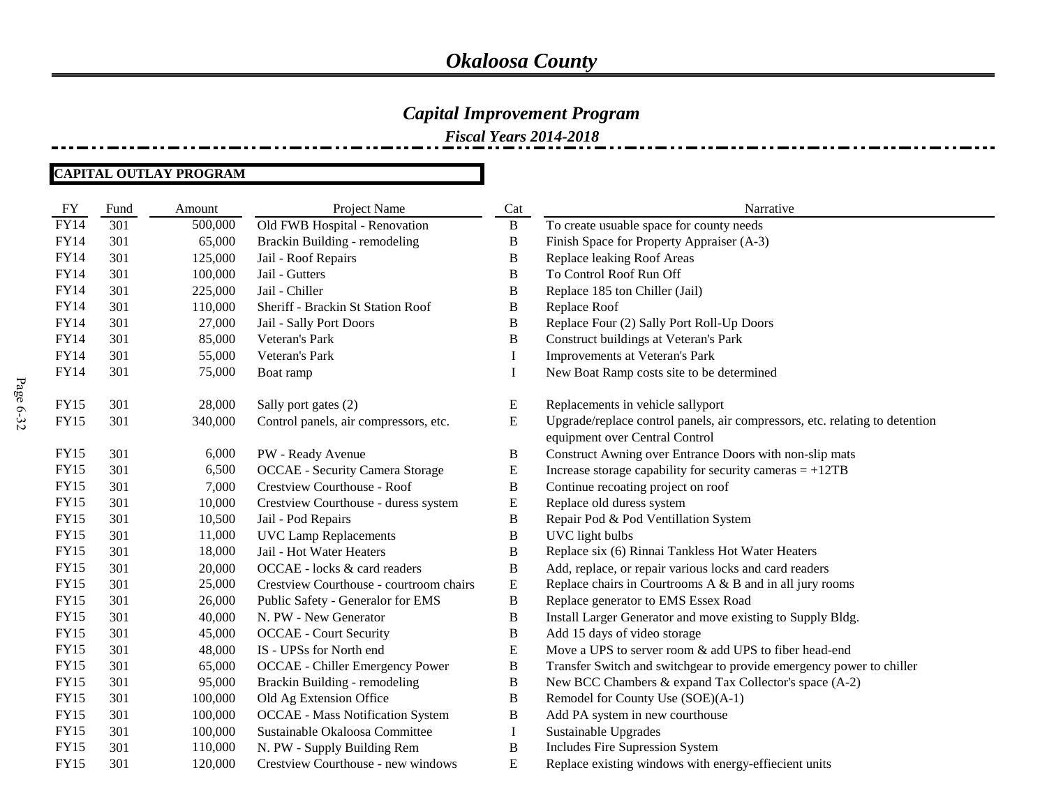# *Okaloosa County*

## *Capital Improvement Program*

### *Fiscal Years 2014-2018*

**CAPITAL OUTLAY PROGRAM**

| FY | Fund | Amount | Project Name | Cat | Narrative |
|---|---|---|---|---|---|
| FY14 | 301 | 500,000 | Old FWB Hospital - Renovation | B | To create usuable space for county needs |
| FY14 | 301 | 65,000 | Brackin Building - remodeling | B | Finish Space for Property Appraiser (A-3) |
| FY14 | 301 | 125,000 | Jail - Roof Repairs | B | Replace leaking Roof Areas |
| FY14 | 301 | 100,000 | Jail - Gutters | B | To Control Roof Run Off |
| FY14 | 301 | 225,000 | Jail - Chiller | B | Replace 185 ton Chiller (Jail) |
| FY14 | 301 | 110,000 | Sheriff - Brackin St Station Roof | B | Replace Roof |
| FY14 | 301 | 27,000 | Jail - Sally Port Doors | B | Replace Four (2) Sally Port Roll-Up Doors |
| FY14 | 301 | 85,000 | Veteran's Park | B | Construct buildings at Veteran's Park |
| FY14 | 301 | 55,000 | Veteran's Park | I | Improvements at Veteran's Park |
| FY14 | 301 | 75,000 | Boat ramp | I | New Boat Ramp costs site to be determined |
| FY15 | 301 | 28,000 | Sally port gates (2) | E | Replacements in vehicle sallyport |
| FY15 | 301 | 340,000 | Control panels, air compressors, etc. | E | Upgrade/replace control panels, air compressors, etc. relating to detention equipment over Central Control |
| FY15 | 301 | 6,000 | PW - Ready Avenue | B | Construct Awning over Entrance Doors with non-slip mats |
| FY15 | 301 | 6,500 | OCCAE - Security Camera Storage | E | Increase storage capability for security cameras = +12TB |
| FY15 | 301 | 7,000 | Crestview Courthouse - Roof | B | Continue recoating project on roof |
| FY15 | 301 | 10,000 | Crestview Courthouse - duress system | E | Replace old duress system |
| FY15 | 301 | 10,500 | Jail - Pod Repairs | B | Repair Pod & Pod Ventillation System |
| FY15 | 301 | 11,000 | UVC Lamp Replacements | B | UVC light bulbs |
| FY15 | 301 | 18,000 | Jail - Hot Water Heaters | B | Replace six (6) Rinnai Tankless Hot Water Heaters |
| FY15 | 301 | 20,000 | OCCAE - locks & card readers | B | Add, replace, or repair various locks and card readers |
| FY15 | 301 | 25,000 | Crestview Courthouse - courtroom chairs | E | Replace chairs in Courtrooms A & B and in all jury rooms |
| FY15 | 301 | 26,000 | Public Safety - Generalor for EMS | B | Replace generator to EMS Essex Road |
| FY15 | 301 | 40,000 | N. PW - New Generator | B | Install Larger Generator and move existing to Supply Bldg. |
| FY15 | 301 | 45,000 | OCCAE - Court Security | B | Add 15 days of video storage |
| FY15 | 301 | 48,000 | IS - UPSs for North end | E | Move a UPS to server room & add UPS to fiber head-end |
| FY15 | 301 | 65,000 | OCCAE - Chiller Emergency Power | B | Transfer Switch and switchgear to provide emergency power to chiller |
| FY15 | 301 | 95,000 | Brackin Building - remodeling | B | New BCC Chambers & expand Tax Collector's space (A-2) |
| FY15 | 301 | 100,000 | Old Ag Extension Office | B | Remodel for County Use (SOE)(A-1) |
| FY15 | 301 | 100,000 | OCCAE - Mass Notification System | B | Add PA system in new courthouse |
| FY15 | 301 | 100,000 | Sustainable Okaloosa Committee | I | Sustainable Upgrades |
| FY15 | 301 | 110,000 | N. PW - Supply Building Rem | B | Includes Fire Supression System |
| FY15 | 301 | 120,000 | Crestview Courthouse - new windows | E | Replace existing windows with energy-effiecient units |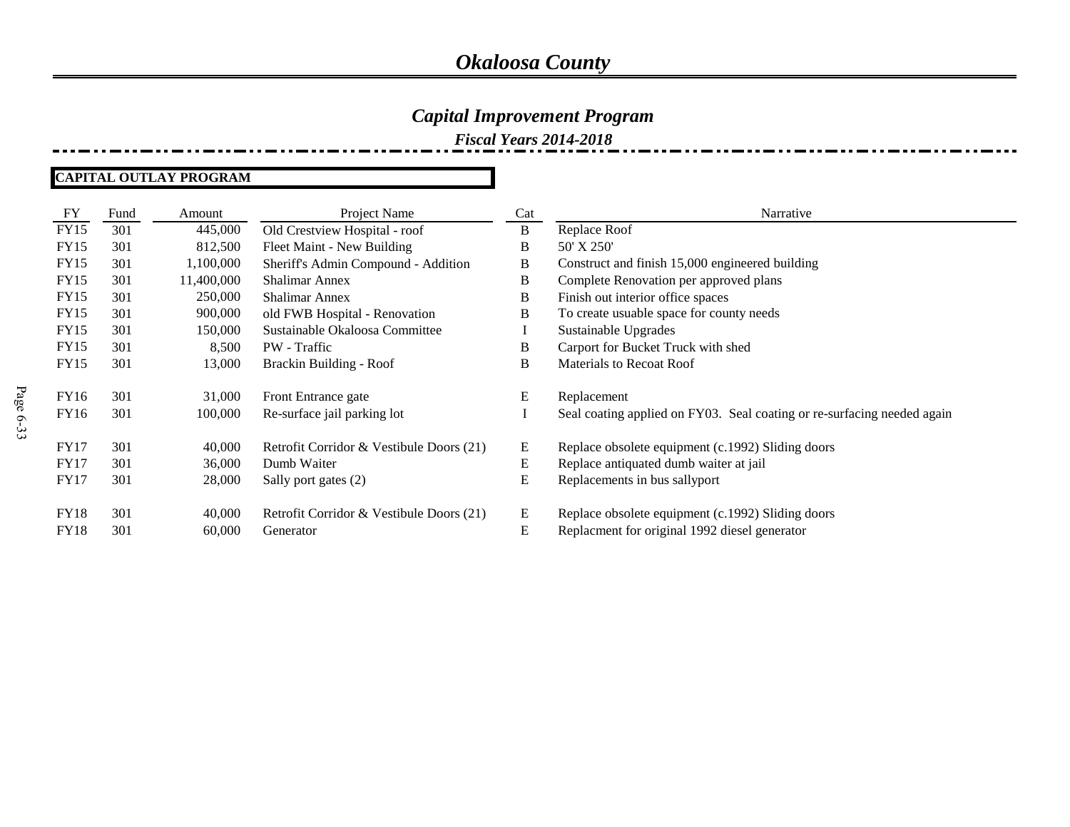# Okaloosa County

## Capital Improvement Program

### Fiscal Years 2014-2018

**CAPITAL OUTLAY PROGRAM**

| FY | Fund | Amount | Project Name | Cat | Narrative |
|---|---|---|---|---|---|
| FY15 | 301 | 445,000 | Old Crestview Hospital - roof | B | Replace Roof |
| FY15 | 301 | 812,500 | Fleet Maint - New Building | B | 50' X 250' |
| FY15 | 301 | 1,100,000 | Sheriff's Admin Compound - Addition | B | Construct and finish 15,000 engineered building |
| FY15 | 301 | 11,400,000 | Shalimar Annex | B | Complete Renovation per approved plans |
| FY15 | 301 | 250,000 | Shalimar Annex | B | Finish out interior office spaces |
| FY15 | 301 | 900,000 | old FWB Hospital - Renovation | B | To create usuable space for county needs |
| FY15 | 301 | 150,000 | Sustainable Okaloosa Committee | I | Sustainable Upgrades |
| FY15 | 301 | 8,500 | PW - Traffic | B | Carport for Bucket Truck with shed |
| FY15 | 301 | 13,000 | Brackin Building - Roof | B | Materials to Recoat Roof |
| FY16 | 301 | 31,000 | Front Entrance gate | E | Replacement |
| FY16 | 301 | 100,000 | Re-surface jail parking lot | I | Seal coating applied on FY03. Seal coating or re-surfacing needed again |
| FY17 | 301 | 40,000 | Retrofit Corridor & Vestibule Doors (21) | E | Replace obsolete equipment (c.1992) Sliding doors |
| FY17 | 301 | 36,000 | Dumb Waiter | E | Replace antiquated dumb waiter at jail |
| FY17 | 301 | 28,000 | Sally port gates (2) | E | Replacements in bus sallyport |
| FY18 | 301 | 40,000 | Retrofit Corridor & Vestibule Doors (21) | E | Replace obsolete equipment (c.1992) Sliding doors |
| FY18 | 301 | 60,000 | Generator | E | Replacment for original 1992 diesel generator |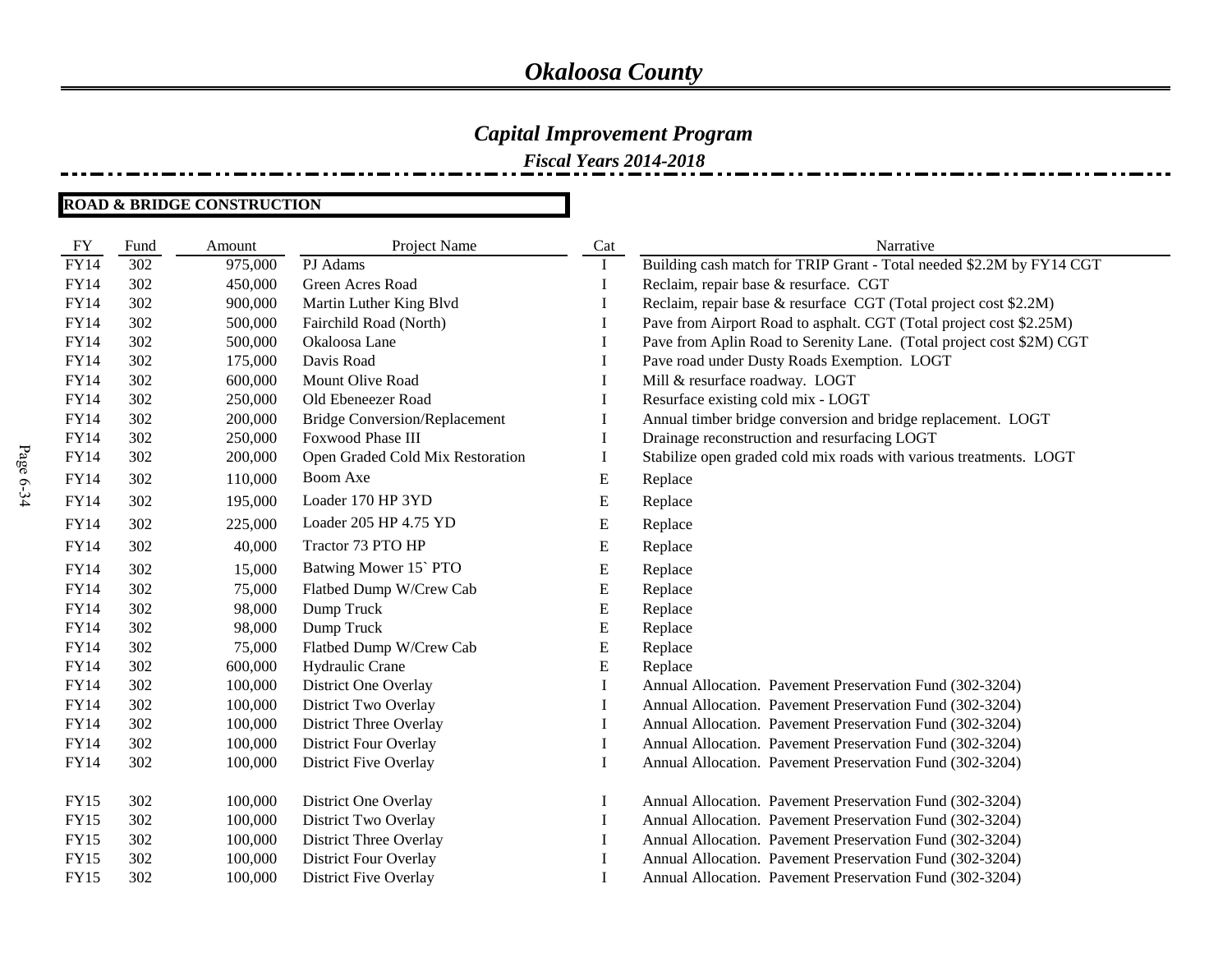# Okaloosa County

## Capital Improvement Program

### Fiscal Years 2014-2018

**ROAD & BRIDGE CONSTRUCTION**

| FY | Fund | Amount | Project Name | Cat | Narrative |
|---|---|---|---|---|---|
| FY14 | 302 | 975,000 | PJ Adams | I | Building cash match for TRIP Grant - Total needed $2.2M by FY14 CGT |
| FY14 | 302 | 450,000 | Green Acres Road | I | Reclaim, repair base & resurface. CGT |
| FY14 | 302 | 900,000 | Martin Luther King Blvd | I | Reclaim, repair base & resurface CGT (Total project cost $2.2M) |
| FY14 | 302 | 500,000 | Fairchild Road (North) | I | Pave from Airport Road to asphalt. CGT (Total project cost $2.25M) |
| FY14 | 302 | 500,000 | Okaloosa Lane | I | Pave from Aplin Road to Serenity Lane. (Total project cost $2M) CGT |
| FY14 | 302 | 175,000 | Davis Road | I | Pave road under Dusty Roads Exemption. LOGT |
| FY14 | 302 | 600,000 | Mount Olive Road | I | Mill & resurface roadway. LOGT |
| FY14 | 302 | 250,000 | Old Ebeneezer Road | I | Resurface existing cold mix - LOGT |
| FY14 | 302 | 200,000 | Bridge Conversion/Replacement | I | Annual timber bridge conversion and bridge replacement. LOGT |
| FY14 | 302 | 250,000 | Foxwood Phase III | I | Drainage reconstruction and resurfacing LOGT |
| FY14 | 302 | 200,000 | Open Graded Cold Mix Restoration | I | Stabilize open graded cold mix roads with various treatments. LOGT |
| FY14 | 302 | 110,000 | Boom Axe | E | Replace |
| FY14 | 302 | 195,000 | Loader 170 HP 3YD | E | Replace |
| FY14 | 302 | 225,000 | Loader 205 HP 4.75 YD | E | Replace |
| FY14 | 302 | 40,000 | Tractor 73 PTO HP | E | Replace |
| FY14 | 302 | 15,000 | Batwing Mower 15` PTO | E | Replace |
| FY14 | 302 | 75,000 | Flatbed Dump W/Crew Cab | E | Replace |
| FY14 | 302 | 98,000 | Dump Truck | E | Replace |
| FY14 | 302 | 98,000 | Dump Truck | E | Replace |
| FY14 | 302 | 75,000 | Flatbed Dump W/Crew Cab | E | Replace |
| FY14 | 302 | 600,000 | Hydraulic Crane | E | Replace |
| FY14 | 302 | 100,000 | District One Overlay | I | Annual Allocation. Pavement Preservation Fund (302-3204) |
| FY14 | 302 | 100,000 | District Two Overlay | I | Annual Allocation. Pavement Preservation Fund (302-3204) |
| FY14 | 302 | 100,000 | District Three Overlay | I | Annual Allocation. Pavement Preservation Fund (302-3204) |
| FY14 | 302 | 100,000 | District Four Overlay | I | Annual Allocation. Pavement Preservation Fund (302-3204) |
| FY14 | 302 | 100,000 | District Five Overlay | I | Annual Allocation. Pavement Preservation Fund (302-3204) |
| FY15 | 302 | 100,000 | District One Overlay | I | Annual Allocation. Pavement Preservation Fund (302-3204) |
| FY15 | 302 | 100,000 | District Two Overlay | I | Annual Allocation. Pavement Preservation Fund (302-3204) |
| FY15 | 302 | 100,000 | District Three Overlay | I | Annual Allocation. Pavement Preservation Fund (302-3204) |
| FY15 | 302 | 100,000 | District Four Overlay | I | Annual Allocation. Pavement Preservation Fund (302-3204) |
| FY15 | 302 | 100,000 | District Five Overlay | I | Annual Allocation. Pavement Preservation Fund (302-3204) |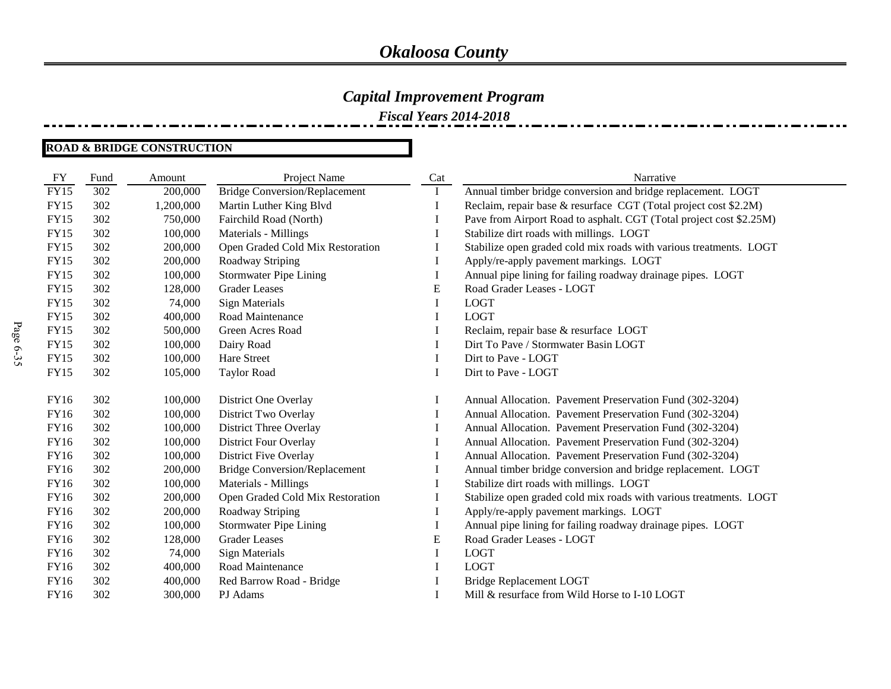# Okaloosa County

## Capital Improvement Program

### Fiscal Years 2014-2018

**ROAD & BRIDGE CONSTRUCTION**

| FY | Fund | Amount | Project Name | Cat | Narrative |
|---|---|---|---|---|---|
| FY15 | 302 | 200,000 | Bridge Conversion/Replacement | I | Annual timber bridge conversion and bridge replacement. LOGT |
| FY15 | 302 | 1,200,000 | Martin Luther King Blvd | I | Reclaim, repair base & resurface CGT (Total project cost $2.2M) |
| FY15 | 302 | 750,000 | Fairchild Road (North) | I | Pave from Airport Road to asphalt. CGT (Total project cost $2.25M) |
| FY15 | 302 | 100,000 | Materials - Millings | I | Stabilize dirt roads with millings. LOGT |
| FY15 | 302 | 200,000 | Open Graded Cold Mix Restoration | I | Stabilize open graded cold mix roads with various treatments. LOGT |
| FY15 | 302 | 200,000 | Roadway Striping | I | Apply/re-apply pavement markings. LOGT |
| FY15 | 302 | 100,000 | Stormwater Pipe Lining | I | Annual pipe lining for failing roadway drainage pipes. LOGT |
| FY15 | 302 | 128,000 | Grader Leases | E | Road Grader Leases - LOGT |
| FY15 | 302 | 74,000 | Sign Materials | I | LOGT |
| FY15 | 302 | 400,000 | Road Maintenance | I | LOGT |
| FY15 | 302 | 500,000 | Green Acres Road | I | Reclaim, repair base & resurface LOGT |
| FY15 | 302 | 100,000 | Dairy Road | I | Dirt To Pave / Stormwater Basin LOGT |
| FY15 | 302 | 100,000 | Hare Street | I | Dirt to Pave - LOGT |
| FY15 | 302 | 105,000 | Taylor Road | I | Dirt to Pave - LOGT |
| FY16 | 302 | 100,000 | District One Overlay | I | Annual Allocation. Pavement Preservation Fund (302-3204) |
| FY16 | 302 | 100,000 | District Two Overlay | I | Annual Allocation. Pavement Preservation Fund (302-3204) |
| FY16 | 302 | 100,000 | District Three Overlay | I | Annual Allocation. Pavement Preservation Fund (302-3204) |
| FY16 | 302 | 100,000 | District Four Overlay | I | Annual Allocation. Pavement Preservation Fund (302-3204) |
| FY16 | 302 | 100,000 | District Five Overlay | I | Annual Allocation. Pavement Preservation Fund (302-3204) |
| FY16 | 302 | 200,000 | Bridge Conversion/Replacement | I | Annual timber bridge conversion and bridge replacement. LOGT |
| FY16 | 302 | 100,000 | Materials - Millings | I | Stabilize dirt roads with millings. LOGT |
| FY16 | 302 | 200,000 | Open Graded Cold Mix Restoration | I | Stabilize open graded cold mix roads with various treatments. LOGT |
| FY16 | 302 | 200,000 | Roadway Striping | I | Apply/re-apply pavement markings. LOGT |
| FY16 | 302 | 100,000 | Stormwater Pipe Lining | I | Annual pipe lining for failing roadway drainage pipes. LOGT |
| FY16 | 302 | 128,000 | Grader Leases | E | Road Grader Leases - LOGT |
| FY16 | 302 | 74,000 | Sign Materials | I | LOGT |
| FY16 | 302 | 400,000 | Road Maintenance | I | LOGT |
| FY16 | 302 | 400,000 | Red Barrow Road - Bridge | I | Bridge Replacement LOGT |
| FY16 | 302 | 300,000 | PJ Adams | I | Mill & resurface from Wild Horse to I-10 LOGT |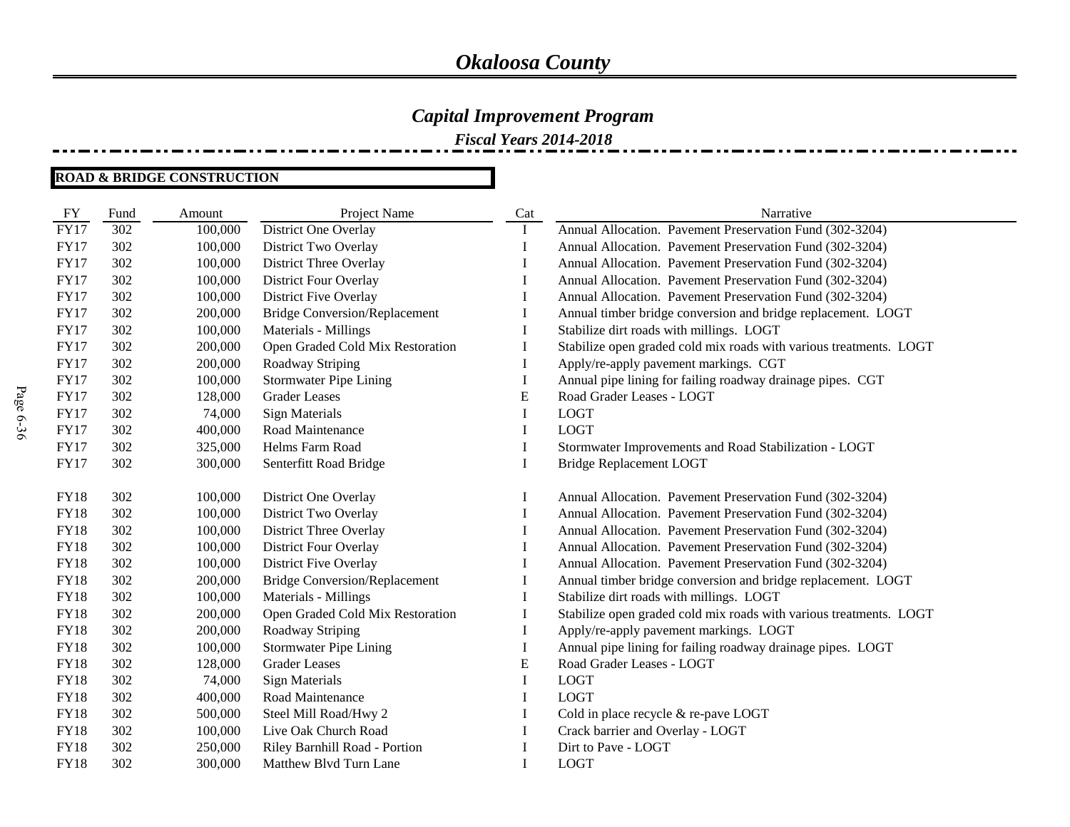# *Okaloosa County*

## *Capital Improvement Program*

### *Fiscal Years 2014-2018*

**ROAD & BRIDGE CONSTRUCTION**

| FY | Fund | Amount | Project Name | Cat | Narrative |
|---|---|---|---|---|---|
| FY17 | 302 | 100,000 | District One Overlay | I | Annual Allocation. Pavement Preservation Fund (302-3204) |
| FY17 | 302 | 100,000 | District Two Overlay | I | Annual Allocation. Pavement Preservation Fund (302-3204) |
| FY17 | 302 | 100,000 | District Three Overlay | I | Annual Allocation. Pavement Preservation Fund (302-3204) |
| FY17 | 302 | 100,000 | District Four Overlay | I | Annual Allocation. Pavement Preservation Fund (302-3204) |
| FY17 | 302 | 100,000 | District Five Overlay | I | Annual Allocation. Pavement Preservation Fund (302-3204) |
| FY17 | 302 | 200,000 | Bridge Conversion/Replacement | I | Annual timber bridge conversion and bridge replacement. LOGT |
| FY17 | 302 | 100,000 | Materials - Millings | I | Stabilize dirt roads with millings. LOGT |
| FY17 | 302 | 200,000 | Open Graded Cold Mix Restoration | I | Stabilize open graded cold mix roads with various treatments. LOGT |
| FY17 | 302 | 200,000 | Roadway Striping | I | Apply/re-apply pavement markings. CGT |
| FY17 | 302 | 100,000 | Stormwater Pipe Lining | I | Annual pipe lining for failing roadway drainage pipes. CGT |
| FY17 | 302 | 128,000 | Grader Leases | E | Road Grader Leases - LOGT |
| FY17 | 302 | 74,000 | Sign Materials | I | LOGT |
| FY17 | 302 | 400,000 | Road Maintenance | I | LOGT |
| FY17 | 302 | 325,000 | Helms Farm Road | I | Stormwater Improvements and Road Stabilization - LOGT |
| FY17 | 302 | 300,000 | Senterfitt Road Bridge | I | Bridge Replacement LOGT |
| FY18 | 302 | 100,000 | District One Overlay | I | Annual Allocation. Pavement Preservation Fund (302-3204) |
| FY18 | 302 | 100,000 | District Two Overlay | I | Annual Allocation. Pavement Preservation Fund (302-3204) |
| FY18 | 302 | 100,000 | District Three Overlay | I | Annual Allocation. Pavement Preservation Fund (302-3204) |
| FY18 | 302 | 100,000 | District Four Overlay | I | Annual Allocation. Pavement Preservation Fund (302-3204) |
| FY18 | 302 | 100,000 | District Five Overlay | I | Annual Allocation. Pavement Preservation Fund (302-3204) |
| FY18 | 302 | 200,000 | Bridge Conversion/Replacement | I | Annual timber bridge conversion and bridge replacement. LOGT |
| FY18 | 302 | 100,000 | Materials - Millings | I | Stabilize dirt roads with millings. LOGT |
| FY18 | 302 | 200,000 | Open Graded Cold Mix Restoration | I | Stabilize open graded cold mix roads with various treatments. LOGT |
| FY18 | 302 | 200,000 | Roadway Striping | I | Apply/re-apply pavement markings. LOGT |
| FY18 | 302 | 100,000 | Stormwater Pipe Lining | I | Annual pipe lining for failing roadway drainage pipes. LOGT |
| FY18 | 302 | 128,000 | Grader Leases | E | Road Grader Leases - LOGT |
| FY18 | 302 | 74,000 | Sign Materials | I | LOGT |
| FY18 | 302 | 400,000 | Road Maintenance | I | LOGT |
| FY18 | 302 | 500,000 | Steel Mill Road/Hwy 2 | I | Cold in place recycle & re-pave LOGT |
| FY18 | 302 | 100,000 | Live Oak Church Road | I | Crack barrier and Overlay - LOGT |
| FY18 | 302 | 250,000 | Riley Barnhill Road - Portion | I | Dirt to Pave - LOGT |
| FY18 | 302 | 300,000 | Matthew Blvd Turn Lane | I | LOGT |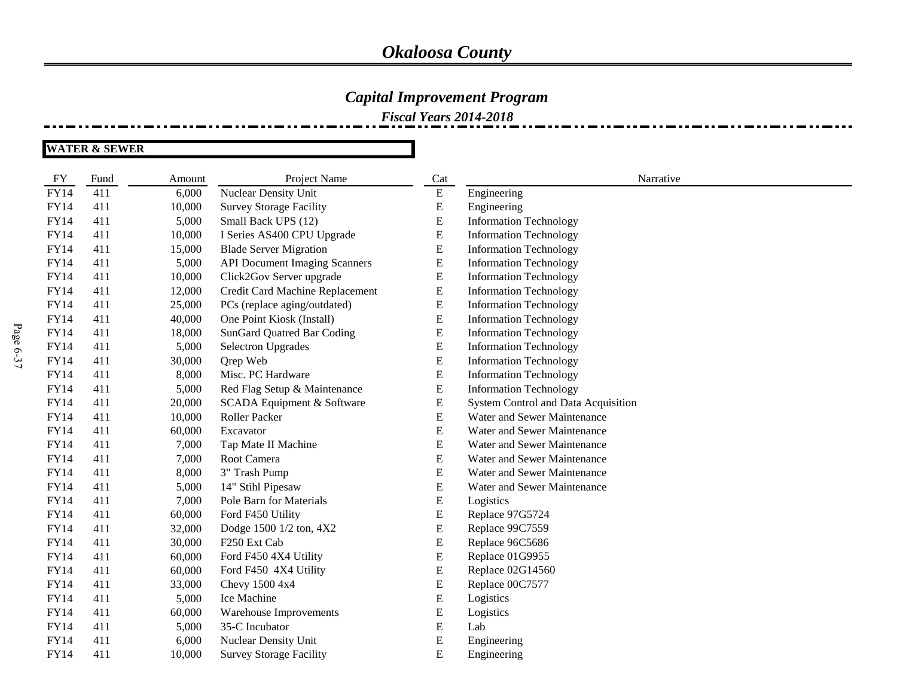# *Okaloosa County*

## *Capital Improvement Program*

### *Fiscal Years 2014-2018*

**WATER & SEWER**

| FY | Fund | Amount | Project Name | Cat | Narrative |
|---|---|---|---|---|---|
| FY14 | 411 | 6,000 | Nuclear Density Unit | E | Engineering |
| FY14 | 411 | 10,000 | Survey Storage Facility | E | Engineering |
| FY14 | 411 | 5,000 | Small Back UPS (12) | E | Information Technology |
| FY14 | 411 | 10,000 | I Series AS400 CPU Upgrade | E | Information Technology |
| FY14 | 411 | 15,000 | Blade Server Migration | E | Information Technology |
| FY14 | 411 | 5,000 | API Document Imaging Scanners | E | Information Technology |
| FY14 | 411 | 10,000 | Click2Gov Server upgrade | E | Information Technology |
| FY14 | 411 | 12,000 | Credit Card Machine Replacement | E | Information Technology |
| FY14 | 411 | 25,000 | PCs (replace aging/outdated) | E | Information Technology |
| FY14 | 411 | 40,000 | One Point Kiosk (Install) | E | Information Technology |
| FY14 | 411 | 18,000 | SunGard Quatred Bar Coding | E | Information Technology |
| FY14 | 411 | 5,000 | Selectron Upgrades | E | Information Technology |
| FY14 | 411 | 30,000 | Qrep Web | E | Information Technology |
| FY14 | 411 | 8,000 | Misc. PC Hardware | E | Information Technology |
| FY14 | 411 | 5,000 | Red Flag Setup & Maintenance | E | Information Technology |
| FY14 | 411 | 20,000 | SCADA Equipment & Software | E | System Control and Data Acquisition |
| FY14 | 411 | 10,000 | Roller Packer | E | Water and Sewer Maintenance |
| FY14 | 411 | 60,000 | Excavator | E | Water and Sewer Maintenance |
| FY14 | 411 | 7,000 | Tap Mate II Machine | E | Water and Sewer Maintenance |
| FY14 | 411 | 7,000 | Root Camera | E | Water and Sewer Maintenance |
| FY14 | 411 | 8,000 | 3" Trash Pump | E | Water and Sewer Maintenance |
| FY14 | 411 | 5,000 | 14" Stihl Pipesaw | E | Water and Sewer Maintenance |
| FY14 | 411 | 7,000 | Pole Barn for Materials | E | Logistics |
| FY14 | 411 | 60,000 | Ford F450 Utility | E | Replace 97G5724 |
| FY14 | 411 | 32,000 | Dodge 1500 1/2 ton, 4X2 | E | Replace 99C7559 |
| FY14 | 411 | 30,000 | F250 Ext Cab | E | Replace 96C5686 |
| FY14 | 411 | 60,000 | Ford F450 4X4 Utility | E | Replace 01G9955 |
| FY14 | 411 | 60,000 | Ford F450 4X4 Utility | E | Replace 02G14560 |
| FY14 | 411 | 33,000 | Chevy 1500 4x4 | E | Replace 00C7577 |
| FY14 | 411 | 5,000 | Ice Machine | E | Logistics |
| FY14 | 411 | 60,000 | Warehouse Improvements | E | Logistics |
| FY14 | 411 | 5,000 | 35-C Incubator | E | Lab |
| FY14 | 411 | 6,000 | Nuclear Density Unit | E | Engineering |
| FY14 | 411 | 10,000 | Survey Storage Facility | E | Engineering |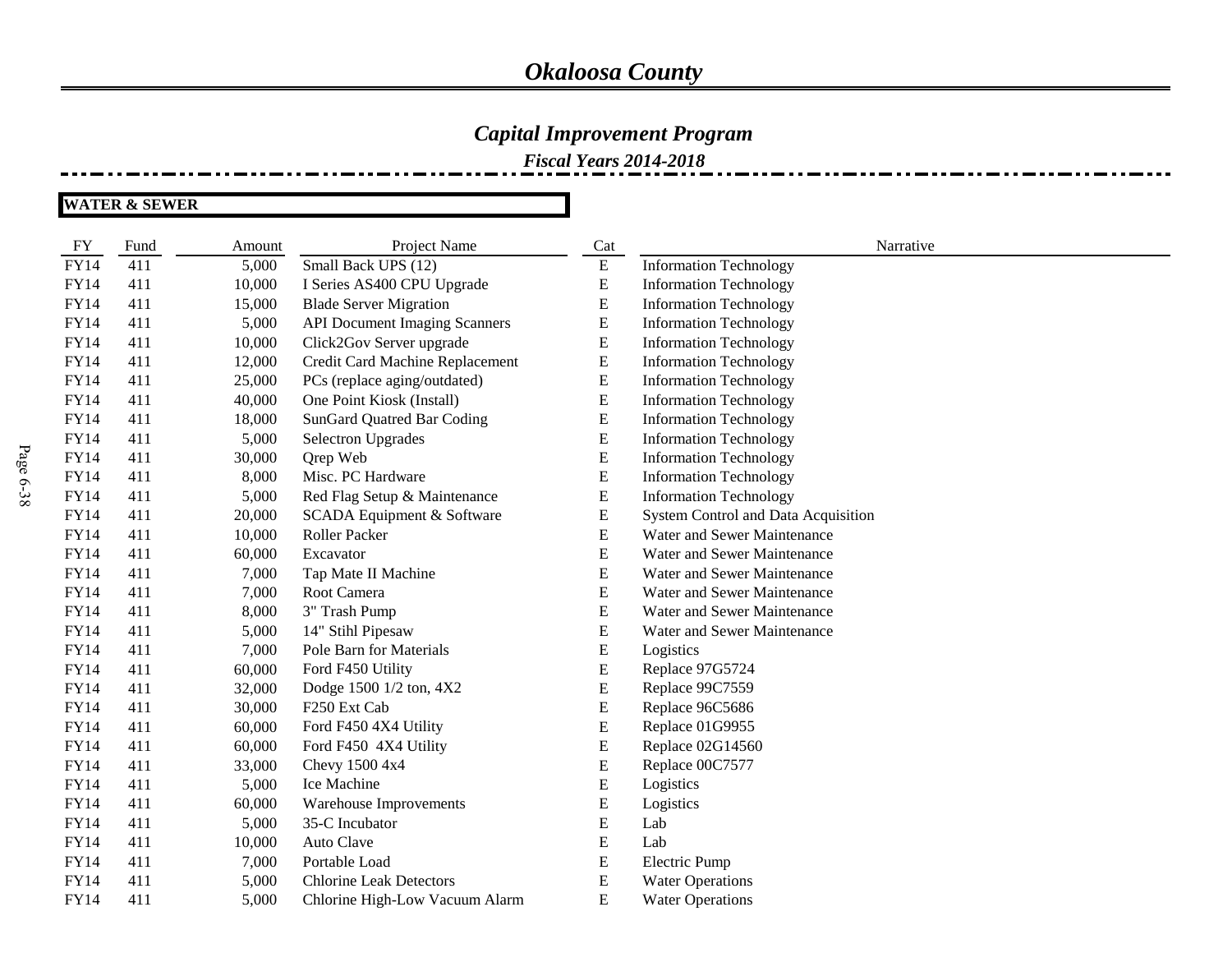# Okaloosa County

## Capital Improvement Program

### Fiscal Years 2014-2018

**WATER & SEWER**

| FY | Fund | Amount | Project Name | Cat | Narrative |
|---|---|---|---|---|---|
| FY14 | 411 | 5,000 | Small Back UPS (12) | E | Information Technology |
| FY14 | 411 | 10,000 | I Series AS400 CPU Upgrade | E | Information Technology |
| FY14 | 411 | 15,000 | Blade Server Migration | E | Information Technology |
| FY14 | 411 | 5,000 | API Document Imaging Scanners | E | Information Technology |
| FY14 | 411 | 10,000 | Click2Gov Server upgrade | E | Information Technology |
| FY14 | 411 | 12,000 | Credit Card Machine Replacement | E | Information Technology |
| FY14 | 411 | 25,000 | PCs (replace aging/outdated) | E | Information Technology |
| FY14 | 411 | 40,000 | One Point Kiosk (Install) | E | Information Technology |
| FY14 | 411 | 18,000 | SunGard Quatred Bar Coding | E | Information Technology |
| FY14 | 411 | 5,000 | Selectron Upgrades | E | Information Technology |
| FY14 | 411 | 30,000 | Qrep Web | E | Information Technology |
| FY14 | 411 | 8,000 | Misc. PC Hardware | E | Information Technology |
| FY14 | 411 | 5,000 | Red Flag Setup & Maintenance | E | Information Technology |
| FY14 | 411 | 20,000 | SCADA Equipment & Software | E | System Control and Data Acquisition |
| FY14 | 411 | 10,000 | Roller Packer | E | Water and Sewer Maintenance |
| FY14 | 411 | 60,000 | Excavator | E | Water and Sewer Maintenance |
| FY14 | 411 | 7,000 | Tap Mate II Machine | E | Water and Sewer Maintenance |
| FY14 | 411 | 7,000 | Root Camera | E | Water and Sewer Maintenance |
| FY14 | 411 | 8,000 | 3" Trash Pump | E | Water and Sewer Maintenance |
| FY14 | 411 | 5,000 | 14" Stihl Pipesaw | E | Water and Sewer Maintenance |
| FY14 | 411 | 7,000 | Pole Barn for Materials | E | Logistics |
| FY14 | 411 | 60,000 | Ford F450 Utility | E | Replace 97G5724 |
| FY14 | 411 | 32,000 | Dodge 1500 1/2 ton, 4X2 | E | Replace 99C7559 |
| FY14 | 411 | 30,000 | F250 Ext Cab | E | Replace 96C5686 |
| FY14 | 411 | 60,000 | Ford F450 4X4 Utility | E | Replace 01G9955 |
| FY14 | 411 | 60,000 | Ford F450 4X4 Utility | E | Replace 02G14560 |
| FY14 | 411 | 33,000 | Chevy 1500 4x4 | E | Replace 00C7577 |
| FY14 | 411 | 5,000 | Ice Machine | E | Logistics |
| FY14 | 411 | 60,000 | Warehouse Improvements | E | Logistics |
| FY14 | 411 | 5,000 | 35-C Incubator | E | Lab |
| FY14 | 411 | 10,000 | Auto Clave | E | Lab |
| FY14 | 411 | 7,000 | Portable Load | E | Electric Pump |
| FY14 | 411 | 5,000 | Chlorine Leak Detectors | E | Water Operations |
| FY14 | 411 | 5,000 | Chlorine High-Low Vacuum Alarm | E | Water Operations |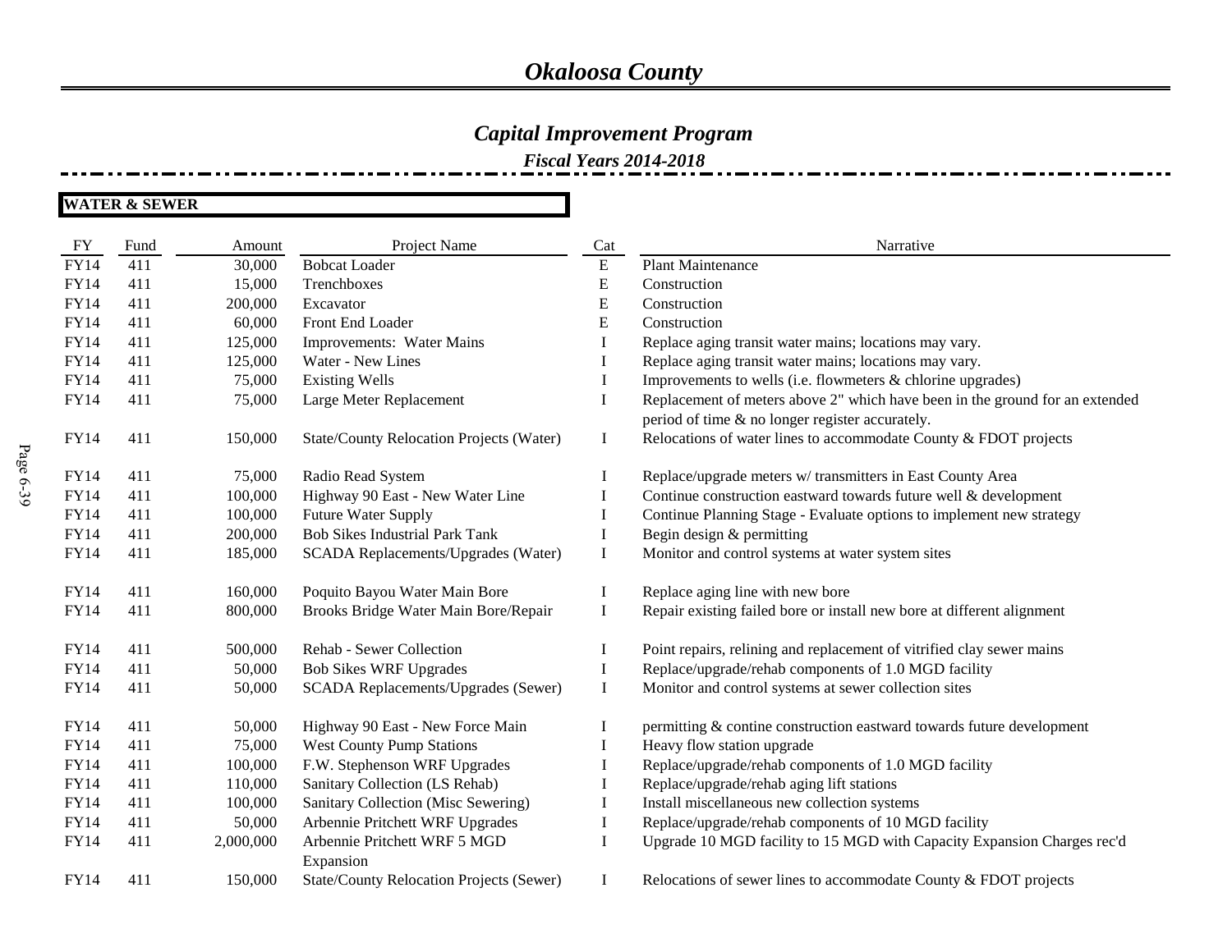# *Okaloosa County*

## *Capital Improvement Program*

### *Fiscal Years 2014-2018*

**WATER & SEWER**

| FY | Fund | Amount | Project Name | Cat | Narrative |
|---|---|---|---|---|---|
| FY14 | 411 | 30,000 | Bobcat Loader | E | Plant Maintenance |
| FY14 | 411 | 15,000 | Trenchboxes | E | Construction |
| FY14 | 411 | 200,000 | Excavator | E | Construction |
| FY14 | 411 | 60,000 | Front End Loader | E | Construction |
| FY14 | 411 | 125,000 | Improvements: Water Mains | I | Replace aging transit water mains; locations may vary. |
| FY14 | 411 | 125,000 | Water - New Lines | I | Replace aging transit water mains; locations may vary. |
| FY14 | 411 | 75,000 | Existing Wells | I | Improvements to wells (i.e. flowmeters & chlorine upgrades) |
| FY14 | 411 | 75,000 | Large Meter Replacement | I | Replacement of meters above 2" which have been in the ground for an extended period of time & no longer register accurately. |
| FY14 | 411 | 150,000 | State/County Relocation Projects (Water) | I | Relocations of water lines to accommodate County & FDOT projects |
| FY14 | 411 | 75,000 | Radio Read System | I | Replace/upgrade meters w/ transmitters in East County Area |
| FY14 | 411 | 100,000 | Highway 90 East - New Water Line | I | Continue construction eastward towards future well & development |
| FY14 | 411 | 100,000 | Future Water Supply | I | Continue Planning Stage - Evaluate options to implement new strategy |
| FY14 | 411 | 200,000 | Bob Sikes Industrial Park Tank | I | Begin design & permitting |
| FY14 | 411 | 185,000 | SCADA Replacements/Upgrades (Water) | I | Monitor and control systems at water system sites |
| FY14 | 411 | 160,000 | Poquito Bayou Water Main Bore | I | Replace aging line with new bore |
| FY14 | 411 | 800,000 | Brooks Bridge Water Main Bore/Repair | I | Repair existing failed bore or install new bore at different alignment |
| FY14 | 411 | 500,000 | Rehab - Sewer Collection | I | Point repairs, relining and replacement of vitrified clay sewer mains |
| FY14 | 411 | 50,000 | Bob Sikes WRF Upgrades | I | Replace/upgrade/rehab components of 1.0 MGD facility |
| FY14 | 411 | 50,000 | SCADA Replacements/Upgrades (Sewer) | I | Monitor and control systems at sewer collection sites |
| FY14 | 411 | 50,000 | Highway 90 East - New Force Main | I | permitting & contine construction eastward towards future development |
| FY14 | 411 | 75,000 | West County Pump Stations | I | Heavy flow station upgrade |
| FY14 | 411 | 100,000 | F.W. Stephenson WRF Upgrades | I | Replace/upgrade/rehab components of 1.0 MGD facility |
| FY14 | 411 | 110,000 | Sanitary Collection (LS Rehab) | I | Replace/upgrade/rehab aging lift stations |
| FY14 | 411 | 100,000 | Sanitary Collection (Misc Sewering) | I | Install miscellaneous new collection systems |
| FY14 | 411 | 50,000 | Arbennie Pritchett WRF Upgrades | I | Replace/upgrade/rehab components of 10 MGD facility |
| FY14 | 411 | 2,000,000 | Arbennie Pritchett WRF 5 MGD Expansion | I | Upgrade 10 MGD facility to 15 MGD with Capacity Expansion Charges rec'd |
| FY14 | 411 | 150,000 | State/County Relocation Projects (Sewer) | I | Relocations of sewer lines to accommodate County & FDOT projects |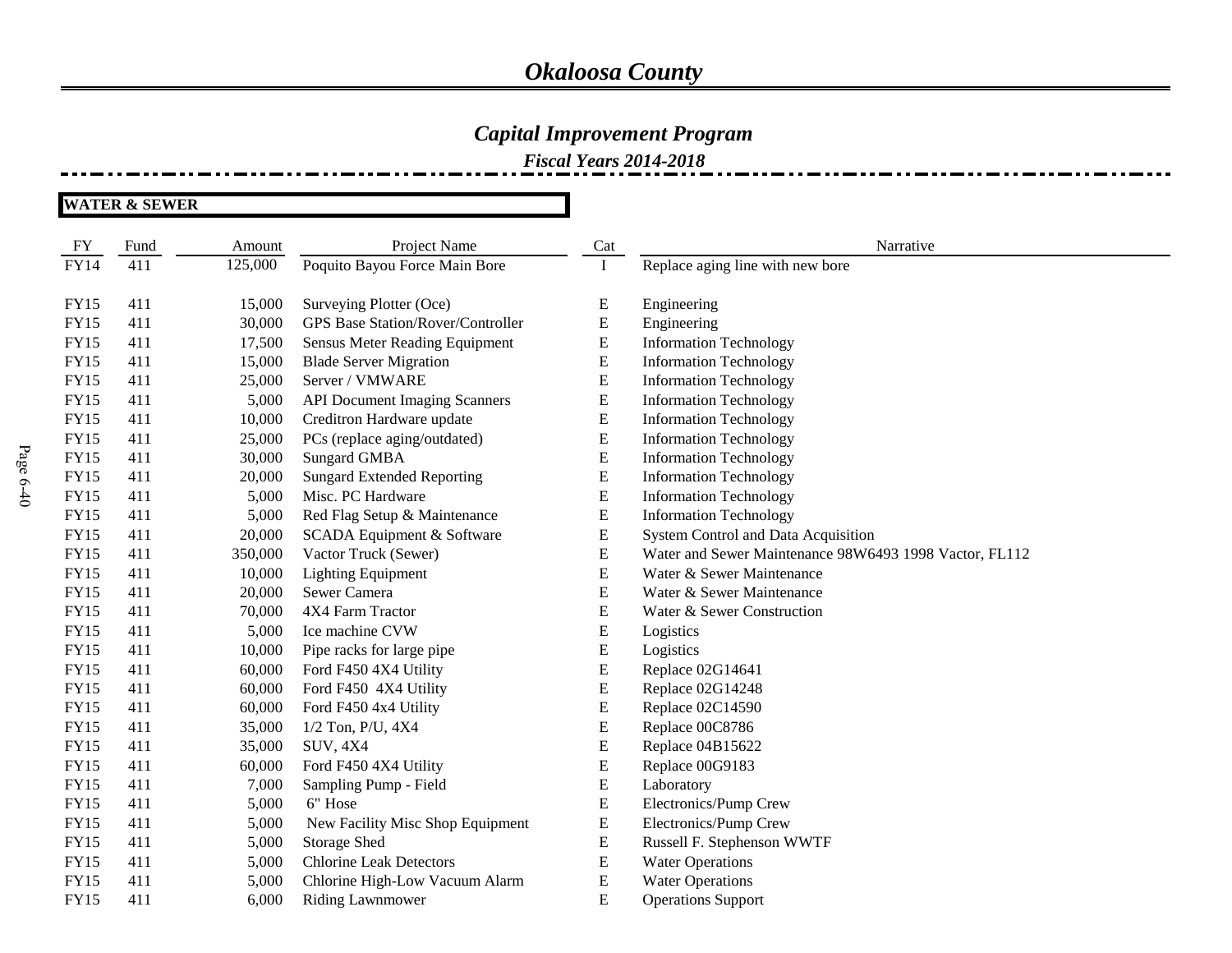# *Okaloosa County*

## *Capital Improvement Program*

### *Fiscal Years 2014-2018*

**WATER & SEWER**

| FY | Fund | Amount | Project Name | Cat | Narrative |
|---|---|---|---|---|---|
| FY14 | 411 | 125,000 | Poquito Bayou Force Main Bore | I | Replace aging line with new bore |
| FY15 | 411 | 15,000 | Surveying Plotter (Oce) | E | Engineering |
| FY15 | 411 | 30,000 | GPS Base Station/Rover/Controller | E | Engineering |
| FY15 | 411 | 17,500 | Sensus Meter Reading Equipment | E | Information Technology |
| FY15 | 411 | 15,000 | Blade Server Migration | E | Information Technology |
| FY15 | 411 | 25,000 | Server / VMWARE | E | Information Technology |
| FY15 | 411 | 5,000 | API Document Imaging Scanners | E | Information Technology |
| FY15 | 411 | 10,000 | Creditron Hardware update | E | Information Technology |
| FY15 | 411 | 25,000 | PCs (replace aging/outdated) | E | Information Technology |
| FY15 | 411 | 30,000 | Sungard GMBA | E | Information Technology |
| FY15 | 411 | 20,000 | Sungard Extended Reporting | E | Information Technology |
| FY15 | 411 | 5,000 | Misc. PC Hardware | E | Information Technology |
| FY15 | 411 | 5,000 | Red Flag Setup & Maintenance | E | Information Technology |
| FY15 | 411 | 20,000 | SCADA Equipment & Software | E | System Control and Data Acquisition |
| FY15 | 411 | 350,000 | Vactor Truck (Sewer) | E | Water and Sewer Maintenance 98W6493 1998 Vactor, FL112 |
| FY15 | 411 | 10,000 | Lighting Equipment | E | Water & Sewer Maintenance |
| FY15 | 411 | 20,000 | Sewer Camera | E | Water & Sewer Maintenance |
| FY15 | 411 | 70,000 | 4X4 Farm Tractor | E | Water & Sewer Construction |
| FY15 | 411 | 5,000 | Ice machine CVW | E | Logistics |
| FY15 | 411 | 10,000 | Pipe racks for large pipe | E | Logistics |
| FY15 | 411 | 60,000 | Ford F450 4X4 Utility | E | Replace 02G14641 |
| FY15 | 411 | 60,000 | Ford F450 4X4 Utility | E | Replace 02G14248 |
| FY15 | 411 | 60,000 | Ford F450 4x4 Utility | E | Replace 02C14590 |
| FY15 | 411 | 35,000 | 1/2 Ton, P/U, 4X4 | E | Replace 00C8786 |
| FY15 | 411 | 35,000 | SUV, 4X4 | E | Replace 04B15622 |
| FY15 | 411 | 60,000 | Ford F450 4X4 Utility | E | Replace 00G9183 |
| FY15 | 411 | 7,000 | Sampling Pump - Field | E | Laboratory |
| FY15 | 411 | 5,000 | 6" Hose | E | Electronics/Pump Crew |
| FY15 | 411 | 5,000 | New Facility Misc Shop Equipment | E | Electronics/Pump Crew |
| FY15 | 411 | 5,000 | Storage Shed | E | Russell F. Stephenson WWTF |
| FY15 | 411 | 5,000 | Chlorine Leak Detectors | E | Water Operations |
| FY15 | 411 | 5,000 | Chlorine High-Low Vacuum Alarm | E | Water Operations |
| FY15 | 411 | 6,000 | Riding Lawnmower | E | Operations Support |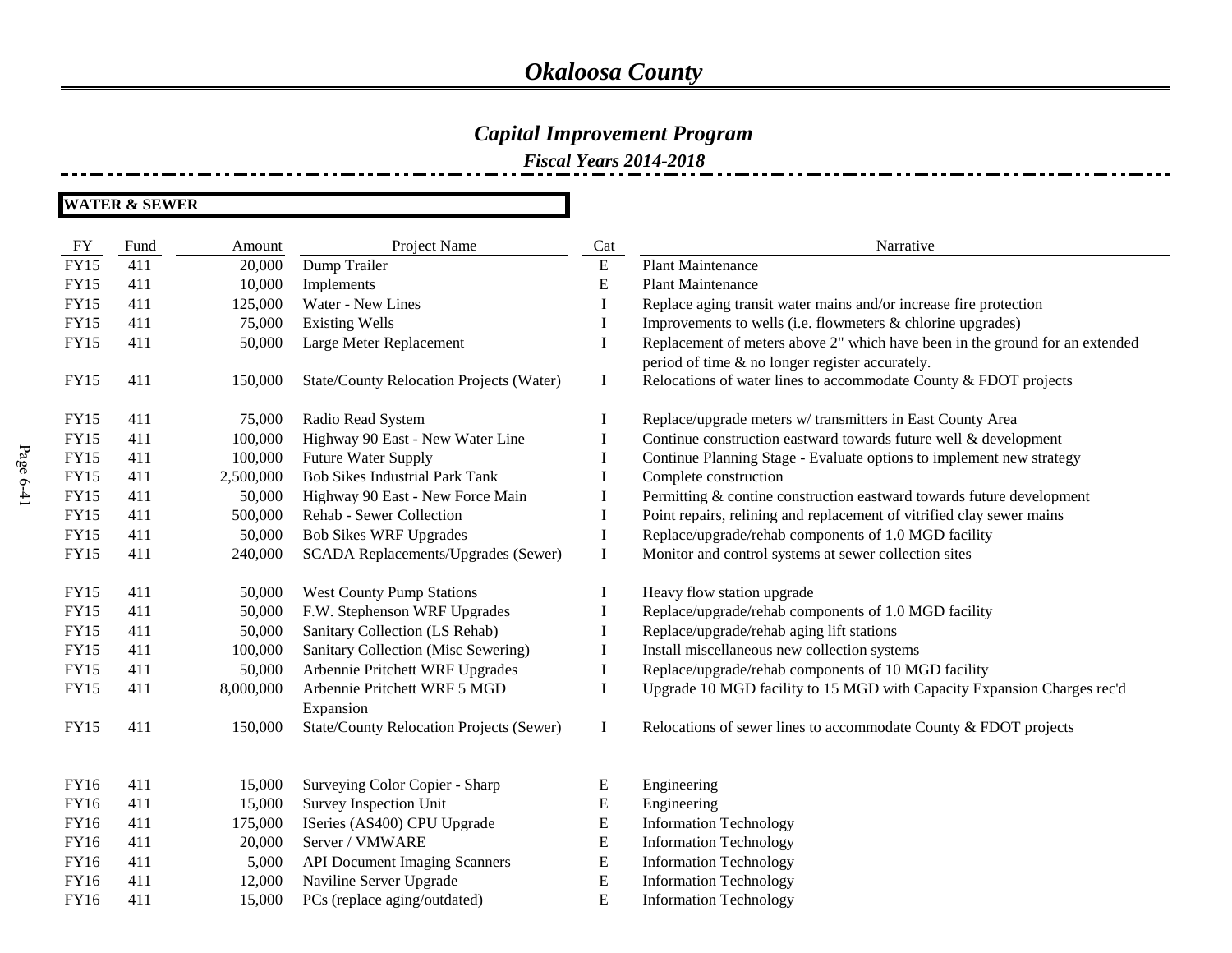# Okaloosa County

## Capital Improvement Program

### Fiscal Years 2014-2018

**WATER & SEWER**

| FY | Fund | Amount | Project Name | Cat | Narrative |
|---|---|---|---|---|---|
| FY15 | 411 | 20,000 | Dump Trailer | E | Plant Maintenance |
| FY15 | 411 | 10,000 | Implements | E | Plant Maintenance |
| FY15 | 411 | 125,000 | Water - New Lines | I | Replace aging transit water mains and/or increase fire protection |
| FY15 | 411 | 75,000 | Existing Wells | I | Improvements to wells (i.e. flowmeters & chlorine upgrades) |
| FY15 | 411 | 50,000 | Large Meter Replacement | I | Replacement of meters above 2" which have been in the ground for an extended period of time & no longer register accurately. |
| FY15 | 411 | 150,000 | State/County Relocation Projects (Water) | I | Relocations of water lines to accommodate County & FDOT projects |
| FY15 | 411 | 75,000 | Radio Read System | I | Replace/upgrade meters w/ transmitters in East County Area |
| FY15 | 411 | 100,000 | Highway 90 East - New Water Line | I | Continue construction eastward towards future well & development |
| FY15 | 411 | 100,000 | Future Water Supply | I | Continue Planning Stage - Evaluate options to implement new strategy |
| FY15 | 411 | 2,500,000 | Bob Sikes Industrial Park Tank | I | Complete construction |
| FY15 | 411 | 50,000 | Highway 90 East - New Force Main | I | Permitting & contine construction eastward towards future development |
| FY15 | 411 | 500,000 | Rehab - Sewer Collection | I | Point repairs, relining and replacement of vitrified clay sewer mains |
| FY15 | 411 | 50,000 | Bob Sikes WRF Upgrades | I | Replace/upgrade/rehab components of 1.0 MGD facility |
| FY15 | 411 | 240,000 | SCADA Replacements/Upgrades (Sewer) | I | Monitor and control systems at sewer collection sites |
| FY15 | 411 | 50,000 | West County Pump Stations | I | Heavy flow station upgrade |
| FY15 | 411 | 50,000 | F.W. Stephenson WRF Upgrades | I | Replace/upgrade/rehab components of 1.0 MGD facility |
| FY15 | 411 | 50,000 | Sanitary Collection (LS Rehab) | I | Replace/upgrade/rehab aging lift stations |
| FY15 | 411 | 100,000 | Sanitary Collection (Misc Sewering) | I | Install miscellaneous new collection systems |
| FY15 | 411 | 50,000 | Arbennie Pritchett WRF Upgrades | I | Replace/upgrade/rehab components of 10 MGD facility |
| FY15 | 411 | 8,000,000 | Arbennie Pritchett WRF 5 MGD Expansion | I | Upgrade 10 MGD facility to 15 MGD with Capacity Expansion Charges rec'd |
| FY15 | 411 | 150,000 | State/County Relocation Projects (Sewer) | I | Relocations of sewer lines to accommodate County & FDOT projects |
| FY16 | 411 | 15,000 | Surveying Color Copier - Sharp | E | Engineering |
| FY16 | 411 | 15,000 | Survey Inspection Unit | E | Engineering |
| FY16 | 411 | 175,000 | ISeries (AS400) CPU Upgrade | E | Information Technology |
| FY16 | 411 | 20,000 | Server / VMWARE | E | Information Technology |
| FY16 | 411 | 5,000 | API Document Imaging Scanners | E | Information Technology |
| FY16 | 411 | 12,000 | Naviline Server Upgrade | E | Information Technology |
| FY16 | 411 | 15,000 | PCs (replace aging/outdated) | E | Information Technology |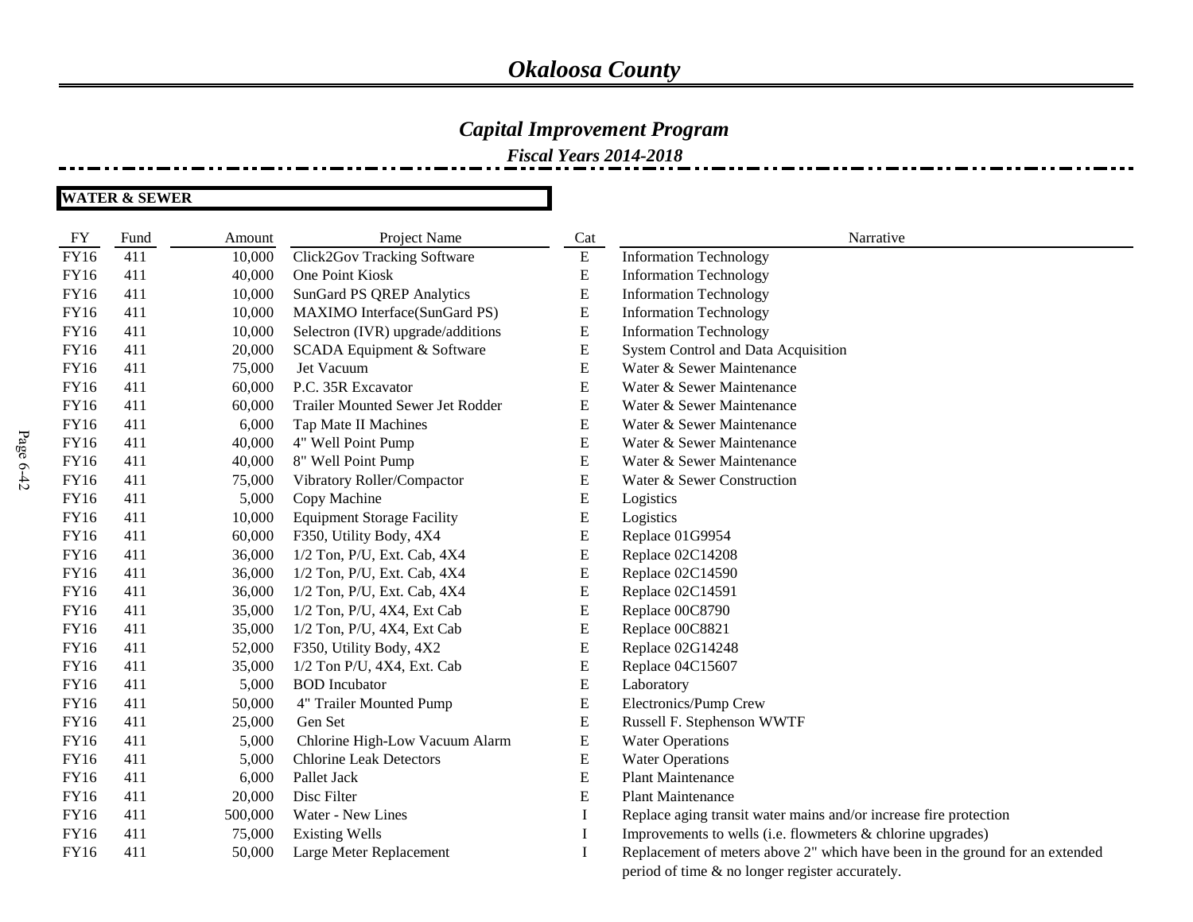# *Okaloosa County*

## *Capital Improvement Program*

### *Fiscal Years 2014-2018*

**WATER & SEWER**

| FY | Fund | Amount | Project Name | Cat | Narrative |
|---|---|---|---|---|---|
| FY16 | 411 | 10,000 | Click2Gov Tracking Software | E | Information Technology |
| FY16 | 411 | 40,000 | One Point Kiosk | E | Information Technology |
| FY16 | 411 | 10,000 | SunGard PS QREP Analytics | E | Information Technology |
| FY16 | 411 | 10,000 | MAXIMO Interface(SunGard PS) | E | Information Technology |
| FY16 | 411 | 10,000 | Selectron (IVR) upgrade/additions | E | Information Technology |
| FY16 | 411 | 20,000 | SCADA Equipment & Software | E | System Control and Data Acquisition |
| FY16 | 411 | 75,000 | Jet Vacuum | E | Water & Sewer Maintenance |
| FY16 | 411 | 60,000 | P.C. 35R Excavator | E | Water & Sewer Maintenance |
| FY16 | 411 | 60,000 | Trailer Mounted Sewer Jet Rodder | E | Water & Sewer Maintenance |
| FY16 | 411 | 6,000 | Tap Mate II Machines | E | Water & Sewer Maintenance |
| FY16 | 411 | 40,000 | 4" Well Point Pump | E | Water & Sewer Maintenance |
| FY16 | 411 | 40,000 | 8" Well Point Pump | E | Water & Sewer Maintenance |
| FY16 | 411 | 75,000 | Vibratory Roller/Compactor | E | Water & Sewer Construction |
| FY16 | 411 | 5,000 | Copy Machine | E | Logistics |
| FY16 | 411 | 10,000 | Equipment Storage Facility | E | Logistics |
| FY16 | 411 | 60,000 | F350, Utility Body, 4X4 | E | Replace 01G9954 |
| FY16 | 411 | 36,000 | 1/2 Ton, P/U, Ext. Cab, 4X4 | E | Replace 02C14208 |
| FY16 | 411 | 36,000 | 1/2 Ton, P/U, Ext. Cab, 4X4 | E | Replace 02C14590 |
| FY16 | 411 | 36,000 | 1/2 Ton, P/U, Ext. Cab, 4X4 | E | Replace 02C14591 |
| FY16 | 411 | 35,000 | 1/2 Ton, P/U, 4X4, Ext Cab | E | Replace 00C8790 |
| FY16 | 411 | 35,000 | 1/2 Ton, P/U, 4X4, Ext Cab | E | Replace 00C8821 |
| FY16 | 411 | 52,000 | F350, Utility Body, 4X2 | E | Replace 02G14248 |
| FY16 | 411 | 35,000 | 1/2 Ton P/U, 4X4, Ext. Cab | E | Replace 04C15607 |
| FY16 | 411 | 5,000 | BOD Incubator | E | Laboratory |
| FY16 | 411 | 50,000 | 4" Trailer Mounted Pump | E | Electronics/Pump Crew |
| FY16 | 411 | 25,000 | Gen Set | E | Russell F. Stephenson WWTF |
| FY16 | 411 | 5,000 | Chlorine High-Low Vacuum Alarm | E | Water Operations |
| FY16 | 411 | 5,000 | Chlorine Leak Detectors | E | Water Operations |
| FY16 | 411 | 6,000 | Pallet Jack | E | Plant Maintenance |
| FY16 | 411 | 20,000 | Disc Filter | E | Plant Maintenance |
| FY16 | 411 | 500,000 | Water - New Lines | I | Replace aging transit water mains and/or increase fire protection |
| FY16 | 411 | 75,000 | Existing Wells | I | Improvements to wells (i.e. flowmeters & chlorine upgrades) |
| FY16 | 411 | 50,000 | Large Meter Replacement | I | Replacement of meters above 2" which have been in the ground for an extended period of time & no longer register accurately. |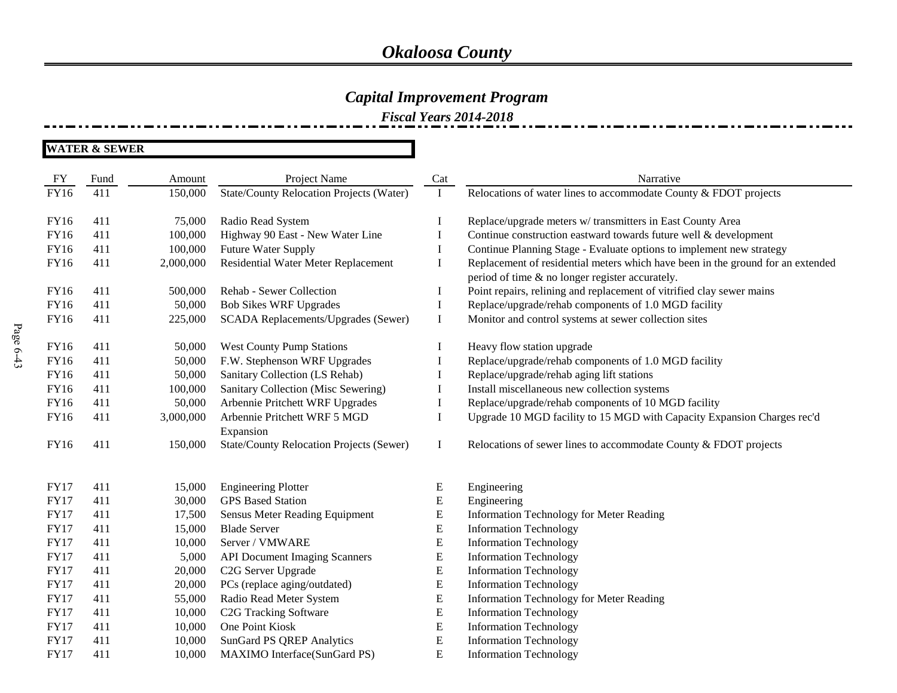# Okaloosa County

## Capital Improvement Program

### Fiscal Years 2014-2018

**WATER & SEWER**

| FY | Fund | Amount | Project Name | Cat | Narrative |
|---|---|---|---|---|---|
| FY16 | 411 | 150,000 | State/County Relocation Projects (Water) | I | Relocations of water lines to accommodate County & FDOT projects |
| FY16 | 411 | 75,000 | Radio Read System | I | Replace/upgrade meters w/ transmitters in East County Area |
| FY16 | 411 | 100,000 | Highway 90 East - New Water Line | I | Continue construction eastward towards future well & development |
| FY16 | 411 | 100,000 | Future Water Supply | I | Continue Planning Stage - Evaluate options to implement new strategy |
| FY16 | 411 | 2,000,000 | Residential Water Meter Replacement | I | Replacement of residential meters which have been in the ground for an extended period of time & no longer register accurately. |
| FY16 | 411 | 500,000 | Rehab - Sewer Collection | I | Point repairs, relining and replacement of vitrified clay sewer mains |
| FY16 | 411 | 50,000 | Bob Sikes WRF Upgrades | I | Replace/upgrade/rehab components of 1.0 MGD facility |
| FY16 | 411 | 225,000 | SCADA Replacements/Upgrades (Sewer) | I | Monitor and control systems at sewer collection sites |
| FY16 | 411 | 50,000 | West County Pump Stations | I | Heavy flow station upgrade |
| FY16 | 411 | 50,000 | F.W. Stephenson WRF Upgrades | I | Replace/upgrade/rehab components of 1.0 MGD facility |
| FY16 | 411 | 50,000 | Sanitary Collection (LS Rehab) | I | Replace/upgrade/rehab aging lift stations |
| FY16 | 411 | 100,000 | Sanitary Collection (Misc Sewering) | I | Install miscellaneous new collection systems |
| FY16 | 411 | 50,000 | Arbennie Pritchett WRF Upgrades | I | Replace/upgrade/rehab components of 10 MGD facility |
| FY16 | 411 | 3,000,000 | Arbennie Pritchett WRF 5 MGD Expansion | I | Upgrade 10 MGD facility to 15 MGD with Capacity Expansion Charges rec'd |
| FY16 | 411 | 150,000 | State/County Relocation Projects (Sewer) | I | Relocations of sewer lines to accommodate County & FDOT projects |
| FY17 | 411 | 15,000 | Engineering Plotter | E | Engineering |
| FY17 | 411 | 30,000 | GPS Based Station | E | Engineering |
| FY17 | 411 | 17,500 | Sensus Meter Reading Equipment | E | Information Technology for Meter Reading |
| FY17 | 411 | 15,000 | Blade Server | E | Information Technology |
| FY17 | 411 | 10,000 | Server / VMWARE | E | Information Technology |
| FY17 | 411 | 5,000 | API Document Imaging Scanners | E | Information Technology |
| FY17 | 411 | 20,000 | C2G Server Upgrade | E | Information Technology |
| FY17 | 411 | 20,000 | PCs (replace aging/outdated) | E | Information Technology |
| FY17 | 411 | 55,000 | Radio Read Meter System | E | Information Technology for Meter Reading |
| FY17 | 411 | 10,000 | C2G Tracking Software | E | Information Technology |
| FY17 | 411 | 10,000 | One Point Kiosk | E | Information Technology |
| FY17 | 411 | 10,000 | SunGard PS QREP Analytics | E | Information Technology |
| FY17 | 411 | 10,000 | MAXIMO Interface(SunGard PS) | E | Information Technology |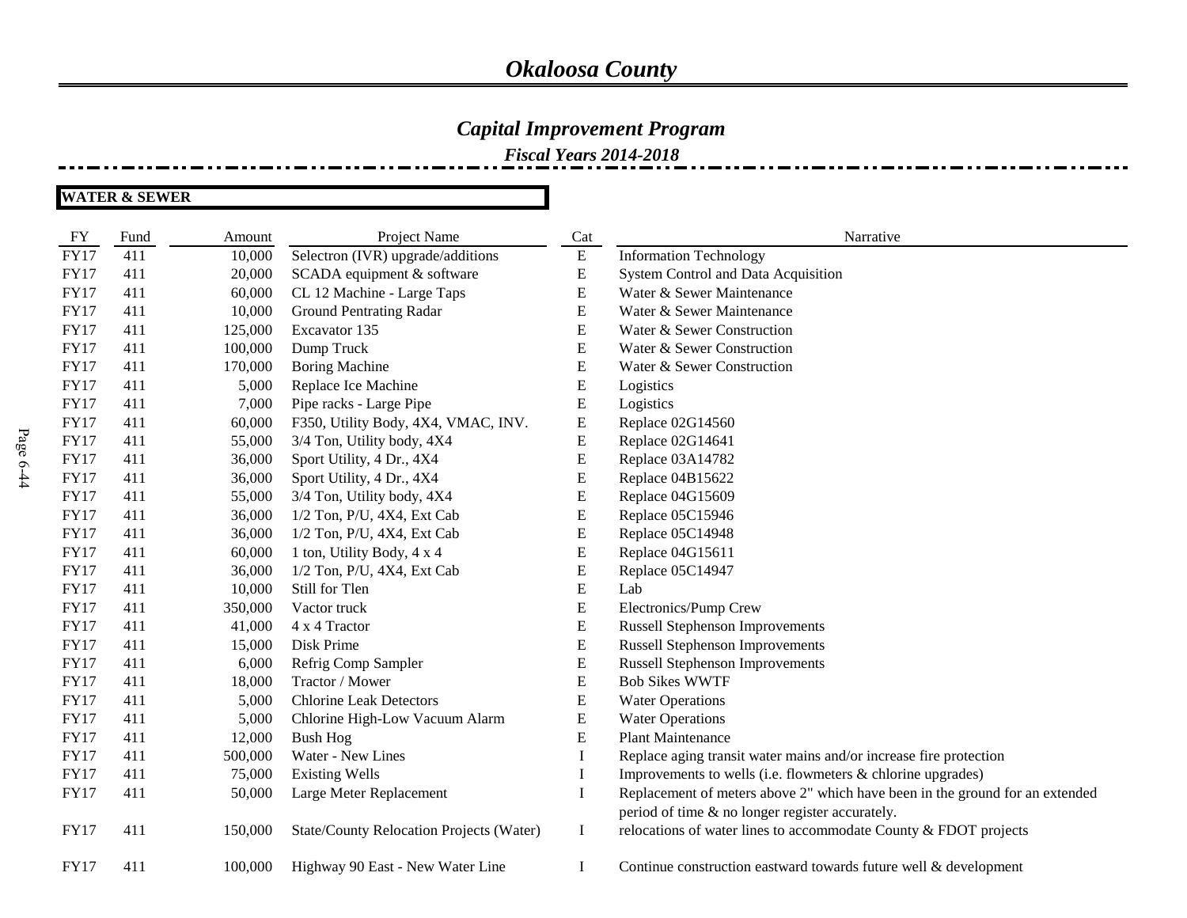# *Okaloosa County*

## *Capital Improvement Program*

### *Fiscal Years 2014-2018*

**WATER & SEWER**

| FY | Fund | Amount | Project Name | Cat | Narrative |
|---|---|---|---|---|---|
| FY17 | 411 | 10,000 | Selectron (IVR) upgrade/additions | E | Information Technology |
| FY17 | 411 | 20,000 | SCADA equipment & software | E | System Control and Data Acquisition |
| FY17 | 411 | 60,000 | CL 12 Machine - Large Taps | E | Water & Sewer Maintenance |
| FY17 | 411 | 10,000 | Ground Pentrating Radar | E | Water & Sewer Maintenance |
| FY17 | 411 | 125,000 | Excavator 135 | E | Water & Sewer Construction |
| FY17 | 411 | 100,000 | Dump Truck | E | Water & Sewer Construction |
| FY17 | 411 | 170,000 | Boring Machine | E | Water & Sewer Construction |
| FY17 | 411 | 5,000 | Replace Ice Machine | E | Logistics |
| FY17 | 411 | 7,000 | Pipe racks - Large Pipe | E | Logistics |
| FY17 | 411 | 60,000 | F350, Utility Body, 4X4, VMAC, INV. | E | Replace 02G14560 |
| FY17 | 411 | 55,000 | 3/4 Ton, Utility body, 4X4 | E | Replace 02G14641 |
| FY17 | 411 | 36,000 | Sport Utility, 4 Dr., 4X4 | E | Replace 03A14782 |
| FY17 | 411 | 36,000 | Sport Utility, 4 Dr., 4X4 | E | Replace 04B15622 |
| FY17 | 411 | 55,000 | 3/4 Ton, Utility body, 4X4 | E | Replace 04G15609 |
| FY17 | 411 | 36,000 | 1/2 Ton, P/U, 4X4, Ext Cab | E | Replace 05C15946 |
| FY17 | 411 | 36,000 | 1/2 Ton, P/U, 4X4, Ext Cab | E | Replace 05C14948 |
| FY17 | 411 | 60,000 | 1 ton, Utility Body, 4 x 4 | E | Replace 04G15611 |
| FY17 | 411 | 36,000 | 1/2 Ton, P/U, 4X4, Ext Cab | E | Replace 05C14947 |
| FY17 | 411 | 10,000 | Still for Tlen | E | Lab |
| FY17 | 411 | 350,000 | Vactor truck | E | Electronics/Pump Crew |
| FY17 | 411 | 41,000 | 4 x 4 Tractor | E | Russell Stephenson Improvements |
| FY17 | 411 | 15,000 | Disk Prime | E | Russell Stephenson Improvements |
| FY17 | 411 | 6,000 | Refrig Comp Sampler | E | Russell Stephenson Improvements |
| FY17 | 411 | 18,000 | Tractor / Mower | E | Bob Sikes WWTF |
| FY17 | 411 | 5,000 | Chlorine Leak Detectors | E | Water Operations |
| FY17 | 411 | 5,000 | Chlorine High-Low Vacuum Alarm | E | Water Operations |
| FY17 | 411 | 12,000 | Bush Hog | E | Plant Maintenance |
| FY17 | 411 | 500,000 | Water - New Lines | I | Replace aging transit water mains and/or increase fire protection |
| FY17 | 411 | 75,000 | Existing Wells | I | Improvements to wells (i.e. flowmeters & chlorine upgrades) |
| FY17 | 411 | 50,000 | Large Meter Replacement | I | Replacement of meters above 2" which have been in the ground for an extended period of time & no longer register accurately. |
| FY17 | 411 | 150,000 | State/County Relocation Projects (Water) | I | relocations of water lines to accommodate County & FDOT projects |
| FY17 | 411 | 100,000 | Highway 90 East - New Water Line | I | Continue construction eastward towards future well & development |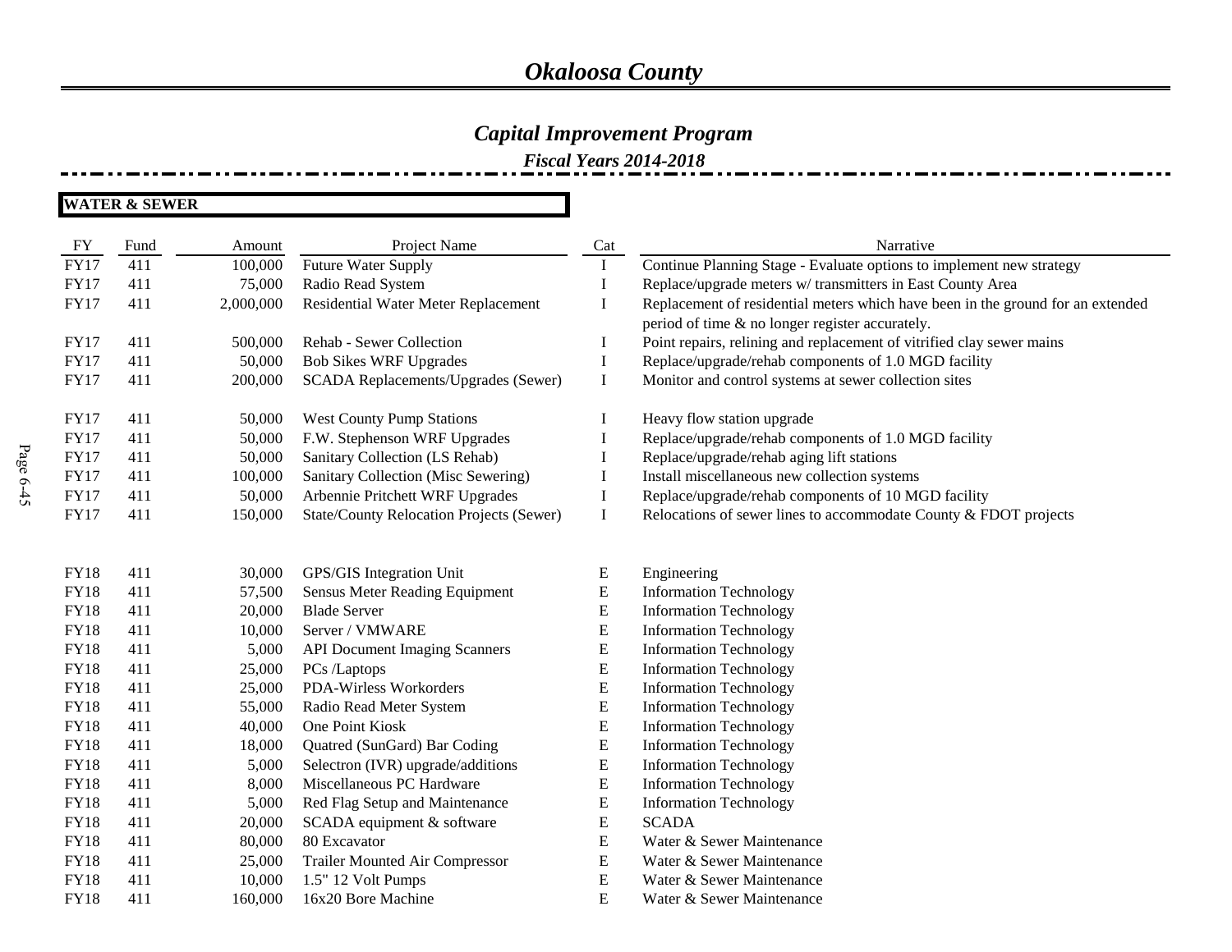# *Okaloosa County*

## *Capital Improvement Program*

### *Fiscal Years 2014-2018*

**WATER & SEWER**

| FY | Fund | Amount | Project Name | Cat | Narrative |
|---|---|---|---|---|---|
| FY17 | 411 | 100,000 | Future Water Supply | I | Continue Planning Stage - Evaluate options to implement new strategy |
| FY17 | 411 | 75,000 | Radio Read System | I | Replace/upgrade meters w/ transmitters in East County Area |
| FY17 | 411 | 2,000,000 | Residential Water Meter Replacement | I | Replacement of residential meters which have been in the ground for an extended period of time & no longer register accurately. |
| FY17 | 411 | 500,000 | Rehab - Sewer Collection | I | Point repairs, relining and replacement of vitrified clay sewer mains |
| FY17 | 411 | 50,000 | Bob Sikes WRF Upgrades | I | Replace/upgrade/rehab components of 1.0 MGD facility |
| FY17 | 411 | 200,000 | SCADA Replacements/Upgrades (Sewer) | I | Monitor and control systems at sewer collection sites |
| FY17 | 411 | 50,000 | West County Pump Stations | I | Heavy flow station upgrade |
| FY17 | 411 | 50,000 | F.W. Stephenson WRF Upgrades | I | Replace/upgrade/rehab components of 1.0 MGD facility |
| FY17 | 411 | 50,000 | Sanitary Collection (LS Rehab) | I | Replace/upgrade/rehab aging lift stations |
| FY17 | 411 | 100,000 | Sanitary Collection (Misc Sewering) | I | Install miscellaneous new collection systems |
| FY17 | 411 | 50,000 | Arbennie Pritchett WRF Upgrades | I | Replace/upgrade/rehab components of 10 MGD facility |
| FY17 | 411 | 150,000 | State/County Relocation Projects (Sewer) | I | Relocations of sewer lines to accommodate County & FDOT projects |
| FY18 | 411 | 30,000 | GPS/GIS Integration Unit | E | Engineering |
| FY18 | 411 | 57,500 | Sensus Meter Reading Equipment | E | Information Technology |
| FY18 | 411 | 20,000 | Blade Server | E | Information Technology |
| FY18 | 411 | 10,000 | Server / VMWARE | E | Information Technology |
| FY18 | 411 | 5,000 | API Document Imaging Scanners | E | Information Technology |
| FY18 | 411 | 25,000 | PCs /Laptops | E | Information Technology |
| FY18 | 411 | 25,000 | PDA-Wirless Workorders | E | Information Technology |
| FY18 | 411 | 55,000 | Radio Read Meter System | E | Information Technology |
| FY18 | 411 | 40,000 | One Point Kiosk | E | Information Technology |
| FY18 | 411 | 18,000 | Quatred (SunGard) Bar Coding | E | Information Technology |
| FY18 | 411 | 5,000 | Selectron (IVR) upgrade/additions | E | Information Technology |
| FY18 | 411 | 8,000 | Miscellaneous PC Hardware | E | Information Technology |
| FY18 | 411 | 5,000 | Red Flag Setup and Maintenance | E | Information Technology |
| FY18 | 411 | 20,000 | SCADA equipment & software | E | SCADA |
| FY18 | 411 | 80,000 | 80 Excavator | E | Water & Sewer Maintenance |
| FY18 | 411 | 25,000 | Trailer Mounted Air Compressor | E | Water & Sewer Maintenance |
| FY18 | 411 | 10,000 | 1.5" 12 Volt Pumps | E | Water & Sewer Maintenance |
| FY18 | 411 | 160,000 | 16x20 Bore Machine | E | Water & Sewer Maintenance |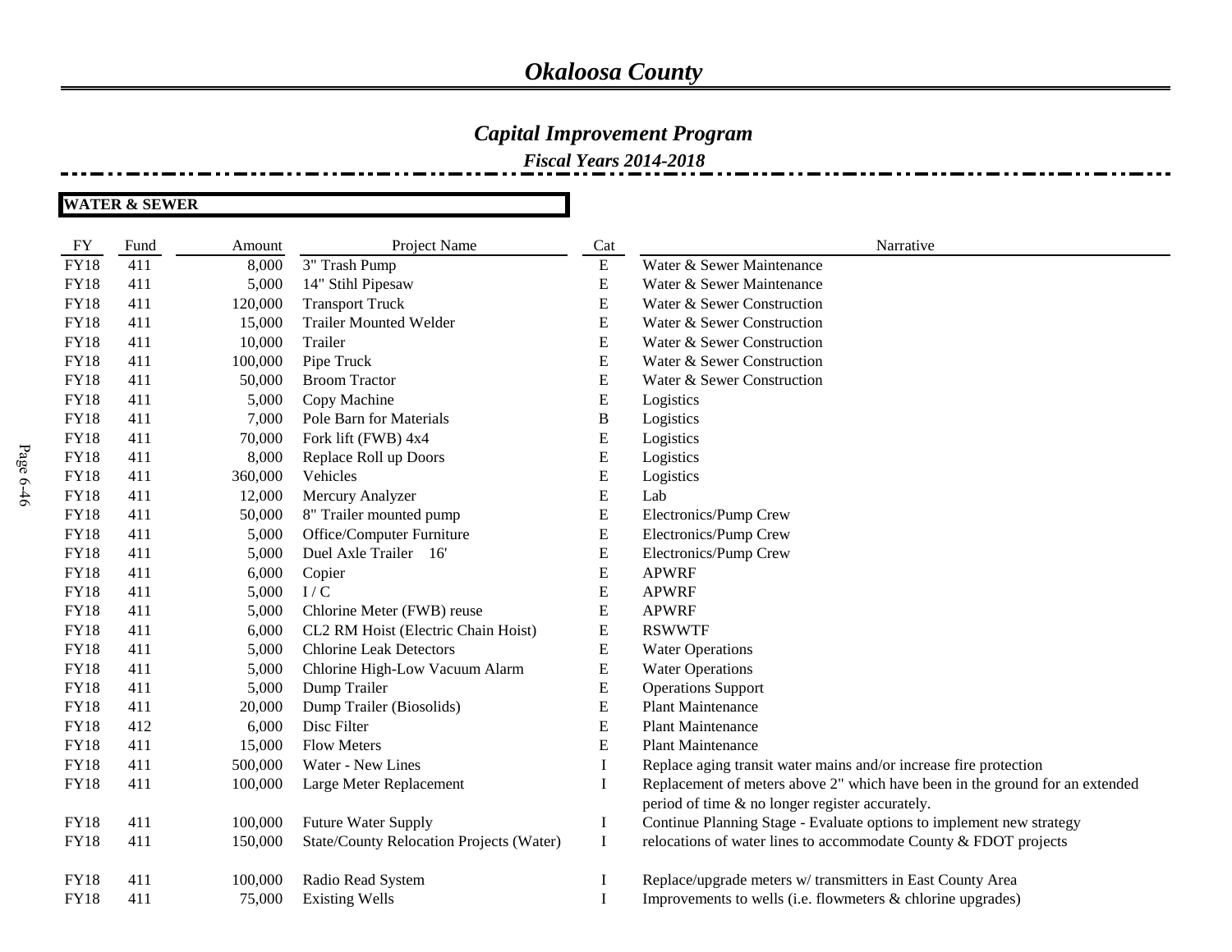# *Okaloosa County*

## *Capital Improvement Program*

### *Fiscal Years 2014-2018*

**WATER & SEWER**

| FY | Fund | Amount | Project Name | Cat | Narrative |
|---|---|---|---|---|---|
| FY18 | 411 | 8,000 | 3" Trash Pump | E | Water & Sewer Maintenance |
| FY18 | 411 | 5,000 | 14" Stihl Pipesaw | E | Water & Sewer Maintenance |
| FY18 | 411 | 120,000 | Transport Truck | E | Water & Sewer Construction |
| FY18 | 411 | 15,000 | Trailer Mounted Welder | E | Water & Sewer Construction |
| FY18 | 411 | 10,000 | Trailer | E | Water & Sewer Construction |
| FY18 | 411 | 100,000 | Pipe Truck | E | Water & Sewer Construction |
| FY18 | 411 | 50,000 | Broom Tractor | E | Water & Sewer Construction |
| FY18 | 411 | 5,000 | Copy Machine | E | Logistics |
| FY18 | 411 | 7,000 | Pole Barn for Materials | B | Logistics |
| FY18 | 411 | 70,000 | Fork lift (FWB) 4x4 | E | Logistics |
| FY18 | 411 | 8,000 | Replace Roll up Doors | E | Logistics |
| FY18 | 411 | 360,000 | Vehicles | E | Logistics |
| FY18 | 411 | 12,000 | Mercury Analyzer | E | Lab |
| FY18 | 411 | 50,000 | 8" Trailer mounted pump | E | Electronics/Pump Crew |
| FY18 | 411 | 5,000 | Office/Computer Furniture | E | Electronics/Pump Crew |
| FY18 | 411 | 5,000 | Duel Axle Trailer 16' | E | Electronics/Pump Crew |
| FY18 | 411 | 6,000 | Copier | E | APWRF |
| FY18 | 411 | 5,000 | I / C | E | APWRF |
| FY18 | 411 | 5,000 | Chlorine Meter (FWB) reuse | E | APWRF |
| FY18 | 411 | 6,000 | CL2 RM Hoist (Electric Chain Hoist) | E | RSWWTF |
| FY18 | 411 | 5,000 | Chlorine Leak Detectors | E | Water Operations |
| FY18 | 411 | 5,000 | Chlorine High-Low Vacuum Alarm | E | Water Operations |
| FY18 | 411 | 5,000 | Dump Trailer | E | Operations Support |
| FY18 | 411 | 20,000 | Dump Trailer (Biosolids) | E | Plant Maintenance |
| FY18 | 412 | 6,000 | Disc Filter | E | Plant Maintenance |
| FY18 | 411 | 15,000 | Flow Meters | E | Plant Maintenance |
| FY18 | 411 | 500,000 | Water - New Lines | I | Replace aging transit water mains and/or increase fire protection |
| FY18 | 411 | 100,000 | Large Meter Replacement | I | Replacement of meters above 2" which have been in the ground for an extended period of time & no longer register accurately. |
| FY18 | 411 | 100,000 | Future Water Supply | I | Continue Planning Stage - Evaluate options to implement new strategy |
| FY18 | 411 | 150,000 | State/County Relocation Projects (Water) | I | relocations of water lines to accommodate County & FDOT projects |
| FY18 | 411 | 100,000 | Radio Read System | I | Replace/upgrade meters w/ transmitters in East County Area |
| FY18 | 411 | 75,000 | Existing Wells | I | Improvements to wells (i.e. flowmeters & chlorine upgrades) |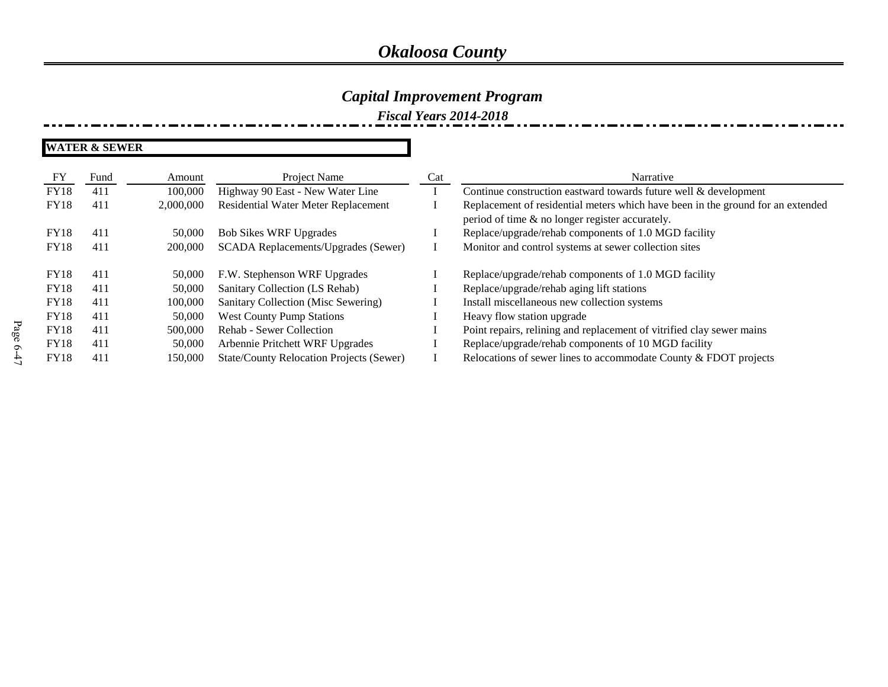# Okaloosa County

## Capital Improvement Program

### Fiscal Years 2014-2018

**WATER & SEWER**

| FY | Fund | Amount | Project Name | Cat | Narrative |
|---|---|---|---|---|---|
| FY18 | 411 | 100,000 | Highway 90 East - New Water Line | I | Continue construction eastward towards future well & development |
| FY18 | 411 | 2,000,000 | Residential Water Meter Replacement | I | Replacement of residential meters which have been in the ground for an extended period of time & no longer register accurately. |
| FY18 | 411 | 50,000 | Bob Sikes WRF Upgrades | I | Replace/upgrade/rehab components of 1.0 MGD facility |
| FY18 | 411 | 200,000 | SCADA Replacements/Upgrades (Sewer) | I | Monitor and control systems at sewer collection sites |
| FY18 | 411 | 50,000 | F.W. Stephenson WRF Upgrades | I | Replace/upgrade/rehab components of 1.0 MGD facility |
| FY18 | 411 | 50,000 | Sanitary Collection (LS Rehab) | I | Replace/upgrade/rehab aging lift stations |
| FY18 | 411 | 100,000 | Sanitary Collection (Misc Sewering) | I | Install miscellaneous new collection systems |
| FY18 | 411 | 50,000 | West County Pump Stations | I | Heavy flow station upgrade |
| FY18 | 411 | 500,000 | Rehab - Sewer Collection | I | Point repairs, relining and replacement of vitrified clay sewer mains |
| FY18 | 411 | 50,000 | Arbennie Pritchett WRF Upgrades | I | Replace/upgrade/rehab components of 10 MGD facility |
| FY18 | 411 | 150,000 | State/County Relocation Projects (Sewer) | I | Relocations of sewer lines to accommodate County & FDOT projects |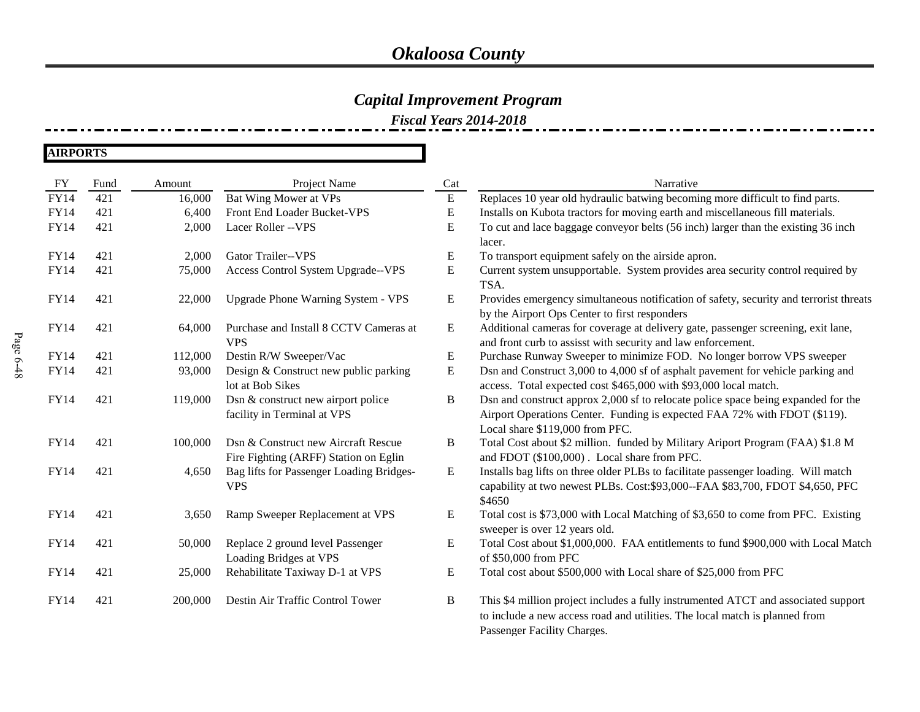# Okaloosa County

## Capital Improvement Program

### Fiscal Years 2014-2018

**AIRPORTS**

| FY | Fund | Amount | Project Name | Cat | Narrative |
|---|---|---|---|---|---|
| FY14 | 421 | 16,000 | Bat Wing Mower at VPs | E | Replaces 10 year old hydraulic batwing becoming more difficult to find parts. |
| FY14 | 421 | 6,400 | Front End Loader Bucket-VPS | E | Installs on Kubota tractors for moving earth and miscellaneous fill materials. |
| FY14 | 421 | 2,000 | Lacer Roller --VPS | E | To cut and lace baggage conveyor belts (56 inch) larger than the existing 36 inch lacer. |
| FY14 | 421 | 2,000 | Gator Trailer--VPS | E | To transport equipment safely on the airside apron. |
| FY14 | 421 | 75,000 | Access Control System Upgrade--VPS | E | Current system unsupportable. System provides area security control required by TSA. |
| FY14 | 421 | 22,000 | Upgrade Phone Warning System - VPS | E | Provides emergency simultaneous notification of safety, security and terrorist threats by the Airport Ops Center to first responders |
| FY14 | 421 | 64,000 | Purchase and Install 8 CCTV Cameras at VPS | E | Additional cameras for coverage at delivery gate, passenger screening, exit lane, and front curb to assisst with security and law enforcement. |
| FY14 | 421 | 112,000 | Destin R/W Sweeper/Vac | E | Purchase Runway Sweeper to minimize FOD. No longer borrow VPS sweeper |
| FY14 | 421 | 93,000 | Design & Construct new public parking lot at Bob Sikes | E | Dsn and Construct 3,000 to 4,000 sf of asphalt pavement for vehicle parking and access. Total expected cost $465,000 with $93,000 local match. |
| FY14 | 421 | 119,000 | Dsn & construct new airport police facility in Terminal at VPS | B | Dsn and construct approx 2,000 sf to relocate police space being expanded for the Airport Operations Center. Funding is expected FAA 72% with FDOT ($119). Local share $119,000 from PFC. |
| FY14 | 421 | 100,000 | Dsn & Construct new Aircraft Rescue Fire Fighting (ARFF) Station on Eglin | B | Total Cost about $2 million. funded by Military Ariport Program (FAA) $1.8 M and FDOT ($100,000) . Local share from PFC. |
| FY14 | 421 | 4,650 | Bag lifts for Passenger Loading Bridges-VPS | E | Installs bag lifts on three older PLBs to facilitate passenger loading. Will match capability at two newest PLBs. Cost:$93,000--FAA $83,700, FDOT $4,650, PFC $4650 |
| FY14 | 421 | 3,650 | Ramp Sweeper Replacement at VPS | E | Total cost is $73,000 with Local Matching of $3,650 to come from PFC. Existing sweeper is over 12 years old. |
| FY14 | 421 | 50,000 | Replace 2 ground level Passenger Loading Bridges at VPS | E | Total Cost about $1,000,000. FAA entitlements to fund $900,000 with Local Match of $50,000 from PFC |
| FY14 | 421 | 25,000 | Rehabilitate Taxiway D-1 at VPS | E | Total cost about $500,000 with Local share of $25,000 from PFC |
| FY14 | 421 | 200,000 | Destin Air Traffic Control Tower | B | This $4 million project includes a fully instrumented ATCT and associated support to include a new access road and utilities. The local match is planned from Passenger Facility Charges. |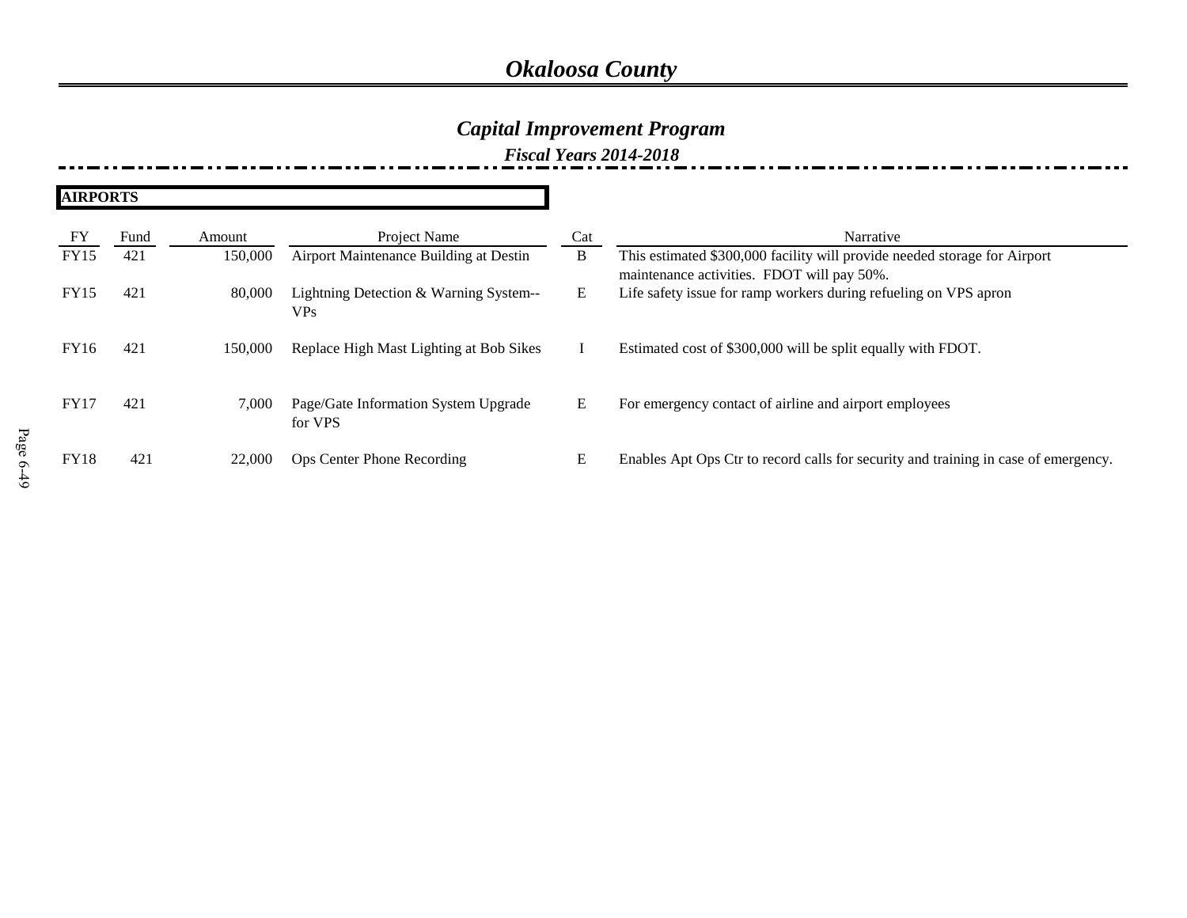# Okaloosa County

## Capital Improvement Program

### Fiscal Years 2014-2018

**AIRPORTS**

| FY | Fund | Amount | Project Name | Cat | Narrative |
|---|---|---|---|---|---|
| FY15 | 421 | 150,000 | Airport Maintenance Building at Destin | B | This estimated $300,000 facility will provide needed storage for Airport maintenance activities. FDOT will pay 50%. |
| FY15 | 421 | 80,000 | Lightning Detection & Warning System--VPs | E | Life safety issue for ramp workers during refueling on VPS apron |
| FY16 | 421 | 150,000 | Replace High Mast Lighting at Bob Sikes | I | Estimated cost of $300,000 will be split equally with FDOT. |
| FY17 | 421 | 7,000 | Page/Gate Information System Upgrade for VPS | E | For emergency contact of airline and airport employees |
| FY18 | 421 | 22,000 | Ops Center Phone Recording | E | Enables Apt Ops Ctr to record calls for security and training in case of emergency. |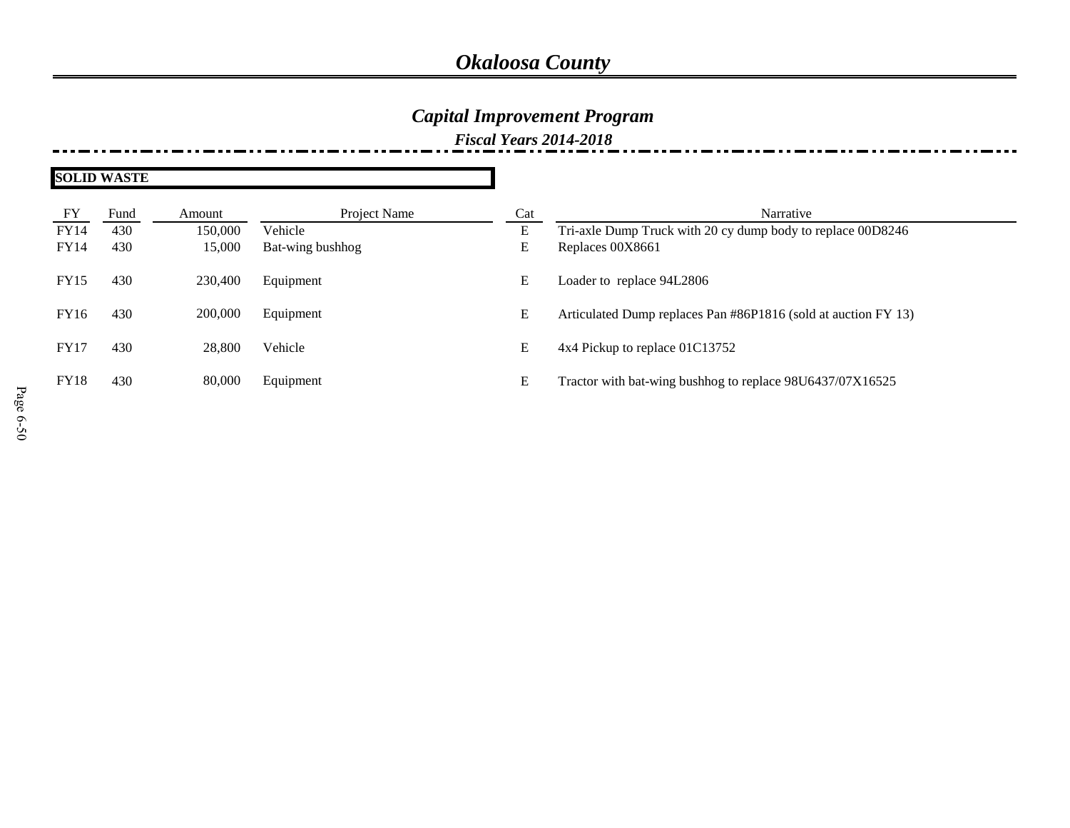# *Okaloosa County*

## *Capital Improvement Program*

### *Fiscal Years 2014-2018*

**SOLID WASTE**

| FY | Fund | Amount | Project Name | Cat | Narrative |
|---|---|---|---|---|---|
| FY14 | 430 | 150,000 | Vehicle | E | Tri-axle Dump Truck with 20 cy dump body to replace 00D8246 |
| FY14 | 430 | 15,000 | Bat-wing bushhog | E | Replaces 00X8661 |
| FY15 | 430 | 230,400 | Equipment | E | Loader to replace 94L2806 |
| FY16 | 430 | 200,000 | Equipment | E | Articulated Dump replaces Pan #86P1816 (sold at auction FY 13) |
| FY17 | 430 | 28,800 | Vehicle | E | 4x4 Pickup to replace 01C13752 |
| FY18 | 430 | 80,000 | Equipment | E | Tractor with bat-wing bushhog to replace 98U6437/07X16525 |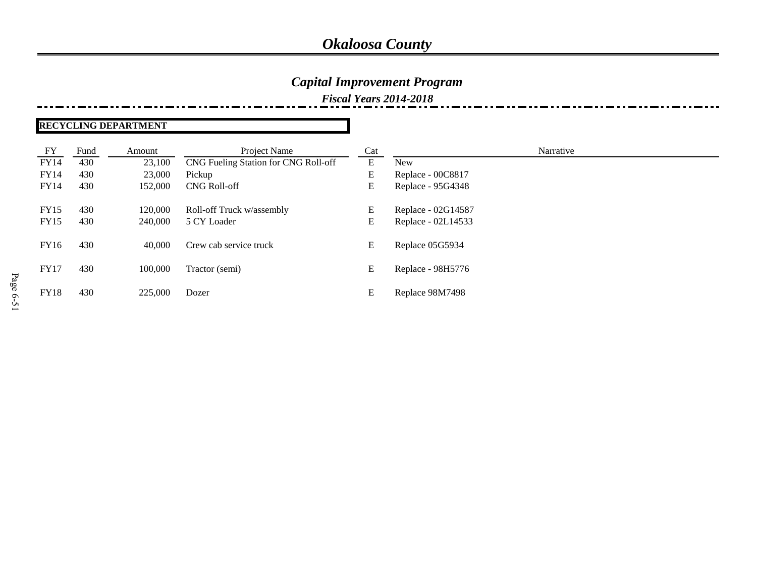# *Okaloosa County*

## *Capital Improvement Program*

### *Fiscal Years 2014-2018*

**RECYCLING DEPARTMENT**

| FY | Fund | Amount | Project Name | Cat | Narrative |
|---|---|---|---|---|---|
| FY14 | 430 | 23,100 | CNG Fueling Station for CNG Roll-off | E | New |
| FY14 | 430 | 23,000 | Pickup | E | Replace - 00C8817 |
| FY14 | 430 | 152,000 | CNG Roll-off | E | Replace - 95G4348 |
| FY15 | 430 | 120,000 | Roll-off Truck w/assembly | E | Replace - 02G14587 |
| FY15 | 430 | 240,000 | 5 CY Loader | E | Replace - 02L14533 |
| FY16 | 430 | 40,000 | Crew cab service truck | E | Replace 05G5934 |
| FY17 | 430 | 100,000 | Tractor (semi) | E | Replace - 98H5776 |
| FY18 | 430 | 225,000 | Dozer | E | Replace 98M7498 |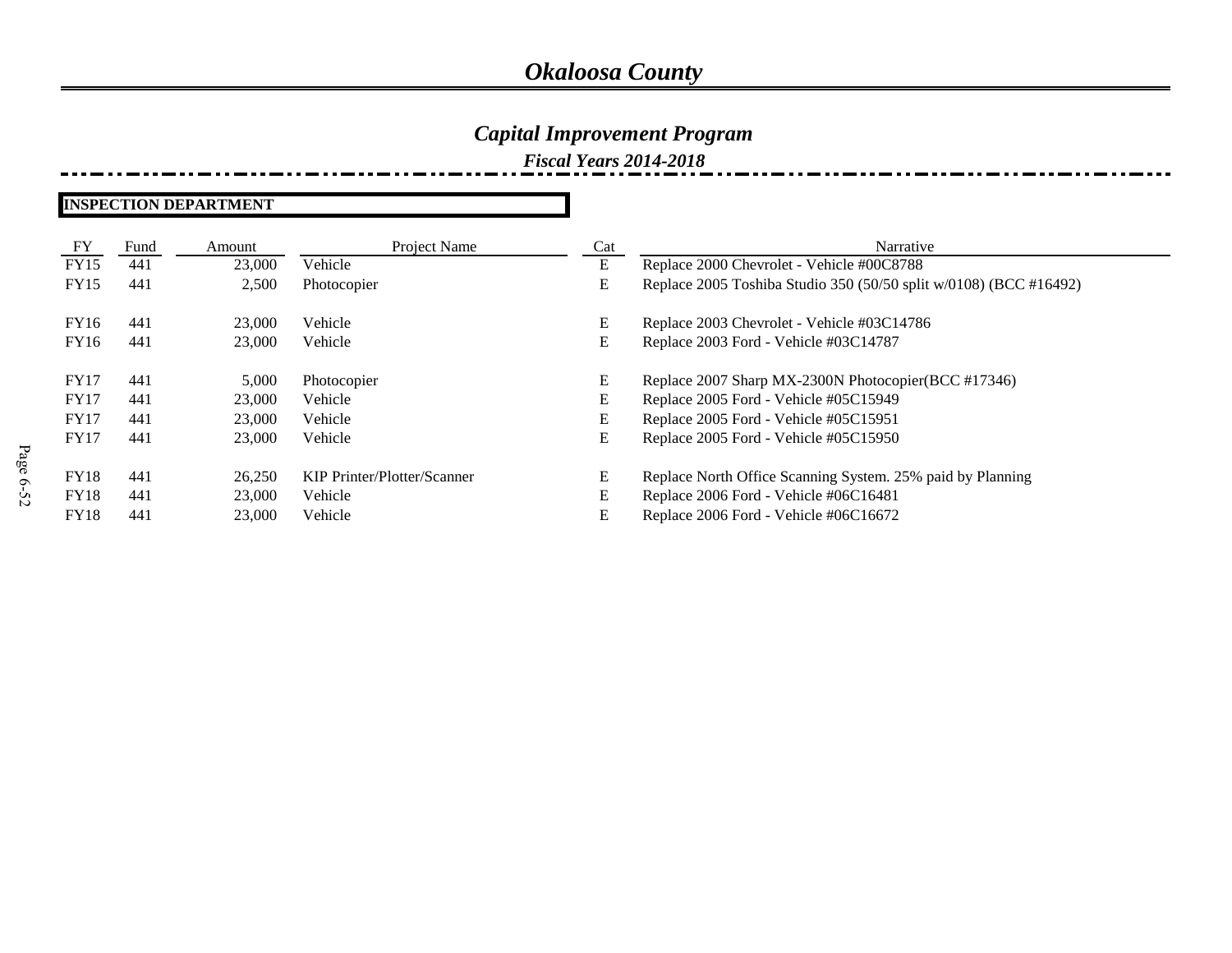# *Okaloosa County*

## *Capital Improvement Program*

### *Fiscal Years 2014-2018*

**INSPECTION DEPARTMENT**

| FY | Fund | Amount | Project Name | Cat | Narrative |
|---|---|---|---|---|---|
| FY15 | 441 | 23,000 | Vehicle | E | Replace 2000 Chevrolet - Vehicle #00C8788 |
| FY15 | 441 | 2,500 | Photocopier | E | Replace 2005 Toshiba Studio 350 (50/50 split w/0108) (BCC #16492) |
| FY16 | 441 | 23,000 | Vehicle | E | Replace 2003 Chevrolet - Vehicle #03C14786 |
| FY16 | 441 | 23,000 | Vehicle | E | Replace 2003 Ford - Vehicle #03C14787 |
| FY17 | 441 | 5,000 | Photocopier | E | Replace 2007 Sharp MX-2300N Photocopier(BCC #17346) |
| FY17 | 441 | 23,000 | Vehicle | E | Replace 2005 Ford - Vehicle #05C15949 |
| FY17 | 441 | 23,000 | Vehicle | E | Replace 2005 Ford - Vehicle #05C15951 |
| FY17 | 441 | 23,000 | Vehicle | E | Replace 2005 Ford - Vehicle #05C15950 |
| FY18 | 441 | 26,250 | KIP Printer/Plotter/Scanner | E | Replace North Office Scanning System. 25% paid by Planning |
| FY18 | 441 | 23,000 | Vehicle | E | Replace 2006 Ford - Vehicle #06C16481 |
| FY18 | 441 | 23,000 | Vehicle | E | Replace 2006 Ford - Vehicle #06C16672 |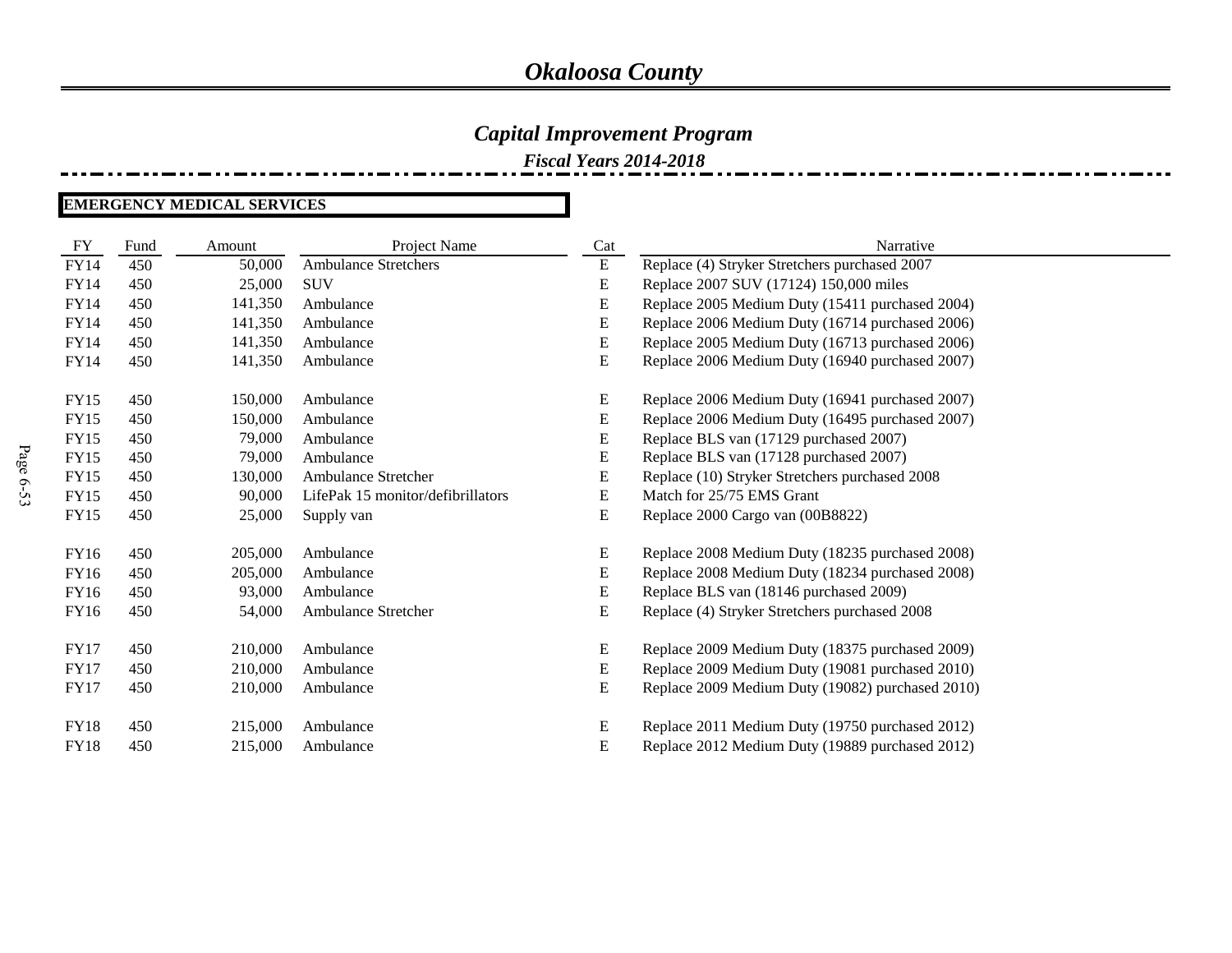# *Okaloosa County*

## *Capital Improvement Program*

### *Fiscal Years 2014-2018*

**EMERGENCY MEDICAL SERVICES**

| FY | Fund | Amount | Project Name | Cat | Narrative |
|---|---|---|---|---|---|
| FY14 | 450 | 50,000 | Ambulance Stretchers | E | Replace (4) Stryker Stretchers purchased 2007 |
| FY14 | 450 | 25,000 | SUV | E | Replace 2007 SUV (17124) 150,000 miles |
| FY14 | 450 | 141,350 | Ambulance | E | Replace 2005 Medium Duty (15411 purchased 2004) |
| FY14 | 450 | 141,350 | Ambulance | E | Replace 2006 Medium Duty (16714 purchased 2006) |
| FY14 | 450 | 141,350 | Ambulance | E | Replace 2005 Medium Duty (16713 purchased 2006) |
| FY14 | 450 | 141,350 | Ambulance | E | Replace 2006 Medium Duty (16940 purchased 2007) |
| FY15 | 450 | 150,000 | Ambulance | E | Replace 2006 Medium Duty (16941 purchased 2007) |
| FY15 | 450 | 150,000 | Ambulance | E | Replace 2006 Medium Duty (16495 purchased 2007) |
| FY15 | 450 | 79,000 | Ambulance | E | Replace BLS van (17129 purchased 2007) |
| FY15 | 450 | 79,000 | Ambulance | E | Replace BLS van (17128 purchased 2007) |
| FY15 | 450 | 130,000 | Ambulance Stretcher | E | Replace (10) Stryker Stretchers purchased 2008 |
| FY15 | 450 | 90,000 | LifePak 15 monitor/defibrillators | E | Match for 25/75 EMS Grant |
| FY15 | 450 | 25,000 | Supply van | E | Replace 2000 Cargo van (00B8822) |
| FY16 | 450 | 205,000 | Ambulance | E | Replace 2008 Medium Duty (18235 purchased 2008) |
| FY16 | 450 | 205,000 | Ambulance | E | Replace 2008 Medium Duty (18234 purchased 2008) |
| FY16 | 450 | 93,000 | Ambulance | E | Replace BLS van (18146 purchased 2009) |
| FY16 | 450 | 54,000 | Ambulance Stretcher | E | Replace (4) Stryker Stretchers purchased 2008 |
| FY17 | 450 | 210,000 | Ambulance | E | Replace 2009 Medium Duty (18375 purchased 2009) |
| FY17 | 450 | 210,000 | Ambulance | E | Replace 2009 Medium Duty (19081 purchased 2010) |
| FY17 | 450 | 210,000 | Ambulance | E | Replace 2009 Medium Duty (19082) purchased 2010) |
| FY18 | 450 | 215,000 | Ambulance | E | Replace 2011 Medium Duty (19750 purchased 2012) |
| FY18 | 450 | 215,000 | Ambulance | E | Replace 2012 Medium Duty (19889 purchased 2012) |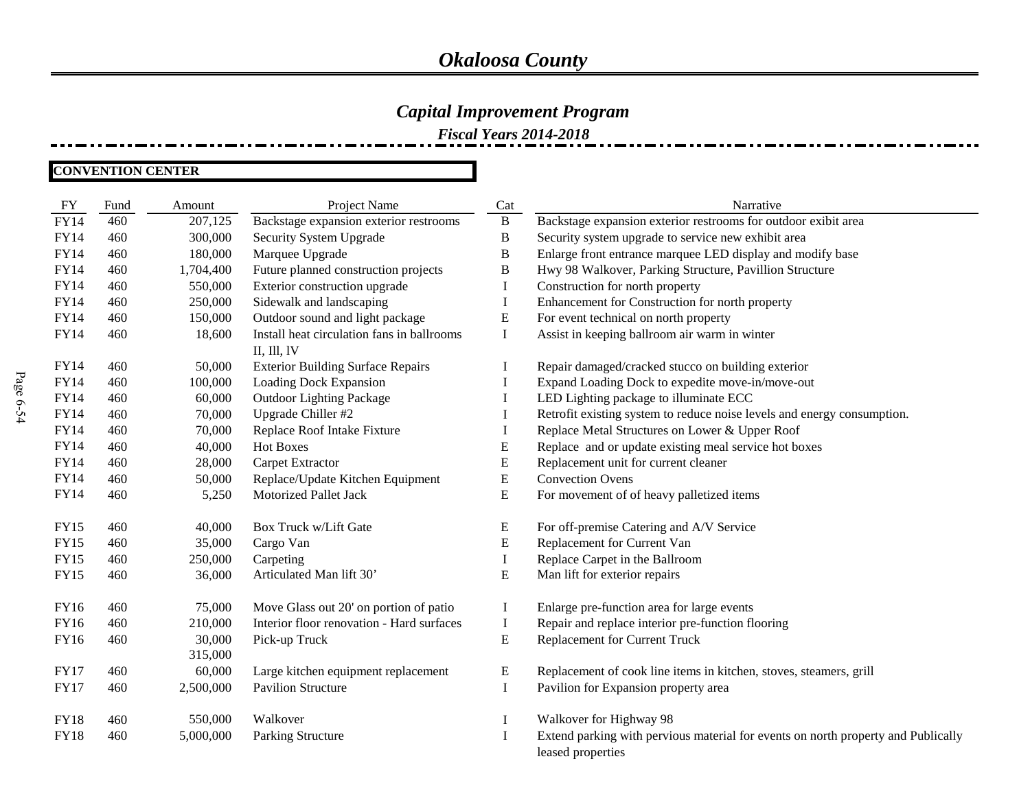# *Okaloosa County*

## *Capital Improvement Program*

### *Fiscal Years 2014-2018*

**CONVENTION CENTER**

| FY | Fund | Amount | Project Name | Cat | Narrative |
|---|---|---|---|---|---|
| FY14 | 460 | 207,125 | Backstage expansion exterior restrooms | B | Backstage expansion exterior restrooms for outdoor exibit area |
| FY14 | 460 | 300,000 | Security System Upgrade | B | Security system upgrade to service new exhibit area |
| FY14 | 460 | 180,000 | Marquee Upgrade | B | Enlarge front entrance marquee LED display and modify base |
| FY14 | 460 | 1,704,400 | Future planned construction projects | B | Hwy 98 Walkover, Parking Structure, Pavillion Structure |
| FY14 | 460 | 550,000 | Exterior construction upgrade | I | Construction for north property |
| FY14 | 460 | 250,000 | Sidewalk and landscaping | I | Enhancement for Construction for north property |
| FY14 | 460 | 150,000 | Outdoor sound and light package | E | For event technical on north property |
| FY14 | 460 | 18,600 | Install heat circulation fans in ballrooms II, Ill, lV | I | Assist in keeping ballroom air warm in winter |
| FY14 | 460 | 50,000 | Exterior Building Surface Repairs | I | Repair damaged/cracked stucco on building exterior |
| FY14 | 460 | 100,000 | Loading Dock Expansion | I | Expand Loading Dock to expedite move-in/move-out |
| FY14 | 460 | 60,000 | Outdoor Lighting Package | I | LED Lighting package to illuminate ECC |
| FY14 | 460 | 70,000 | Upgrade Chiller #2 | I | Retrofit existing system to reduce noise levels and energy consumption. |
| FY14 | 460 | 70,000 | Replace Roof Intake Fixture | I | Replace Metal Structures on Lower & Upper Roof |
| FY14 | 460 | 40,000 | Hot Boxes | E | Replace and or update existing meal service hot boxes |
| FY14 | 460 | 28,000 | Carpet Extractor | E | Replacement unit for current cleaner |
| FY14 | 460 | 50,000 | Replace/Update Kitchen Equipment | E | Convection Ovens |
| FY14 | 460 | 5,250 | Motorized Pallet Jack | E | For movement of of heavy palletized items |
| FY15 | 460 | 40,000 | Box Truck w/Lift Gate | E | For off-premise Catering and A/V Service |
| FY15 | 460 | 35,000 | Cargo Van | E | Replacement for Current Van |
| FY15 | 460 | 250,000 | Carpeting | I | Replace Carpet in the Ballroom |
| FY15 | 460 | 36,000 | Articulated Man lift 30' | E | Man lift for exterior repairs |
| FY16 | 460 | 75,000 | Move Glass out 20' on portion of patio | I | Enlarge pre-function area for large events |
| FY16 | 460 | 210,000 | Interior floor renovation - Hard surfaces | I | Repair and replace interior pre-function flooring |
| FY16 | 460 | 30,000 | Pick-up Truck | E | Replacement for Current Truck |
| | | 315,000 | | | |
| FY17 | 460 | 60,000 | Large kitchen equipment replacement | E | Replacement of cook line items in kitchen, stoves, steamers, grill |
| FY17 | 460 | 2,500,000 | Pavilion Structure | I | Pavilion for Expansion property area |
| FY18 | 460 | 550,000 | Walkover | I | Walkover for Highway 98 |
| FY18 | 460 | 5,000,000 | Parking Structure | I | Extend parking with pervious material for events on north property and Publically leased properties |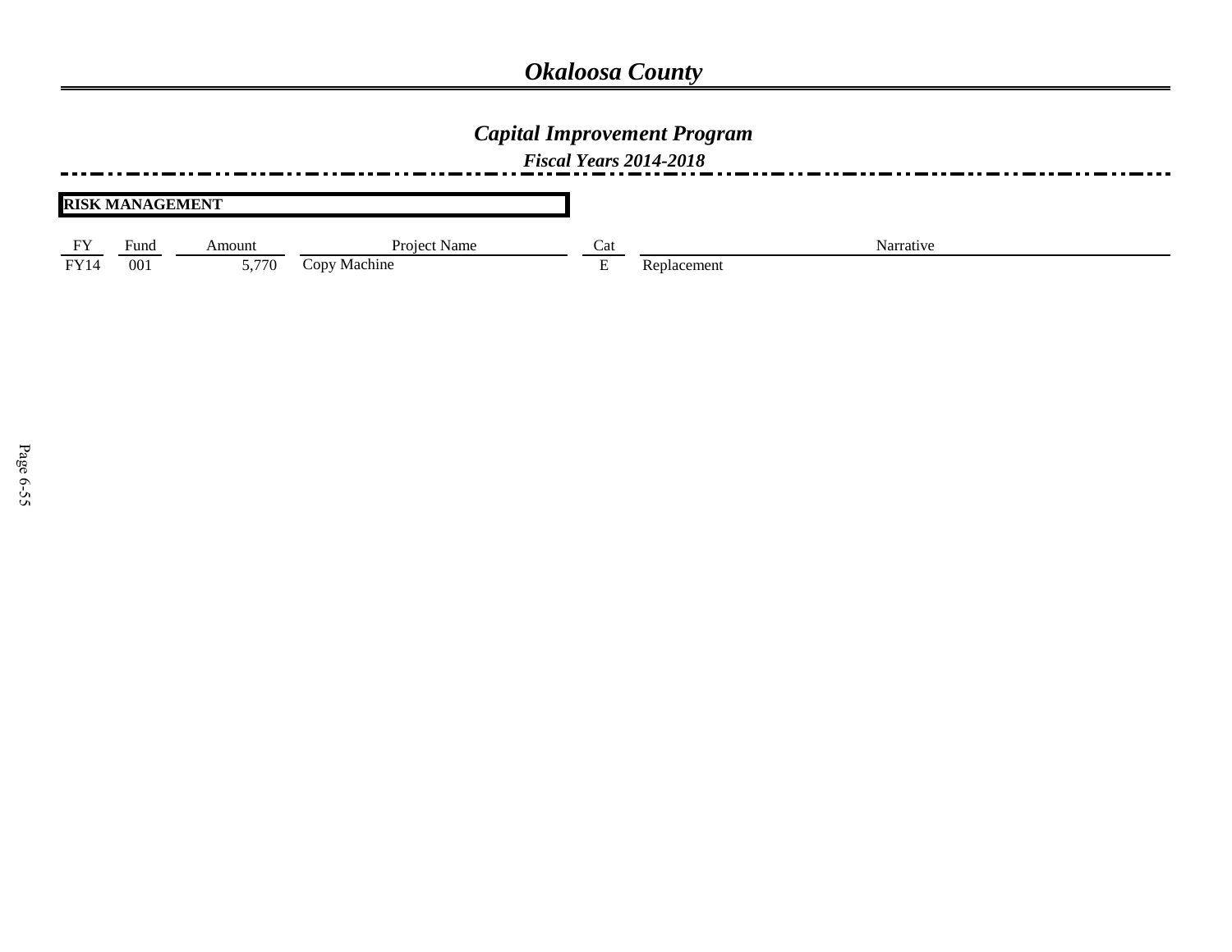# Okaloosa County

## Capital Improvement Program

### Fiscal Years 2014-2018

**RISK MANAGEMENT**

| FY | Fund | Amount | Project Name | Cat | Narrative |
|---|---|---|---|---|---|
| FY14 | 001 | 5,770 | Copy Machine | E | Replacement |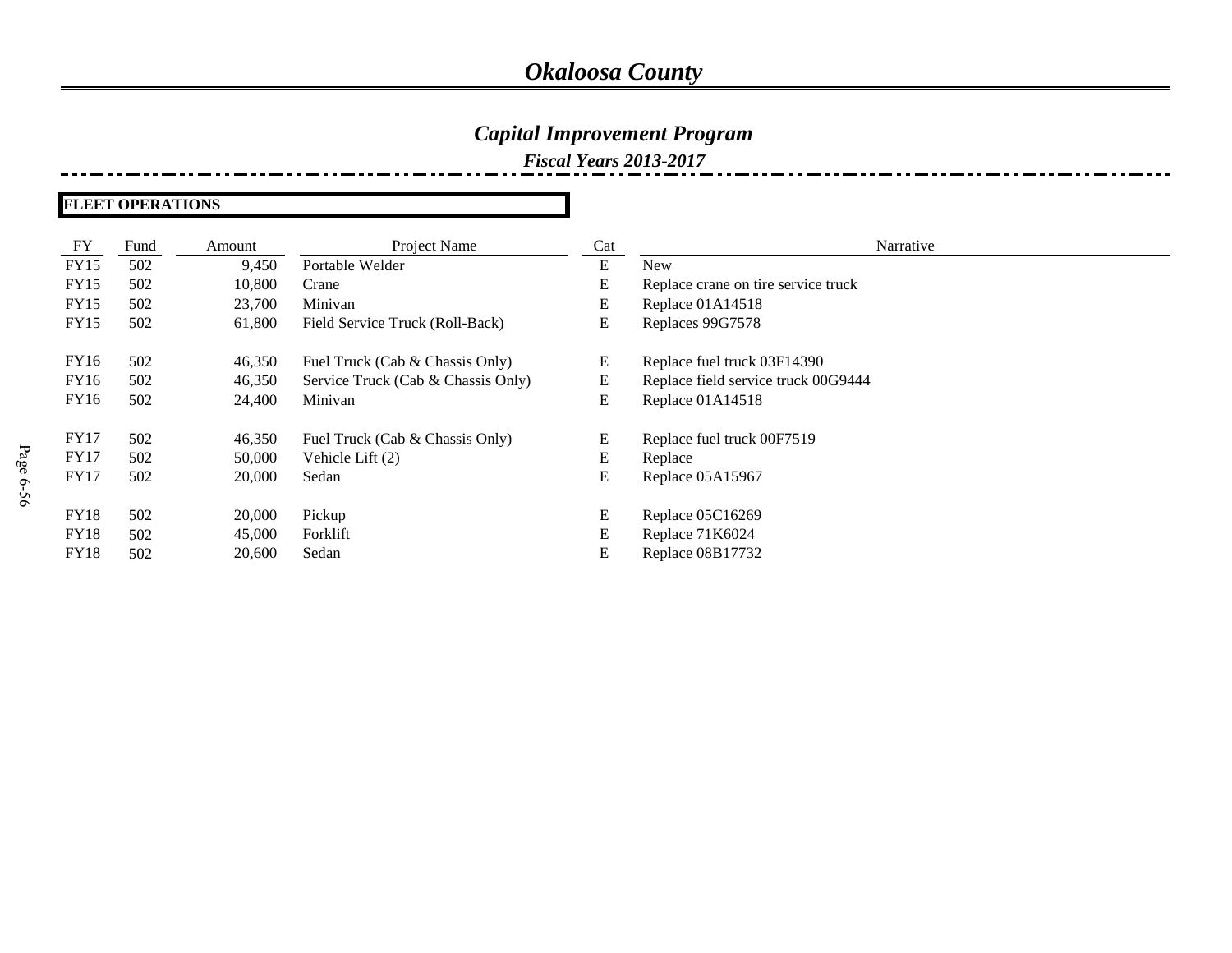# *Okaloosa County*

## *Capital Improvement Program*

### *Fiscal Years 2013-2017*

**FLEET OPERATIONS**

| FY | Fund | Amount | Project Name | Cat | Narrative |
|---|---|---|---|---|---|
| FY15 | 502 | 9,450 | Portable Welder | E | New |
| FY15 | 502 | 10,800 | Crane | E | Replace crane on tire service truck |
| FY15 | 502 | 23,700 | Minivan | E | Replace 01A14518 |
| FY15 | 502 | 61,800 | Field Service Truck (Roll-Back) | E | Replaces 99G7578 |
| FY16 | 502 | 46,350 | Fuel Truck (Cab & Chassis Only) | E | Replace fuel truck 03F14390 |
| FY16 | 502 | 46,350 | Service Truck (Cab & Chassis Only) | E | Replace field service truck 00G9444 |
| FY16 | 502 | 24,400 | Minivan | E | Replace 01A14518 |
| FY17 | 502 | 46,350 | Fuel Truck (Cab & Chassis Only) | E | Replace fuel truck 00F7519 |
| FY17 | 502 | 50,000 | Vehicle Lift (2) | E | Replace |
| FY17 | 502 | 20,000 | Sedan | E | Replace 05A15967 |
| FY18 | 502 | 20,000 | Pickup | E | Replace 05C16269 |
| FY18 | 502 | 45,000 | Forklift | E | Replace 71K6024 |
| FY18 | 502 | 20,600 | Sedan | E | Replace 08B17732 |